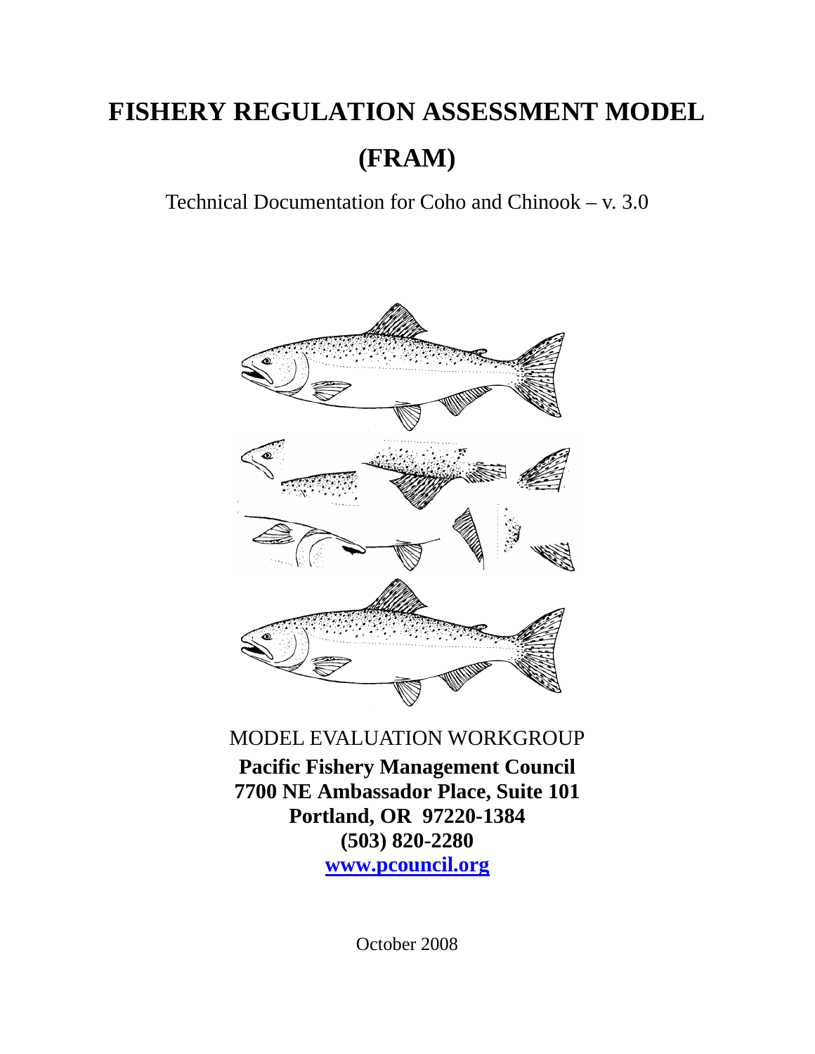# FISHERY REGULATION ASSESSMENT MODEL (FRAM)

Technical Documentation for Coho and Chinook – v. 3.0

MODEL EVALUATION WORKGROUP

**Pacific Fishery Management Council**
**7700 NE Ambassador Place, Suite 101**
**Portland, OR 97220-1384**
**(503) 820-2280**
**[www.pcouncil.org](http://www.pcouncil.org)**

October 2008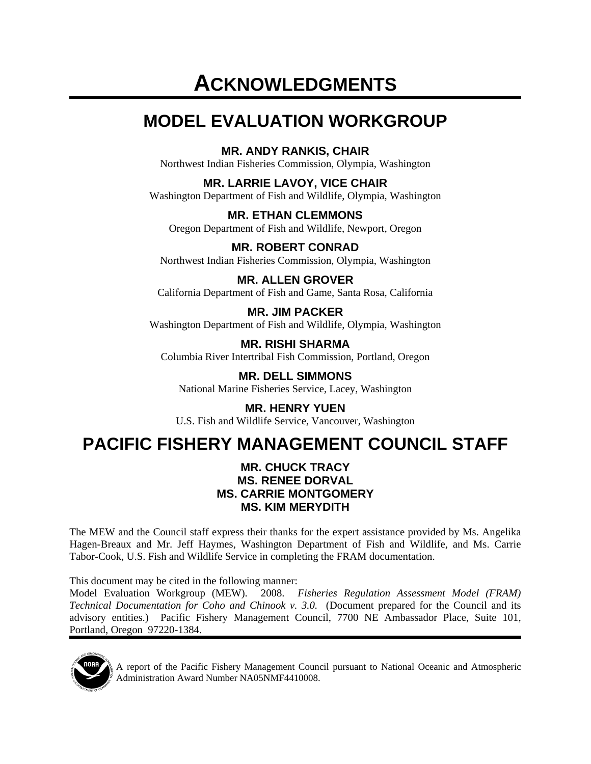# ACKNOWLEDGMENTS

## MODEL EVALUATION WORKGROUP

**MR. ANDY RANKIS, CHAIR**
Northwest Indian Fisheries Commission, Olympia, Washington

**MR. LARRIE LAVOY, VICE CHAIR**
Washington Department of Fish and Wildlife, Olympia, Washington

**MR. ETHAN CLEMMONS**
Oregon Department of Fish and Wildlife, Newport, Oregon

**MR. ROBERT CONRAD**
Northwest Indian Fisheries Commission, Olympia, Washington

**MR. ALLEN GROVER**
California Department of Fish and Game, Santa Rosa, California

**MR. JIM PACKER**
Washington Department of Fish and Wildlife, Olympia, Washington

**MR. RISHI SHARMA**
Columbia River Intertribal Fish Commission, Portland, Oregon

**MR. DELL SIMMONS**
National Marine Fisheries Service, Lacey, Washington

**MR. HENRY YUEN**
U.S. Fish and Wildlife Service, Vancouver, Washington

## PACIFIC FISHERY MANAGEMENT COUNCIL STAFF

**MR. CHUCK TRACY**
**MS. RENEE DORVAL**
**MS. CARRIE MONTGOMERY**
**MS. KIM MERYDITH**

The MEW and the Council staff express their thanks for the expert assistance provided by Ms. Angelika Hagen-Breaux and Mr. Jeff Haymes, Washington Department of Fish and Wildlife, and Ms. Carrie Tabor-Cook, U.S. Fish and Wildlife Service in completing the FRAM documentation.

This document may be cited in the following manner:
Model Evaluation Workgroup (MEW). 2008. *Fisheries Regulation Assessment Model (FRAM) Technical Documentation for Coho and Chinook v. 3.0.* (Document prepared for the Council and its advisory entities.) Pacific Fishery Management Council, 7700 NE Ambassador Place, Suite 101, Portland, Oregon 97220-1384.

A report of the Pacific Fishery Management Council pursuant to National Oceanic and Atmospheric Administration Award Number NA05NMF4410008.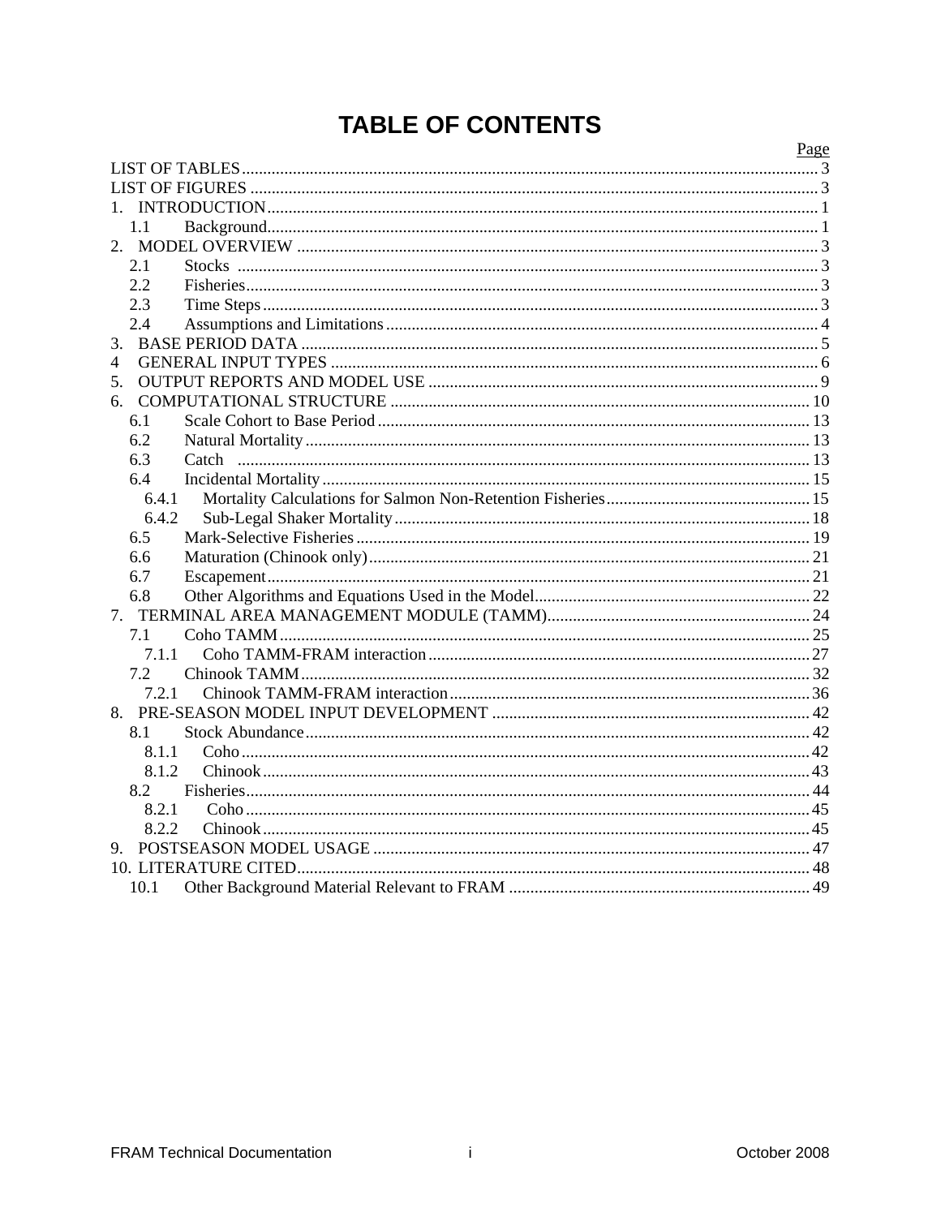# TABLE OF CONTENTS

| | Page |
|---|---|
| LIST OF TABLES | 3 |
| LIST OF FIGURES | 3 |
| 1. INTRODUCTION | 1 |
| 1.1 Background | 1 |
| 2. MODEL OVERVIEW | 3 |
| 2.1 Stocks | 3 |
| 2.2 Fisheries | 3 |
| 2.3 Time Steps | 3 |
| 2.4 Assumptions and Limitations | 4 |
| 3. BASE PERIOD DATA | 5 |
| 4 GENERAL INPUT TYPES | 6 |
| 5. OUTPUT REPORTS AND MODEL USE | 9 |
| 6. COMPUTATIONAL STRUCTURE | 10 |
| 6.1 Scale Cohort to Base Period | 13 |
| 6.2 Natural Mortality | 13 |
| 6.3 Catch | 13 |
| 6.4 Incidental Mortality | 15 |
| 6.4.1 Mortality Calculations for Salmon Non-Retention Fisheries | 15 |
| 6.4.2 Sub-Legal Shaker Mortality | 18 |
| 6.5 Mark-Selective Fisheries | 19 |
| 6.6 Maturation (Chinook only) | 21 |
| 6.7 Escapement | 21 |
| 6.8 Other Algorithms and Equations Used in the Model | 22 |
| 7. TERMINAL AREA MANAGEMENT MODULE (TAMM) | 24 |
| 7.1 Coho TAMM | 25 |
| 7.1.1 Coho TAMM-FRAM interaction | 27 |
| 7.2 Chinook TAMM | 32 |
| 7.2.1 Chinook TAMM-FRAM interaction | 36 |
| 8. PRE-SEASON MODEL INPUT DEVELOPMENT | 42 |
| 8.1 Stock Abundance | 42 |
| 8.1.1 Coho | 42 |
| 8.1.2 Chinook | 43 |
| 8.2 Fisheries | 44 |
| 8.2.1 Coho | 45 |
| 8.2.2 Chinook | 45 |
| 9. POSTSEASON MODEL USAGE | 47 |
| 10. LITERATURE CITED | 48 |
| 10.1 Other Background Material Relevant to FRAM | 49 |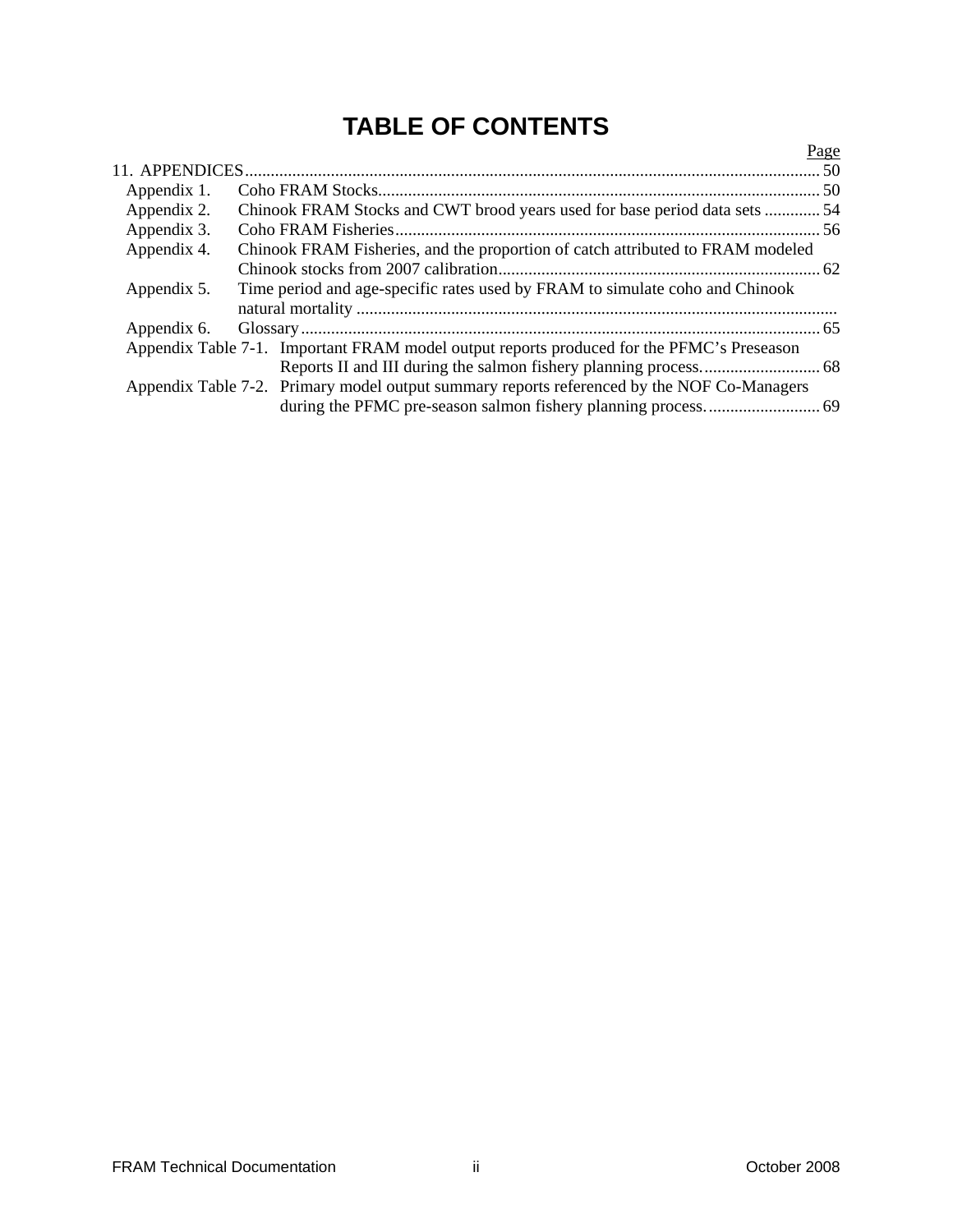# TABLE OF CONTENTS

Page

11. APPENDICES ..... 50
   - Appendix 1. Coho FRAM Stocks ..... 50
   - Appendix 2. Chinook FRAM Stocks and CWT brood years used for base period data sets ..... 54
   - Appendix 3. Coho FRAM Fisheries ..... 56
   - Appendix 4. Chinook FRAM Fisheries, and the proportion of catch attributed to FRAM modeled Chinook stocks from 2007 calibration ..... 62
   - Appendix 5. Time period and age-specific rates used by FRAM to simulate coho and Chinook natural mortality .....
   - Appendix 6. Glossary ..... 65
   - Appendix Table 7-1. Important FRAM model output reports produced for the PFMC's Preseason Reports II and III during the salmon fishery planning process. ..... 68
   - Appendix Table 7-2. Primary model output summary reports referenced by the NOF Co-Managers during the PFMC pre-season salmon fishery planning process. ..... 69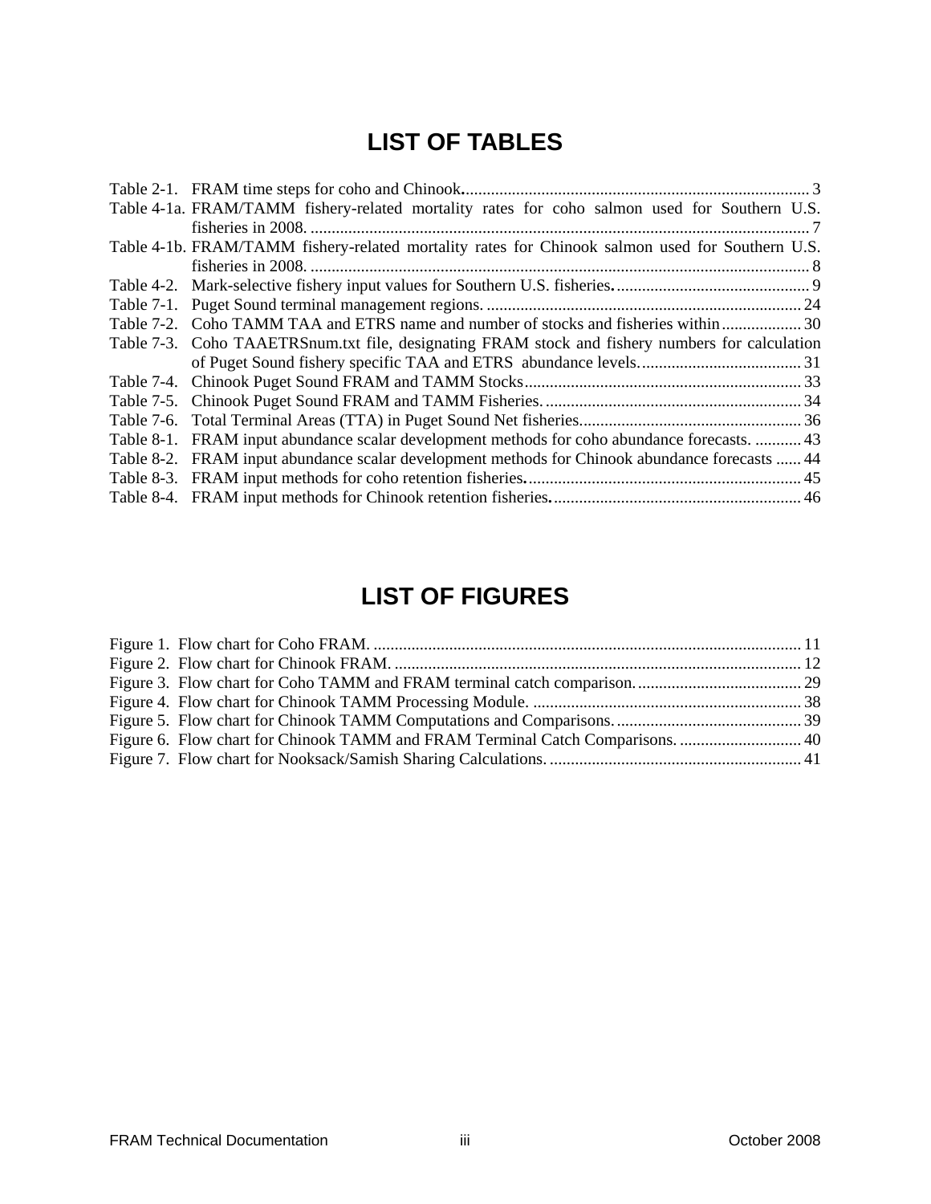# LIST OF TABLES

Table 2-1. FRAM time steps for coho and Chinook. ... 3

Table 4-1a. FRAM/TAMM fishery-related mortality rates for coho salmon used for Southern U.S. fisheries in 2008. ... 7

Table 4-1b. FRAM/TAMM fishery-related mortality rates for Chinook salmon used for Southern U.S. fisheries in 2008. ... 8

Table 4-2. Mark-selective fishery input values for Southern U.S. fisheries. ... 9

Table 7-1. Puget Sound terminal management regions. ... 24

Table 7-2. Coho TAMM TAA and ETRS name and number of stocks and fisheries within ... 30

Table 7-3. Coho TAAETRSnum.txt file, designating FRAM stock and fishery numbers for calculation of Puget Sound fishery specific TAA and ETRS abundance levels. ... 31

Table 7-4. Chinook Puget Sound FRAM and TAMM Stocks ... 33

Table 7-5. Chinook Puget Sound FRAM and TAMM Fisheries. ... 34

Table 7-6. Total Terminal Areas (TTA) in Puget Sound Net fisheries. ... 36

Table 8-1. FRAM input abundance scalar development methods for coho abundance forecasts. ... 43

Table 8-2. FRAM input abundance scalar development methods for Chinook abundance forecasts ... 44

Table 8-3. FRAM input methods for coho retention fisheries. ... 45

Table 8-4. FRAM input methods for Chinook retention fisheries. ... 46

# LIST OF FIGURES

Figure 1. Flow chart for Coho FRAM. ... 11

Figure 2. Flow chart for Chinook FRAM. ... 12

Figure 3. Flow chart for Coho TAMM and FRAM terminal catch comparison. ... 29

Figure 4. Flow chart for Chinook TAMM Processing Module. ... 38

Figure 5. Flow chart for Chinook TAMM Computations and Comparisons. ... 39

Figure 6. Flow chart for Chinook TAMM and FRAM Terminal Catch Comparisons. ... 40

Figure 7. Flow chart for Nooksack/Samish Sharing Calculations. ... 41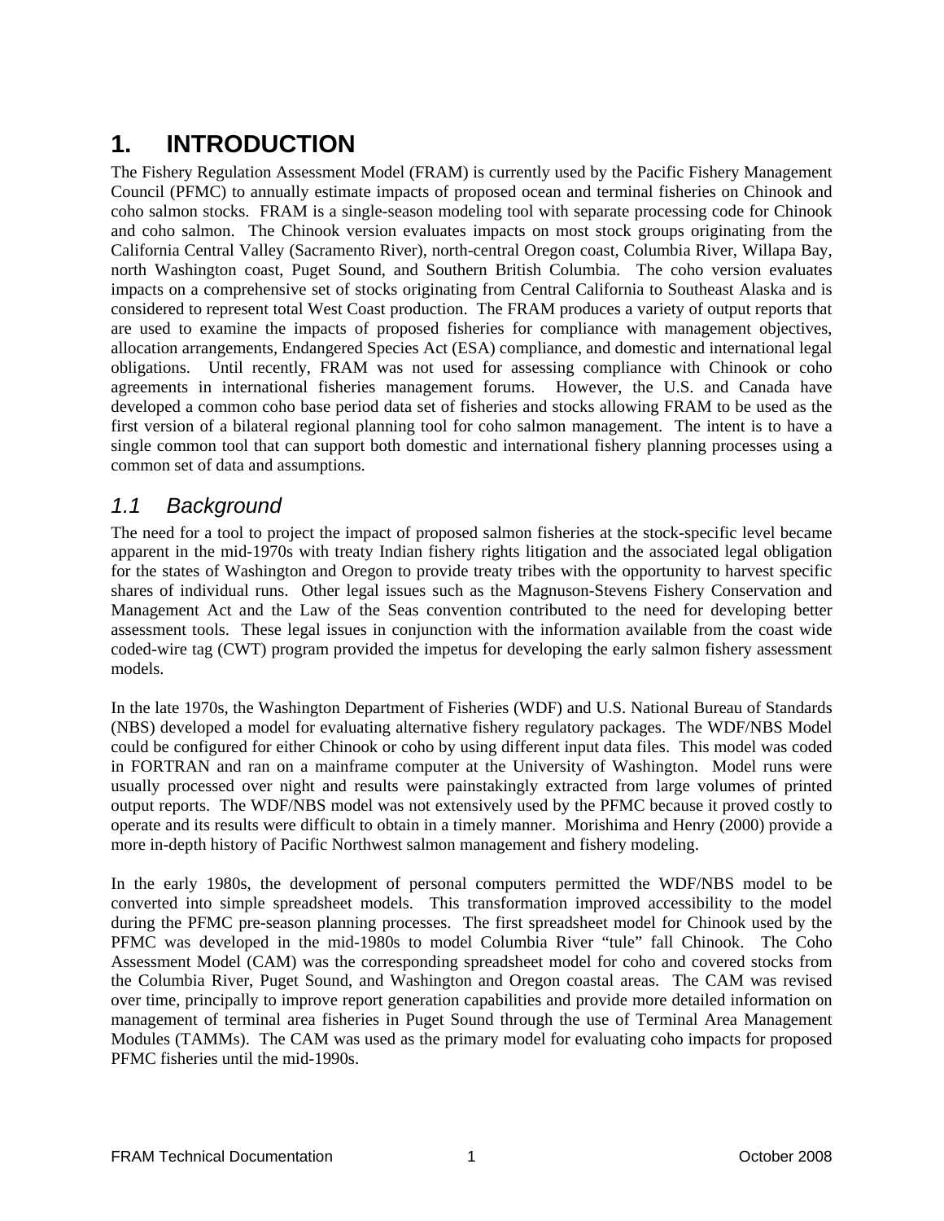# 1. INTRODUCTION

The Fishery Regulation Assessment Model (FRAM) is currently used by the Pacific Fishery Management Council (PFMC) to annually estimate impacts of proposed ocean and terminal fisheries on Chinook and coho salmon stocks. FRAM is a single-season modeling tool with separate processing code for Chinook and coho salmon. The Chinook version evaluates impacts on most stock groups originating from the California Central Valley (Sacramento River), north-central Oregon coast, Columbia River, Willapa Bay, north Washington coast, Puget Sound, and Southern British Columbia. The coho version evaluates impacts on a comprehensive set of stocks originating from Central California to Southeast Alaska and is considered to represent total West Coast production. The FRAM produces a variety of output reports that are used to examine the impacts of proposed fisheries for compliance with management objectives, allocation arrangements, Endangered Species Act (ESA) compliance, and domestic and international legal obligations. Until recently, FRAM was not used for assessing compliance with Chinook or coho agreements in international fisheries management forums. However, the U.S. and Canada have developed a common coho base period data set of fisheries and stocks allowing FRAM to be used as the first version of a bilateral regional planning tool for coho salmon management. The intent is to have a single common tool that can support both domestic and international fishery planning processes using a common set of data and assumptions.

## *1.1 Background*

The need for a tool to project the impact of proposed salmon fisheries at the stock-specific level became apparent in the mid-1970s with treaty Indian fishery rights litigation and the associated legal obligation for the states of Washington and Oregon to provide treaty tribes with the opportunity to harvest specific shares of individual runs. Other legal issues such as the Magnuson-Stevens Fishery Conservation and Management Act and the Law of the Seas convention contributed to the need for developing better assessment tools. These legal issues in conjunction with the information available from the coast wide coded-wire tag (CWT) program provided the impetus for developing the early salmon fishery assessment models.

In the late 1970s, the Washington Department of Fisheries (WDF) and U.S. National Bureau of Standards (NBS) developed a model for evaluating alternative fishery regulatory packages. The WDF/NBS Model could be configured for either Chinook or coho by using different input data files. This model was coded in FORTRAN and ran on a mainframe computer at the University of Washington. Model runs were usually processed over night and results were painstakingly extracted from large volumes of printed output reports. The WDF/NBS model was not extensively used by the PFMC because it proved costly to operate and its results were difficult to obtain in a timely manner. Morishima and Henry (2000) provide a more in-depth history of Pacific Northwest salmon management and fishery modeling.

In the early 1980s, the development of personal computers permitted the WDF/NBS model to be converted into simple spreadsheet models. This transformation improved accessibility to the model during the PFMC pre-season planning processes. The first spreadsheet model for Chinook used by the PFMC was developed in the mid-1980s to model Columbia River "tule" fall Chinook. The Coho Assessment Model (CAM) was the corresponding spreadsheet model for coho and covered stocks from the Columbia River, Puget Sound, and Washington and Oregon coastal areas. The CAM was revised over time, principally to improve report generation capabilities and provide more detailed information on management of terminal area fisheries in Puget Sound through the use of Terminal Area Management Modules (TAMMs). The CAM was used as the primary model for evaluating coho impacts for proposed PFMC fisheries until the mid-1990s.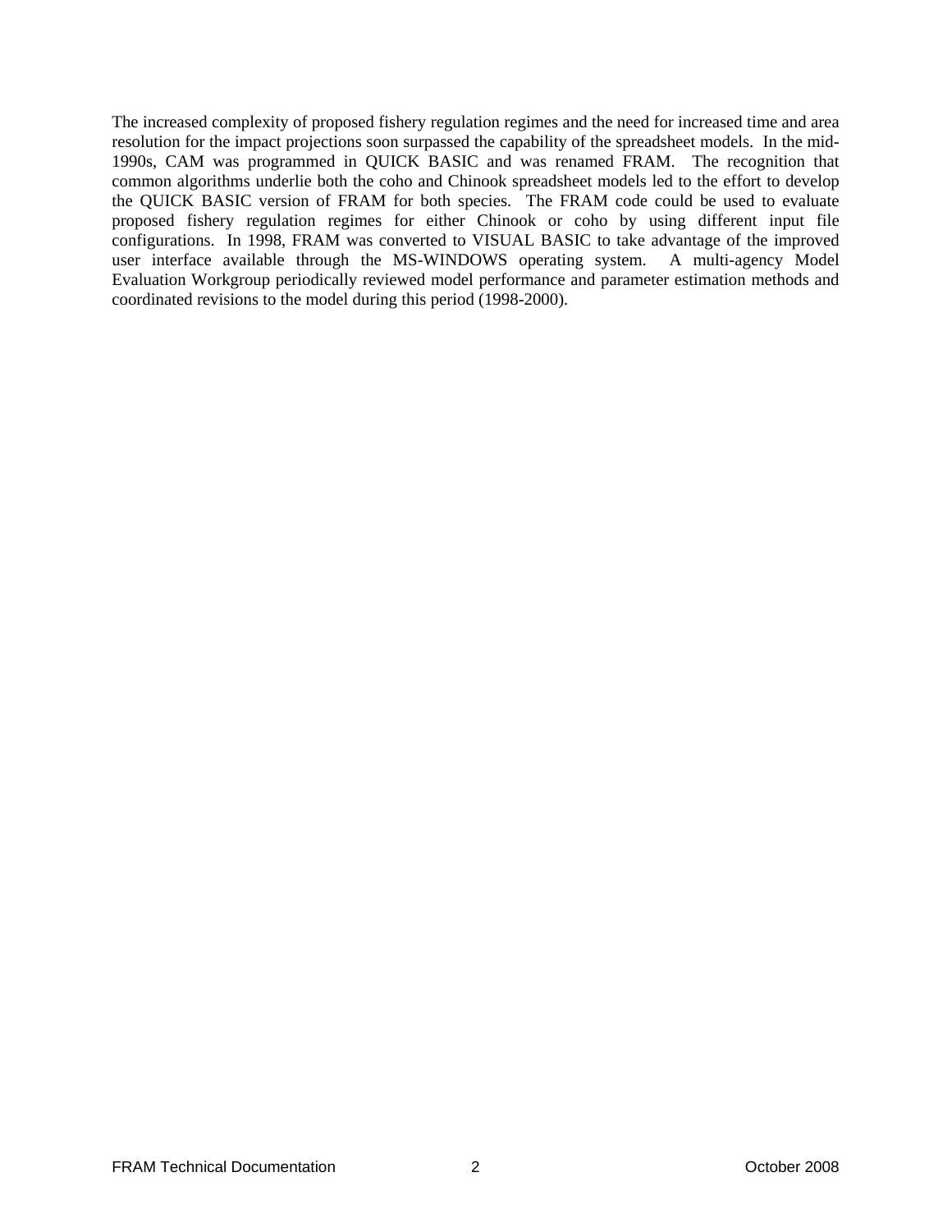The increased complexity of proposed fishery regulation regimes and the need for increased time and area resolution for the impact projections soon surpassed the capability of the spreadsheet models. In the mid-1990s, CAM was programmed in QUICK BASIC and was renamed FRAM. The recognition that common algorithms underlie both the coho and Chinook spreadsheet models led to the effort to develop the QUICK BASIC version of FRAM for both species. The FRAM code could be used to evaluate proposed fishery regulation regimes for either Chinook or coho by using different input file configurations. In 1998, FRAM was converted to VISUAL BASIC to take advantage of the improved user interface available through the MS-WINDOWS operating system. A multi-agency Model Evaluation Workgroup periodically reviewed model performance and parameter estimation methods and coordinated revisions to the model during this period (1998-2000).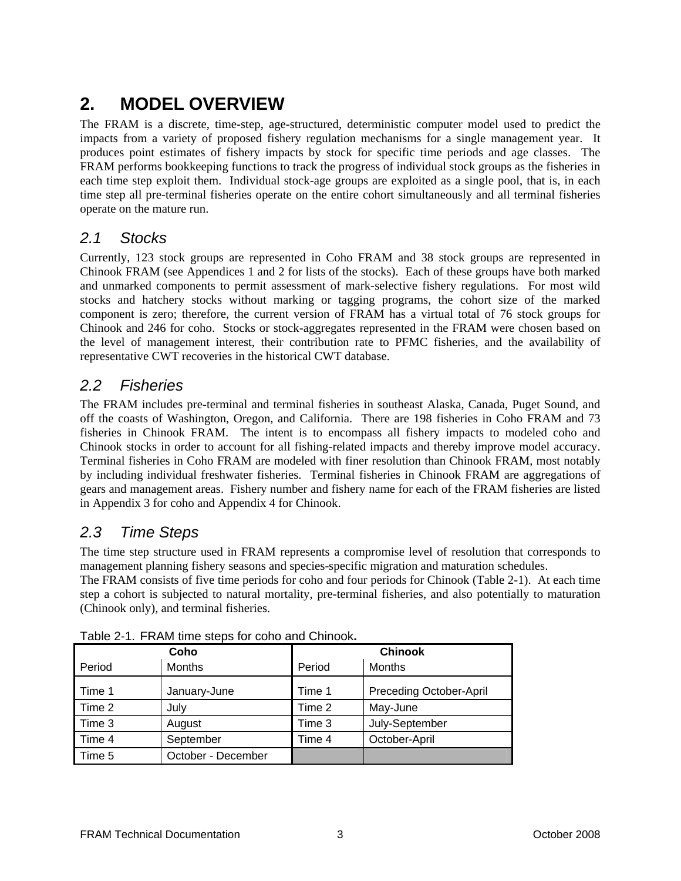# 2. MODEL OVERVIEW

The FRAM is a discrete, time-step, age-structured, deterministic computer model used to predict the impacts from a variety of proposed fishery regulation mechanisms for a single management year. It produces point estimates of fishery impacts by stock for specific time periods and age classes. The FRAM performs bookkeeping functions to track the progress of individual stock groups as the fisheries in each time step exploit them. Individual stock-age groups are exploited as a single pool, that is, in each time step all pre-terminal fisheries operate on the entire cohort simultaneously and all terminal fisheries operate on the mature run.

## *2.1 Stocks*

Currently, 123 stock groups are represented in Coho FRAM and 38 stock groups are represented in Chinook FRAM (see Appendices 1 and 2 for lists of the stocks). Each of these groups have both marked and unmarked components to permit assessment of mark-selective fishery regulations. For most wild stocks and hatchery stocks without marking or tagging programs, the cohort size of the marked component is zero; therefore, the current version of FRAM has a virtual total of 76 stock groups for Chinook and 246 for coho. Stocks or stock-aggregates represented in the FRAM were chosen based on the level of management interest, their contribution rate to PFMC fisheries, and the availability of representative CWT recoveries in the historical CWT database.

## *2.2 Fisheries*

The FRAM includes pre-terminal and terminal fisheries in southeast Alaska, Canada, Puget Sound, and off the coasts of Washington, Oregon, and California. There are 198 fisheries in Coho FRAM and 73 fisheries in Chinook FRAM. The intent is to encompass all fishery impacts to modeled coho and Chinook stocks in order to account for all fishing-related impacts and thereby improve model accuracy. Terminal fisheries in Coho FRAM are modeled with finer resolution than Chinook FRAM, most notably by including individual freshwater fisheries. Terminal fisheries in Chinook FRAM are aggregations of gears and management areas. Fishery number and fishery name for each of the FRAM fisheries are listed in Appendix 3 for coho and Appendix 4 for Chinook.

## *2.3 Time Steps*

The time step structure used in FRAM represents a compromise level of resolution that corresponds to management planning fishery seasons and species-specific migration and maturation schedules.

The FRAM consists of five time periods for coho and four periods for Chinook (Table 2-1). At each time step a cohort is subjected to natural mortality, pre-terminal fisheries, and also potentially to maturation (Chinook only), and terminal fisheries.

Table 2-1. FRAM time steps for coho and Chinook**.**

| **Coho** | | **Chinook** | |
|---|---|---|---|
| Period | Months | Period | Months |
| Time 1 | January-June | Time 1 | Preceding October-April |
| Time 2 | July | Time 2 | May-June |
| Time 3 | August | Time 3 | July-September |
| Time 4 | September | Time 4 | October-April |
| Time 5 | October - December | | |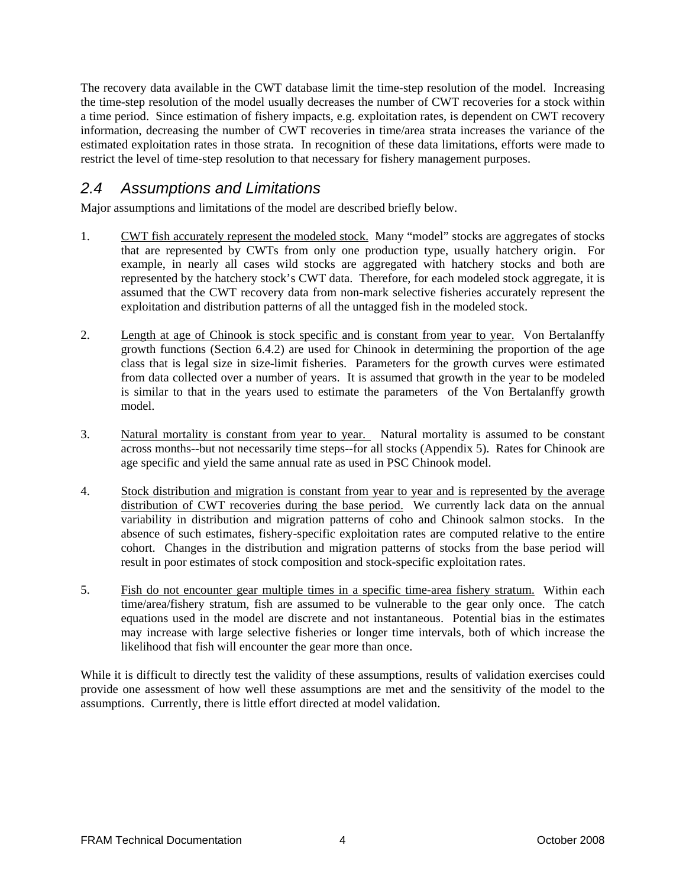The recovery data available in the CWT database limit the time-step resolution of the model. Increasing the time-step resolution of the model usually decreases the number of CWT recoveries for a stock within a time period. Since estimation of fishery impacts, e.g. exploitation rates, is dependent on CWT recovery information, decreasing the number of CWT recoveries in time/area strata increases the variance of the estimated exploitation rates in those strata. In recognition of these data limitations, efforts were made to restrict the level of time-step resolution to that necessary for fishery management purposes.

## 2.4 Assumptions and Limitations

Major assumptions and limitations of the model are described briefly below.

1. CWT fish accurately represent the modeled stock. Many "model" stocks are aggregates of stocks that are represented by CWTs from only one production type, usually hatchery origin. For example, in nearly all cases wild stocks are aggregated with hatchery stocks and both are represented by the hatchery stock's CWT data. Therefore, for each modeled stock aggregate, it is assumed that the CWT recovery data from non-mark selective fisheries accurately represent the exploitation and distribution patterns of all the untagged fish in the modeled stock.

2. Length at age of Chinook is stock specific and is constant from year to year. Von Bertalanffy growth functions (Section 6.4.2) are used for Chinook in determining the proportion of the age class that is legal size in size-limit fisheries. Parameters for the growth curves were estimated from data collected over a number of years. It is assumed that growth in the year to be modeled is similar to that in the years used to estimate the parameters of the Von Bertalanffy growth model.

3. Natural mortality is constant from year to year. Natural mortality is assumed to be constant across months--but not necessarily time steps--for all stocks (Appendix 5). Rates for Chinook are age specific and yield the same annual rate as used in PSC Chinook model.

4. Stock distribution and migration is constant from year to year and is represented by the average distribution of CWT recoveries during the base period. We currently lack data on the annual variability in distribution and migration patterns of coho and Chinook salmon stocks. In the absence of such estimates, fishery-specific exploitation rates are computed relative to the entire cohort. Changes in the distribution and migration patterns of stocks from the base period will result in poor estimates of stock composition and stock-specific exploitation rates.

5. Fish do not encounter gear multiple times in a specific time-area fishery stratum. Within each time/area/fishery stratum, fish are assumed to be vulnerable to the gear only once. The catch equations used in the model are discrete and not instantaneous. Potential bias in the estimates may increase with large selective fisheries or longer time intervals, both of which increase the likelihood that fish will encounter the gear more than once.

While it is difficult to directly test the validity of these assumptions, results of validation exercises could provide one assessment of how well these assumptions are met and the sensitivity of the model to the assumptions. Currently, there is little effort directed at model validation.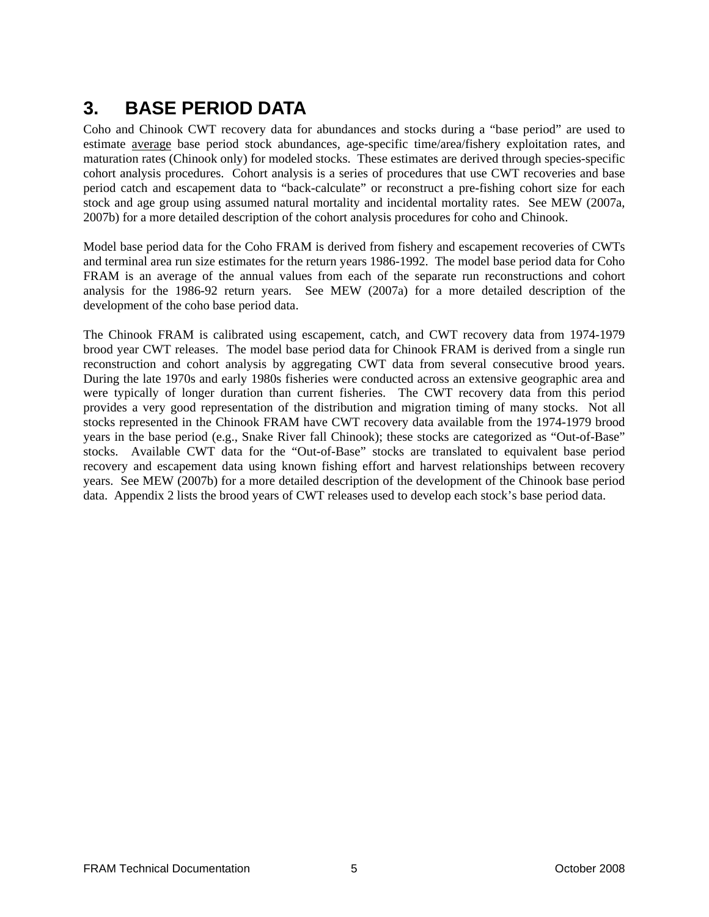# 3. BASE PERIOD DATA

Coho and Chinook CWT recovery data for abundances and stocks during a "base period" are used to estimate <u>average</u> base period stock abundances, age-specific time/area/fishery exploitation rates, and maturation rates (Chinook only) for modeled stocks. These estimates are derived through species-specific cohort analysis procedures. Cohort analysis is a series of procedures that use CWT recoveries and base period catch and escapement data to "back-calculate" or reconstruct a pre-fishing cohort size for each stock and age group using assumed natural mortality and incidental mortality rates. See MEW (2007a, 2007b) for a more detailed description of the cohort analysis procedures for coho and Chinook.

Model base period data for the Coho FRAM is derived from fishery and escapement recoveries of CWTs and terminal area run size estimates for the return years 1986-1992. The model base period data for Coho FRAM is an average of the annual values from each of the separate run reconstructions and cohort analysis for the 1986-92 return years. See MEW (2007a) for a more detailed description of the development of the coho base period data.

The Chinook FRAM is calibrated using escapement, catch, and CWT recovery data from 1974-1979 brood year CWT releases. The model base period data for Chinook FRAM is derived from a single run reconstruction and cohort analysis by aggregating CWT data from several consecutive brood years. During the late 1970s and early 1980s fisheries were conducted across an extensive geographic area and were typically of longer duration than current fisheries. The CWT recovery data from this period provides a very good representation of the distribution and migration timing of many stocks. Not all stocks represented in the Chinook FRAM have CWT recovery data available from the 1974-1979 brood years in the base period (e.g., Snake River fall Chinook); these stocks are categorized as "Out-of-Base" stocks. Available CWT data for the "Out-of-Base" stocks are translated to equivalent base period recovery and escapement data using known fishing effort and harvest relationships between recovery years. See MEW (2007b) for a more detailed description of the development of the Chinook base period data. Appendix 2 lists the brood years of CWT releases used to develop each stock's base period data.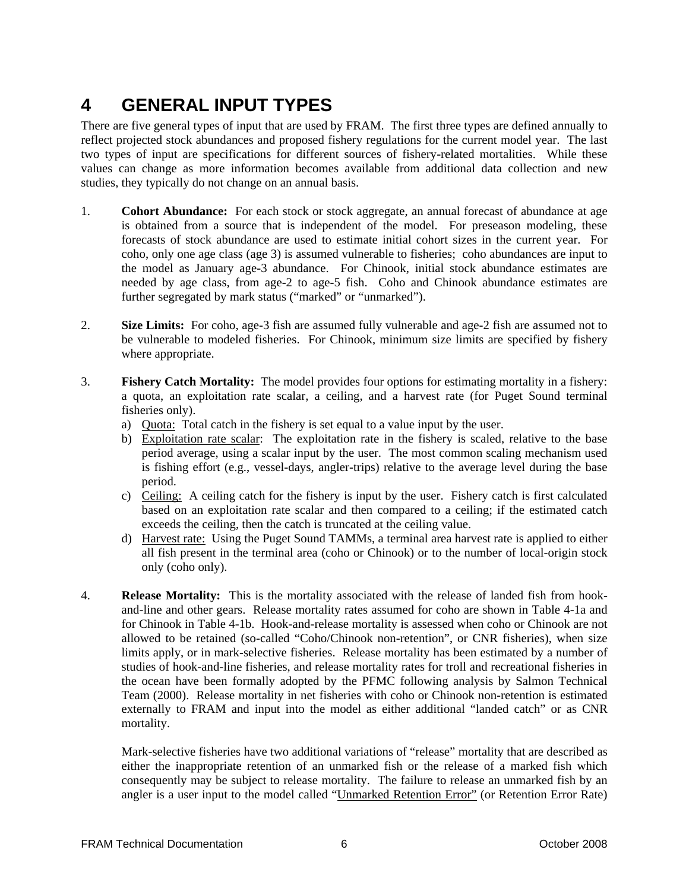# 4 GENERAL INPUT TYPES

There are five general types of input that are used by FRAM. The first three types are defined annually to reflect projected stock abundances and proposed fishery regulations for the current model year. The last two types of input are specifications for different sources of fishery-related mortalities. While these values can change as more information becomes available from additional data collection and new studies, they typically do not change on an annual basis.

1. **Cohort Abundance:** For each stock or stock aggregate, an annual forecast of abundance at age is obtained from a source that is independent of the model. For preseason modeling, these forecasts of stock abundance are used to estimate initial cohort sizes in the current year. For coho, only one age class (age 3) is assumed vulnerable to fisheries; coho abundances are input to the model as January age-3 abundance. For Chinook, initial stock abundance estimates are needed by age class, from age-2 to age-5 fish. Coho and Chinook abundance estimates are further segregated by mark status ("marked" or "unmarked").

2. **Size Limits:** For coho, age-3 fish are assumed fully vulnerable and age-2 fish are assumed not to be vulnerable to modeled fisheries. For Chinook, minimum size limits are specified by fishery where appropriate.

3. **Fishery Catch Mortality:** The model provides four options for estimating mortality in a fishery: a quota, an exploitation rate scalar, a ceiling, and a harvest rate (for Puget Sound terminal fisheries only).
   a) Quota: Total catch in the fishery is set equal to a value input by the user.
   b) Exploitation rate scalar: The exploitation rate in the fishery is scaled, relative to the base period average, using a scalar input by the user. The most common scaling mechanism used is fishing effort (e.g., vessel-days, angler-trips) relative to the average level during the base period.
   c) Ceiling: A ceiling catch for the fishery is input by the user. Fishery catch is first calculated based on an exploitation rate scalar and then compared to a ceiling; if the estimated catch exceeds the ceiling, then the catch is truncated at the ceiling value.
   d) Harvest rate: Using the Puget Sound TAMMs, a terminal area harvest rate is applied to either all fish present in the terminal area (coho or Chinook) or to the number of local-origin stock only (coho only).

4. **Release Mortality:** This is the mortality associated with the release of landed fish from hook-and-line and other gears. Release mortality rates assumed for coho are shown in Table 4-1a and for Chinook in Table 4-1b. Hook-and-release mortality is assessed when coho or Chinook are not allowed to be retained (so-called "Coho/Chinook non-retention", or CNR fisheries), when size limits apply, or in mark-selective fisheries. Release mortality has been estimated by a number of studies of hook-and-line fisheries, and release mortality rates for troll and recreational fisheries in the ocean have been formally adopted by the PFMC following analysis by Salmon Technical Team (2000). Release mortality in net fisheries with coho or Chinook non-retention is estimated externally to FRAM and input into the model as either additional "landed catch" or as CNR mortality.

   Mark-selective fisheries have two additional variations of "release" mortality that are described as either the inappropriate retention of an unmarked fish or the release of a marked fish which consequently may be subject to release mortality. The failure to release an unmarked fish by an angler is a user input to the model called "Unmarked Retention Error" (or Retention Error Rate)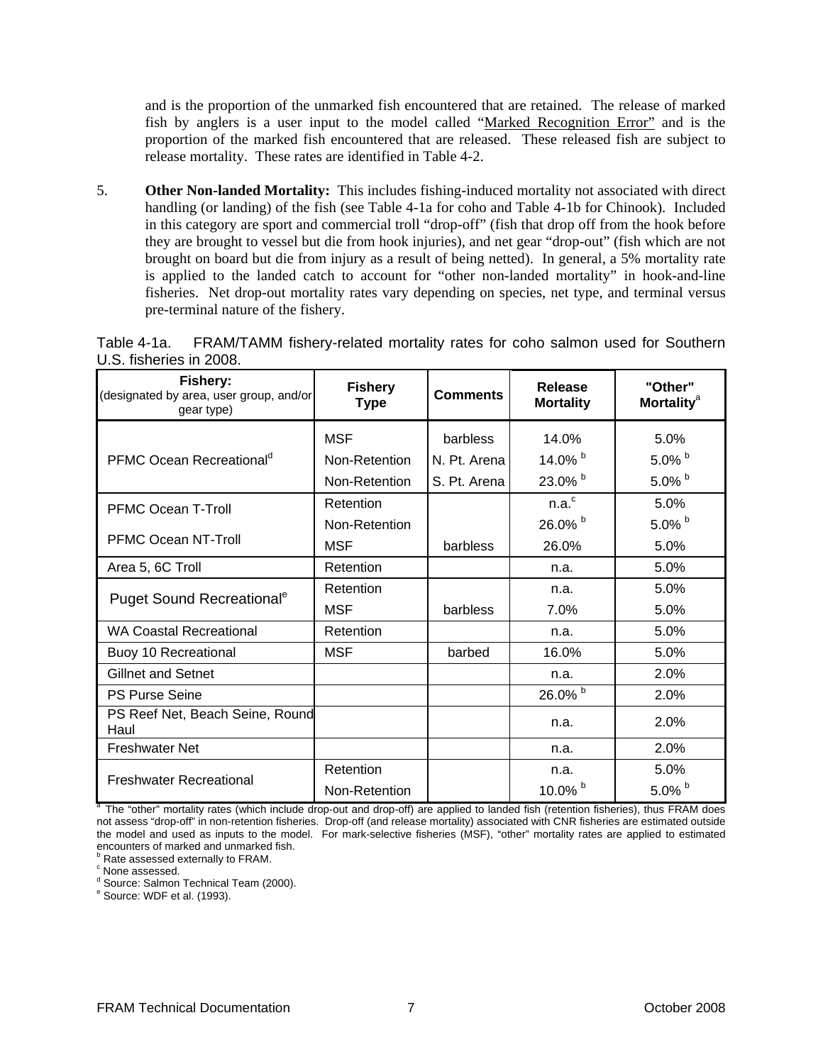and is the proportion of the unmarked fish encountered that are retained. The release of marked fish by anglers is a user input to the model called "Marked Recognition Error" and is the proportion of the marked fish encountered that are released. These released fish are subject to release mortality. These rates are identified in Table 4-2.

5. **Other Non-landed Mortality:** This includes fishing-induced mortality not associated with direct handling (or landing) of the fish (see Table 4-1a for coho and Table 4-1b for Chinook). Included in this category are sport and commercial troll "drop-off" (fish that drop off from the hook before they are brought to vessel but die from hook injuries), and net gear "drop-out" (fish which are not brought on board but die from injury as a result of being netted). In general, a 5% mortality rate is applied to the landed catch to account for "other non-landed mortality" in hook-and-line fisheries. Net drop-out mortality rates vary depending on species, net type, and terminal versus pre-terminal nature of the fishery.

Table 4-1a. FRAM/TAMM fishery-related mortality rates for coho salmon used for Southern U.S. fisheries in 2008.

| Fishery: (designated by area, user group, and/or gear type) | Fishery Type | Comments | Release Mortality | "Other" Mortality[a] |
|---|---|---|---|---|
| PFMC Ocean Recreational[d] | MSF | barbless | 14.0% | 5.0% |
| | Non-Retention | N. Pt. Arena | 14.0% [b] | 5.0% [b] |
| | Non-Retention | S. Pt. Arena | 23.0% [b] | 5.0% [b] |
| PFMC Ocean T-Troll | Retention | | n.a.[c] | 5.0% |
| | Non-Retention | | 26.0% [b] | 5.0% [b] |
| PFMC Ocean NT-Troll | MSF | barbless | 26.0% | 5.0% |
| Area 5, 6C Troll | Retention | | n.a. | 5.0% |
| Puget Sound Recreational[e] | Retention | | n.a. | 5.0% |
| | MSF | barbless | 7.0% | 5.0% |
| WA Coastal Recreational | Retention | | n.a. | 5.0% |
| Buoy 10 Recreational | MSF | barbed | 16.0% | 5.0% |
| Gillnet and Setnet | | | n.a. | 2.0% |
| PS Purse Seine | | | 26.0% [b] | 2.0% |
| PS Reef Net, Beach Seine, Round Haul | | | n.a. | 2.0% |
| Freshwater Net | | | n.a. | 2.0% |
| Freshwater Recreational | Retention | | n.a. | 5.0% |
| | Non-Retention | | 10.0% [b] | 5.0% [b] |

[a] The "other" mortality rates (which include drop-out and drop-off) are applied to landed fish (retention fisheries), thus FRAM does not assess "drop-off" in non-retention fisheries. Drop-off (and release mortality) associated with CNR fisheries are estimated outside the model and used as inputs to the model. For mark-selective fisheries (MSF), "other" mortality rates are applied to estimated encounters of marked and unmarked fish.
[b] Rate assessed externally to FRAM.
[c] None assessed.
[d] Source: Salmon Technical Team (2000).
[e] Source: WDF et al. (1993).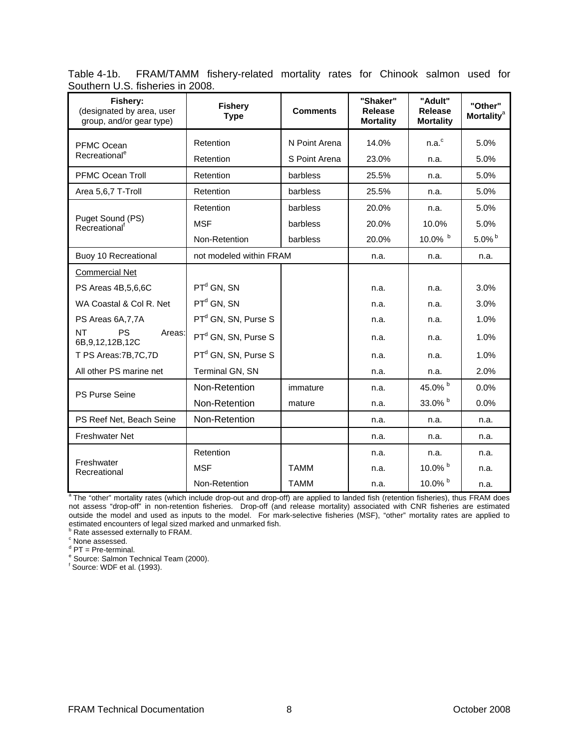Table 4-1b. FRAM/TAMM fishery-related mortality rates for Chinook salmon used for Southern U.S. fisheries in 2008.

| **Fishery:** (designated by area, user group, and/or gear type) | **Fishery Type** | **Comments** | **"Shaker" Release Mortality** | **"Adult" Release Mortality** | **"Other" Mortality**[a] |
|---|---|---|---|---|---|
| PFMC Ocean Recreational[e] | Retention | N Point Arena | 14.0% | n.a.[c] | 5.0% |
| | Retention | S Point Arena | 23.0% | n.a. | 5.0% |
| PFMC Ocean Troll | Retention | barbless | 25.5% | n.a. | 5.0% |
| Area 5,6,7 T-Troll | Retention | barbless | 25.5% | n.a. | 5.0% |
| Puget Sound (PS) Recreational[f] | Retention | barbless | 20.0% | n.a. | 5.0% |
| | MSF | barbless | 20.0% | 10.0% | 5.0% |
| | Non-Retention | barbless | 20.0% | 10.0% [b] | 5.0% [b] |
| Buoy 10 Recreational | not modeled within FRAM | | n.a. | n.a. | n.a. |
| Commercial Net | | | | | |
| PS Areas 4B,5,6,6C | PT[d] GN, SN | | n.a. | n.a. | 3.0% |
| WA Coastal & Col R. Net | PT[d] GN, SN | | n.a. | n.a. | 3.0% |
| PS Areas 6A,7,7A | PT[d] GN, SN, Purse S | | n.a. | n.a. | 1.0% |
| NT PS Areas: 6B,9,12,12B,12C | PT[d] GN, SN, Purse S | | n.a. | n.a. | 1.0% |
| T PS Areas:7B,7C,7D | PT[d] GN, SN, Purse S | | n.a. | n.a. | 1.0% |
| All other PS marine net | Terminal GN, SN | | n.a. | n.a. | 2.0% |
| PS Purse Seine | Non-Retention | immature | n.a. | 45.0% [b] | 0.0% |
| | Non-Retention | mature | n.a. | 33.0% [b] | 0.0% |
| PS Reef Net, Beach Seine | Non-Retention | | n.a. | n.a. | n.a. |
| Freshwater Net | | | n.a. | n.a. | n.a. |
| Freshwater Recreational | Retention | | n.a. | n.a. | n.a. |
| | MSF | TAMM | n.a. | 10.0% [b] | n.a. |
| | Non-Retention | TAMM | n.a. | 10.0% [b] | n.a. |

[a] The "other" mortality rates (which include drop-out and drop-off) are applied to landed fish (retention fisheries), thus FRAM does not assess "drop-off" in non-retention fisheries. Drop-off (and release mortality) associated with CNR fisheries are estimated outside the model and used as inputs to the model. For mark-selective fisheries (MSF), "other" mortality rates are applied to estimated encounters of legal sized marked and unmarked fish.
[b] Rate assessed externally to FRAM.
[c] None assessed.
[d] PT = Pre-terminal.
[e] Source: Salmon Technical Team (2000).
[f] Source: WDF et al. (1993).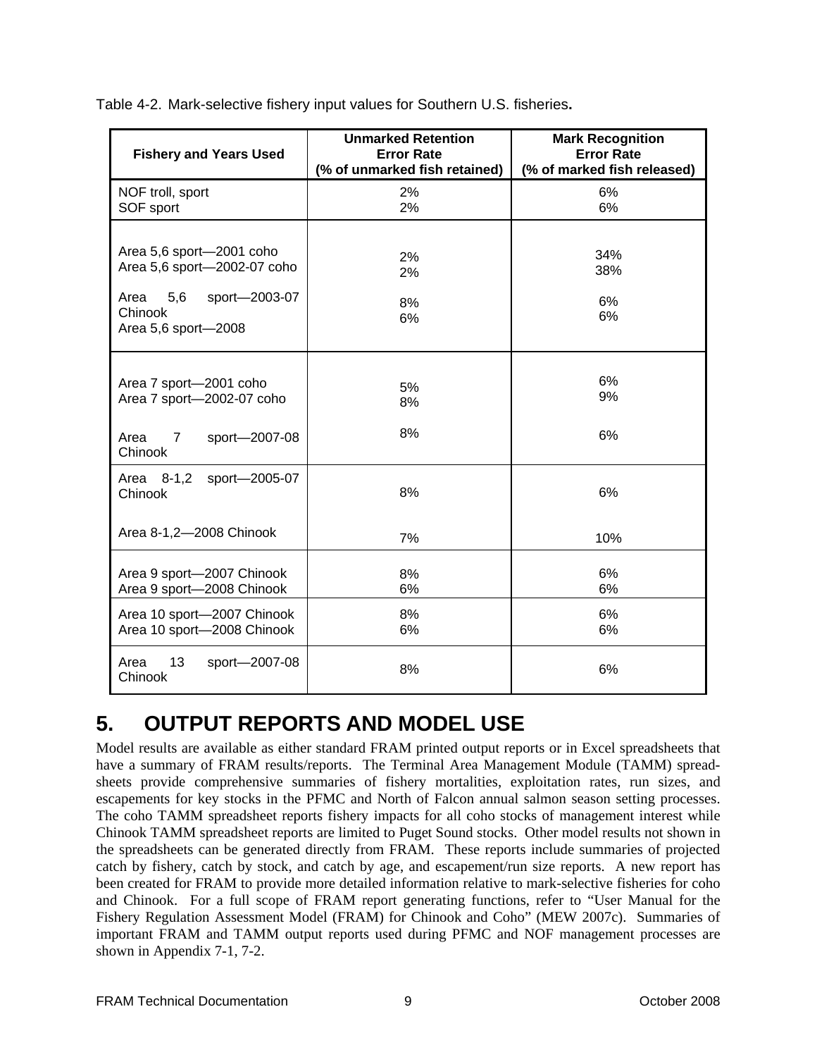Table 4-2. Mark-selective fishery input values for Southern U.S. fisheries**.**

| Fishery and Years Used | Unmarked Retention Error Rate (% of unmarked fish retained) | Mark Recognition Error Rate (% of marked fish released) |
|---|---|---|
| NOF troll, sport | 2% | 6% |
| SOF sport | 2% | 6% |
| Area 5,6 sport—2001 coho | 2% | 34% |
| Area 5,6 sport—2002-07 coho | 2% | 38% |
| Area 5,6 sport—2003-07 Chinook | 8% | 6% |
| Area 5,6 sport—2008 | 6% | 6% |
| Area 7 sport—2001 coho | 5% | 6% |
| Area 7 sport—2002-07 coho | 8% | 9% |
| Area 7 sport—2007-08 Chinook | 8% | 6% |
| Area 8-1,2 sport—2005-07 Chinook | 8% | 6% |
| Area 8-1,2—2008 Chinook | 7% | 10% |
| Area 9 sport—2007 Chinook | 8% | 6% |
| Area 9 sport—2008 Chinook | 6% | 6% |
| Area 10 sport—2007 Chinook | 8% | 6% |
| Area 10 sport—2008 Chinook | 6% | 6% |
| Area 13 sport—2007-08 Chinook | 8% | 6% |

# 5. OUTPUT REPORTS AND MODEL USE

Model results are available as either standard FRAM printed output reports or in Excel spreadsheets that have a summary of FRAM results/reports. The Terminal Area Management Module (TAMM) spreadsheets provide comprehensive summaries of fishery mortalities, exploitation rates, run sizes, and escapements for key stocks in the PFMC and North of Falcon annual salmon season setting processes. The coho TAMM spreadsheet reports fishery impacts for all coho stocks of management interest while Chinook TAMM spreadsheet reports are limited to Puget Sound stocks. Other model results not shown in the spreadsheets can be generated directly from FRAM. These reports include summaries of projected catch by fishery, catch by stock, and catch by age, and escapement/run size reports. A new report has been created for FRAM to provide more detailed information relative to mark-selective fisheries for coho and Chinook. For a full scope of FRAM report generating functions, refer to "User Manual for the Fishery Regulation Assessment Model (FRAM) for Chinook and Coho" (MEW 2007c). Summaries of important FRAM and TAMM output reports used during PFMC and NOF management processes are shown in Appendix 7-1, 7-2.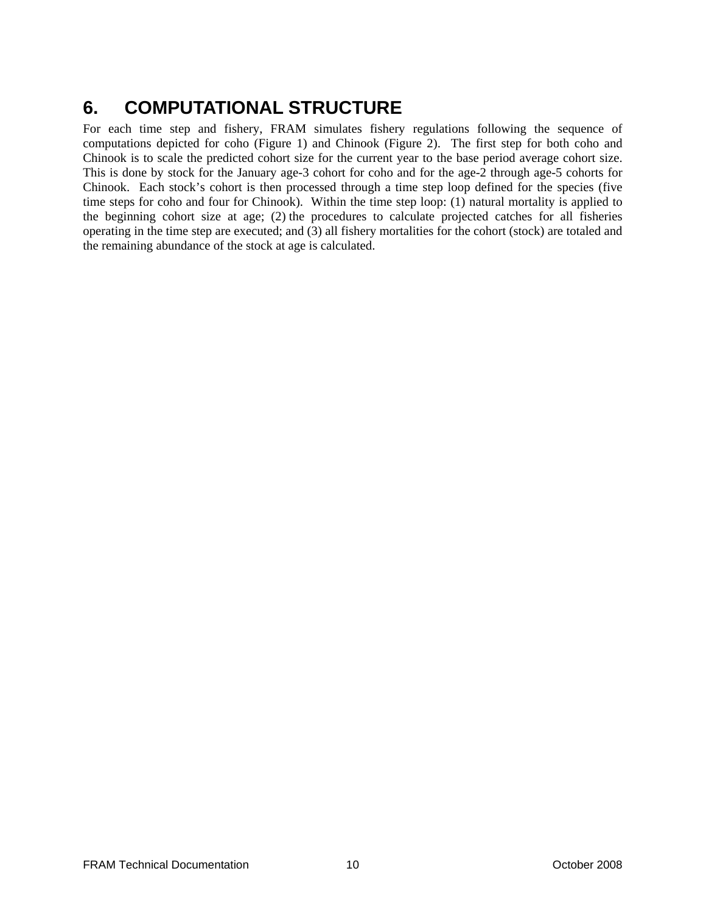# 6. COMPUTATIONAL STRUCTURE

For each time step and fishery, FRAM simulates fishery regulations following the sequence of computations depicted for coho (Figure 1) and Chinook (Figure 2). The first step for both coho and Chinook is to scale the predicted cohort size for the current year to the base period average cohort size. This is done by stock for the January age-3 cohort for coho and for the age-2 through age-5 cohorts for Chinook. Each stock's cohort is then processed through a time step loop defined for the species (five time steps for coho and four for Chinook). Within the time step loop: (1) natural mortality is applied to the beginning cohort size at age; (2) the procedures to calculate projected catches for all fisheries operating in the time step are executed; and (3) all fishery mortalities for the cohort (stock) are totaled and the remaining abundance of the stock at age is calculated.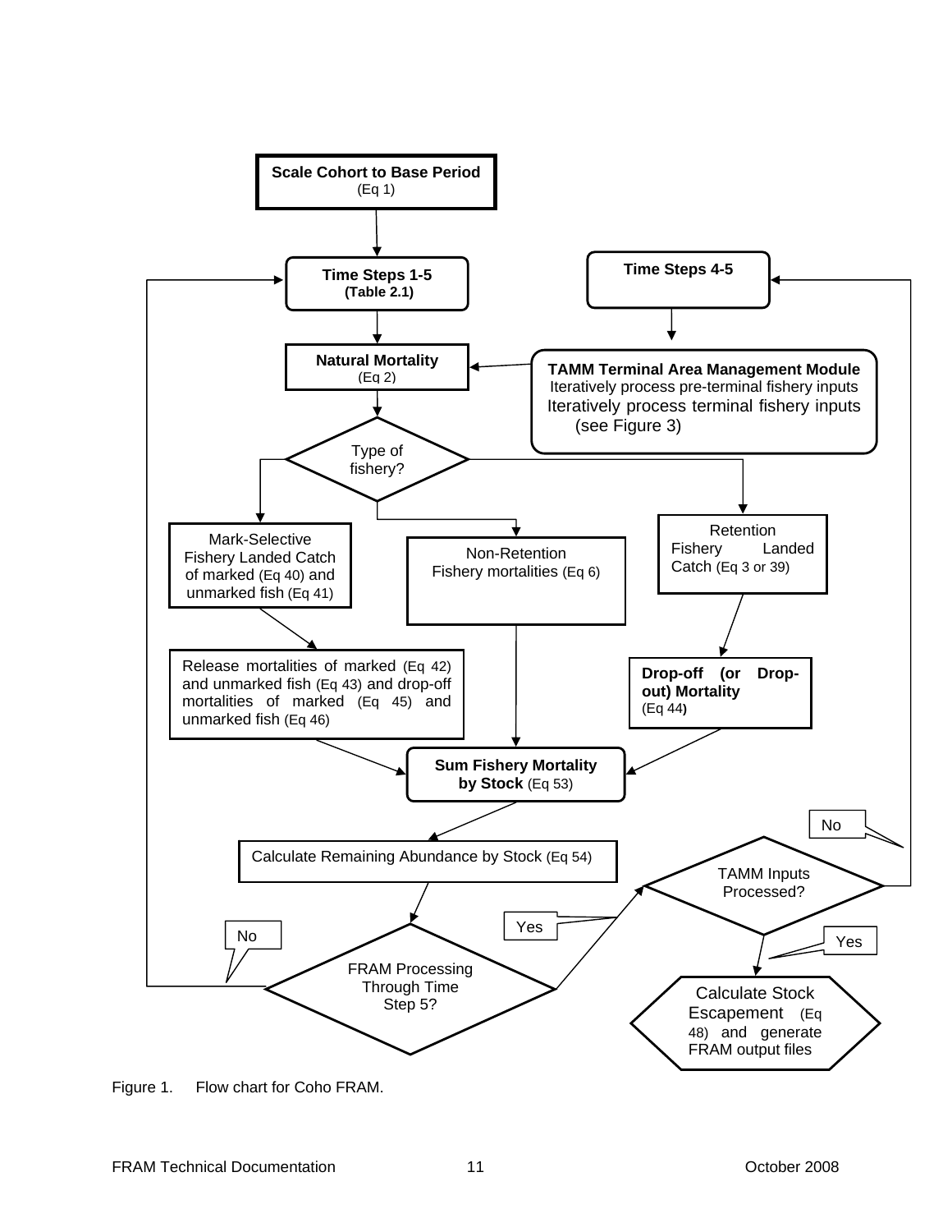**Scale Cohort to Base Period** (Eq 1)

**Time Steps 1-5** **(Table 2.1)**

**Time Steps 4-5**

**Natural Mortality** (Eq 2)

**TAMM Terminal Area Management Module**
Iteratively process pre-terminal fishery inputs
Iteratively process terminal fishery inputs (see Figure 3)

Type of fishery?

Mark-Selective Fishery Landed Catch of marked (Eq 40) and unmarked fish (Eq 41)

Non-Retention Fishery mortalities (Eq 6)

Retention Fishery Landed Catch (Eq 3 or 39)

Release mortalities of marked (Eq 42) and unmarked fish (Eq 43) and drop-off mortalities of marked (Eq 45) and unmarked fish (Eq 46)

**Drop-off (or Drop-out) Mortality** (Eq 44)

**Sum Fishery Mortality by Stock** (Eq 53)

Calculate Remaining Abundance by Stock (Eq 54)

FRAM Processing Through Time Step 5?

No

Yes

TAMM Inputs Processed?

No

Yes

Calculate Stock Escapement (Eq 48) and generate FRAM output files

Figure 1. Flow chart for Coho FRAM.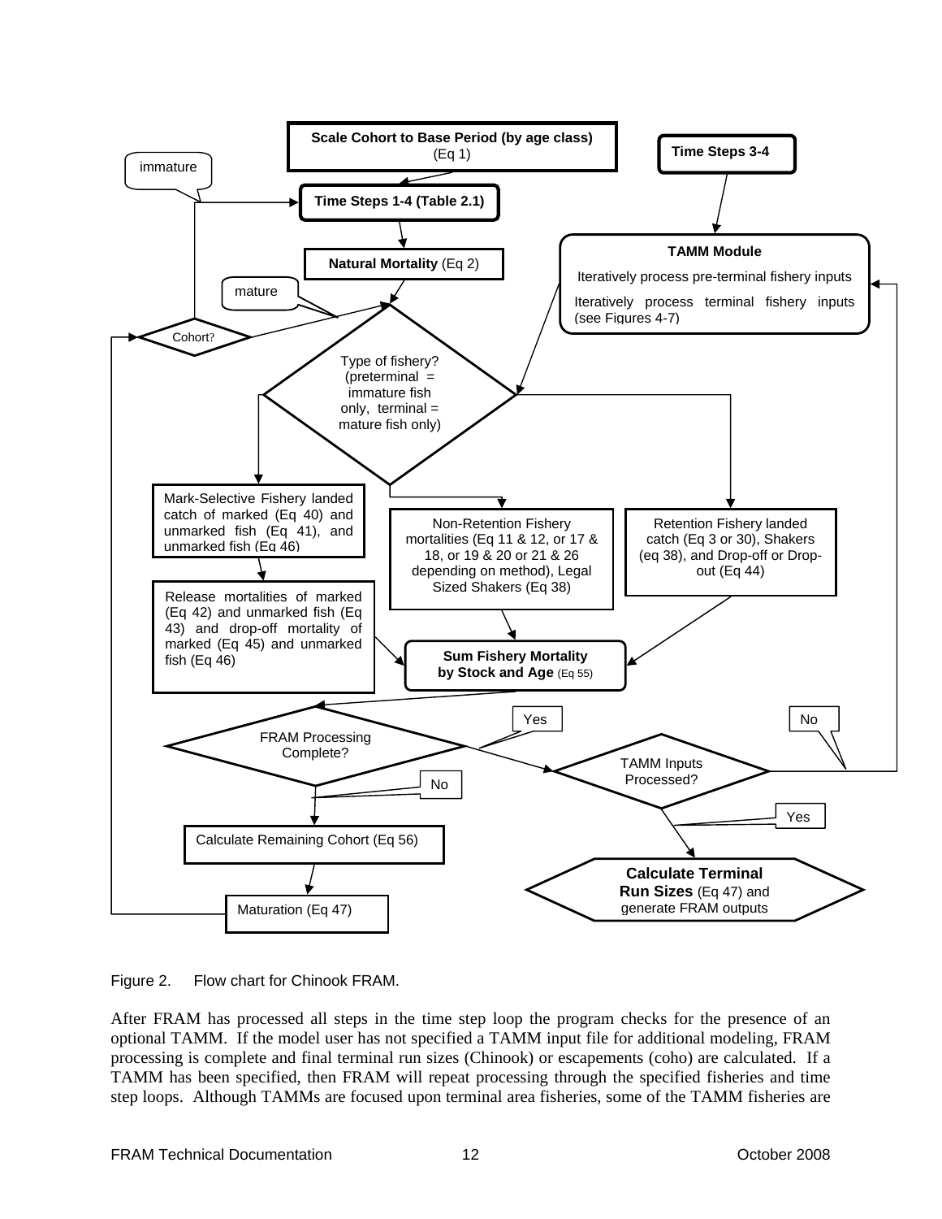Figure 2. Flow chart for Chinook FRAM.

After FRAM has processed all steps in the time step loop the program checks for the presence of an optional TAMM. If the model user has not specified a TAMM input file for additional modeling, FRAM processing is complete and final terminal run sizes (Chinook) or escapements (coho) are calculated. If a TAMM has been specified, then FRAM will repeat processing through the specified fisheries and time step loops. Although TAMMs are focused upon terminal area fisheries, some of the TAMM fisheries are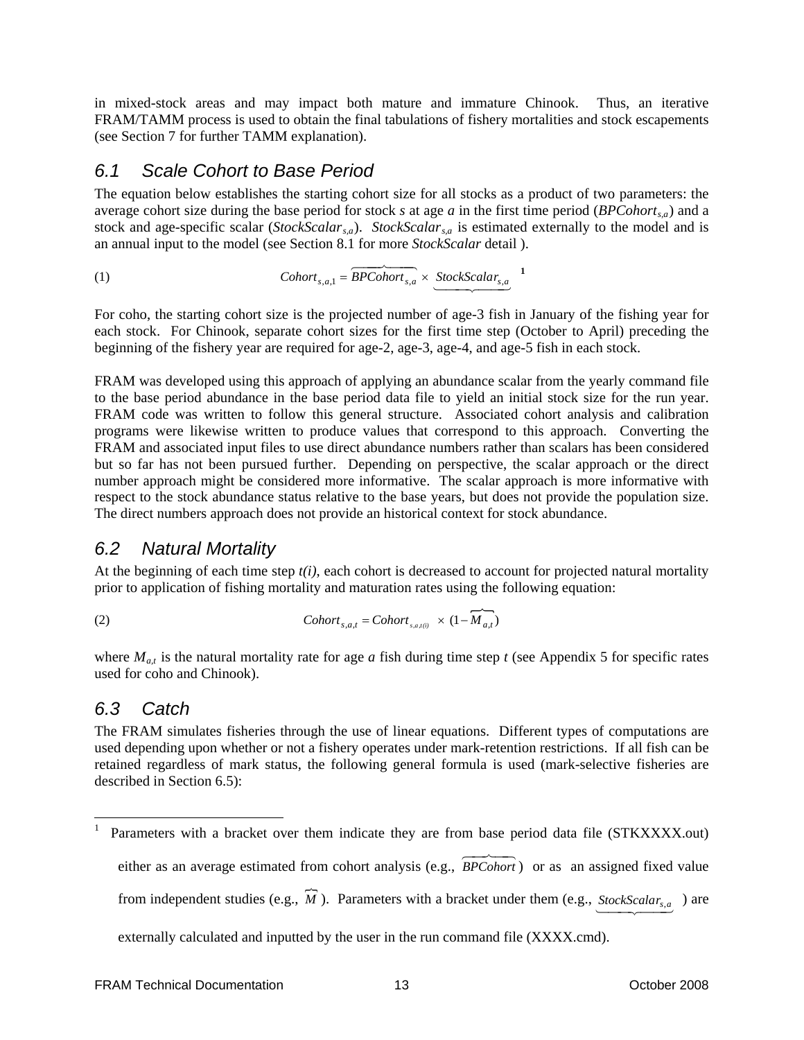in mixed-stock areas and may impact both mature and immature Chinook. Thus, an iterative FRAM/TAMM process is used to obtain the final tabulations of fishery mortalities and stock escapements (see Section 7 for further TAMM explanation).

## 6.1 Scale Cohort to Base Period

The equation below establishes the starting cohort size for all stocks as a product of two parameters: the average cohort size during the base period for stock *s* at age *a* in the first time period ($BPCohort_{s,a}$) and a stock and age-specific scalar ($StockScalar_{s,a}$). $StockScalar_{s,a}$ is estimated externally to the model and is an annual input to the model (see Section 8.1 for more *StockScalar* detail ).

$$(1) \qquad Cohort_{s,a,1} = \overbrace{BPCohort_{s,a}} \times \underbrace{StockScalar_{s,a}} \quad [1]$$

For coho, the starting cohort size is the projected number of age-3 fish in January of the fishing year for each stock. For Chinook, separate cohort sizes for the first time step (October to April) preceding the beginning of the fishery year are required for age-2, age-3, age-4, and age-5 fish in each stock.

FRAM was developed using this approach of applying an abundance scalar from the yearly command file to the base period abundance in the base period data file to yield an initial stock size for the run year. FRAM code was written to follow this general structure. Associated cohort analysis and calibration programs were likewise written to produce values that correspond to this approach. Converting the FRAM and associated input files to use direct abundance numbers rather than scalars has been considered but so far has not been pursued further. Depending on perspective, the scalar approach or the direct number approach might be considered more informative. The scalar approach is more informative with respect to the stock abundance status relative to the base years, but does not provide the population size. The direct numbers approach does not provide an historical context for stock abundance.

## 6.2 Natural Mortality

At the beginning of each time step *t(i)*, each cohort is decreased to account for projected natural mortality prior to application of fishing mortality and maturation rates using the following equation:

$$(2) \qquad Cohort_{s,a,t} = Cohort_{s,a,t(i)} \times (1 - \overbrace{M_{a,t}})$$

where $M_{a,t}$ is the natural mortality rate for age *a* fish during time step *t* (see Appendix 5 for specific rates used for coho and Chinook).

## 6.3 Catch

The FRAM simulates fisheries through the use of linear equations. Different types of computations are used depending upon whether or not a fishery operates under mark-retention restrictions. If all fish can be retained regardless of mark status, the following general formula is used (mark-selective fisheries are described in Section 6.5):

---

[1] Parameters with a bracket over them indicate they are from base period data file (STKXXXX.out) either as an average estimated from cohort analysis (e.g., $\overbrace{BPCohort}$) or as an assigned fixed value from independent studies (e.g., $\overbrace{M}$). Parameters with a bracket under them (e.g., $\underbrace{StockScalar_{s,a}}$) are externally calculated and inputted by the user in the run command file (XXXX.cmd).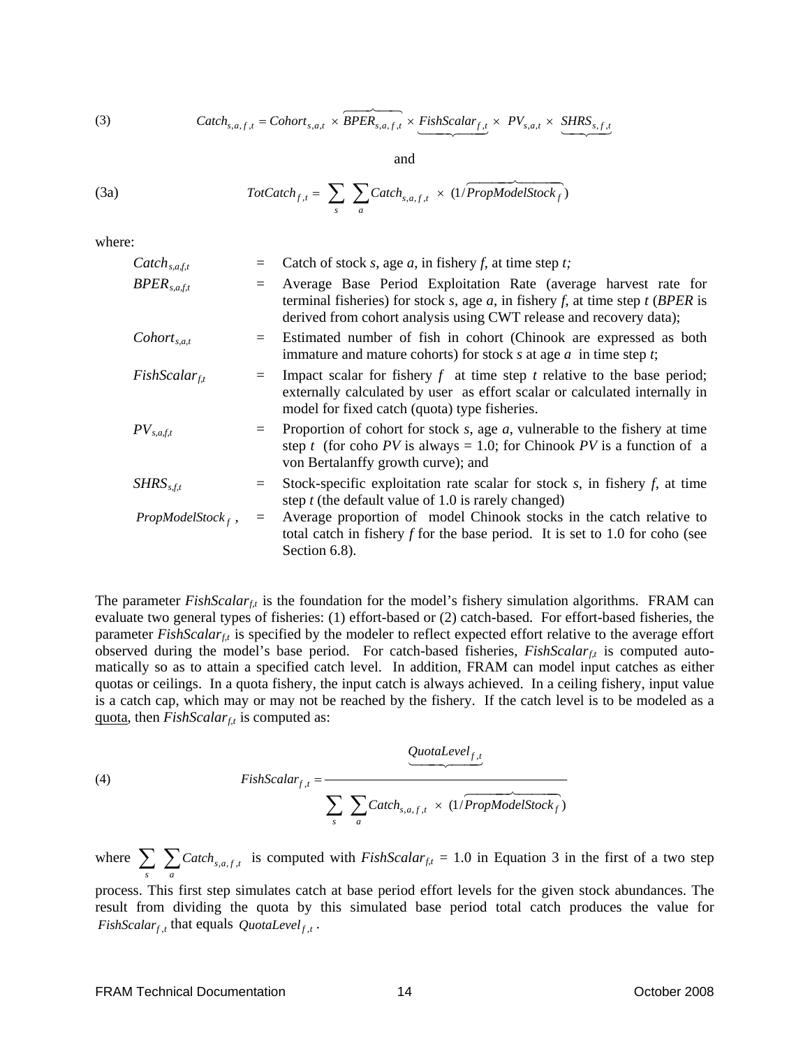(3) $$Catch_{s,a,f,t} = Cohort_{s,a,t} \times \overbrace{BPER_{s,a,f,t}} \times \underbrace{FishScalar_{f,t}} \times PV_{s,a,t} \times \underbrace{SHRS_{s,f,t}}$$

and

(3a) $$TotCatch_{f,t} = \sum_{s} \sum_{a} Catch_{s,a,f,t} \times (1/\overbrace{PropModelStock_{f}})$$

where:

| | | |
|---|---|---|
| $Catch_{s,a,f,t}$ | = | Catch of stock *s*, age *a*, in fishery *f*, at time step *t;* |
| $BPER_{s,a,f,t}$ | = | Average Base Period Exploitation Rate (average harvest rate for terminal fisheries) for stock *s*, age *a*, in fishery *f*, at time step *t* (*BPER* is derived from cohort analysis using CWT release and recovery data); |
| $Cohort_{s,a,t}$ | = | Estimated number of fish in cohort (Chinook are expressed as both immature and mature cohorts) for stock *s* at age *a* in time step *t*; |
| $FishScalar_{f,t}$ | = | Impact scalar for fishery *f* at time step *t* relative to the base period; externally calculated by user as effort scalar or calculated internally in model for fixed catch (quota) type fisheries. |
| $PV_{s,a,f,t}$ | = | Proportion of cohort for stock *s*, age *a*, vulnerable to the fishery at time step *t* (for coho *PV* is always = 1.0; for Chinook *PV* is a function of a von Bertalanffy growth curve); and |
| $SHRS_{s,f,t}$ | = | Stock-specific exploitation rate scalar for stock *s*, in fishery *f*, at time step *t* (the default value of 1.0 is rarely changed) |
| $PropModelStock_{f}$ , | = | Average proportion of model Chinook stocks in the catch relative to total catch in fishery *f* for the base period. It is set to 1.0 for coho (see Section 6.8). |

The parameter $FishScalar_{f,t}$ is the foundation for the model's fishery simulation algorithms. FRAM can evaluate two general types of fisheries: (1) effort-based or (2) catch-based. For effort-based fisheries, the parameter $FishScalar_{f,t}$ is specified by the modeler to reflect expected effort relative to the average effort observed during the model's base period. For catch-based fisheries, $FishScalar_{f,t}$ is computed automatically so as to attain a specified catch level. In addition, FRAM can model input catches as either quotas or ceilings. In a quota fishery, the input catch is always achieved. In a ceiling fishery, input value is a catch cap, which may or may not be reached by the fishery. If the catch level is to be modeled as a quota, then $FishScalar_{f,t}$ is computed as:

(4) $$FishScalar_{f,t} = \frac{\underbrace{QuotaLevel_{f,t}}}{\sum_{s} \sum_{a} Catch_{s,a,f,t} \times (1/\overbrace{PropModelStock_{f}})}$$

where $\sum_{s} \sum_{a} Catch_{s,a,f,t}$ is computed with $FishScalar_{f,t}$ = 1.0 in Equation 3 in the first of a two step process. This first step simulates catch at base period effort levels for the given stock abundances. The result from dividing the quota by this simulated base period total catch produces the value for $FishScalar_{f,t}$ that equals $QuotaLevel_{f,t}$ .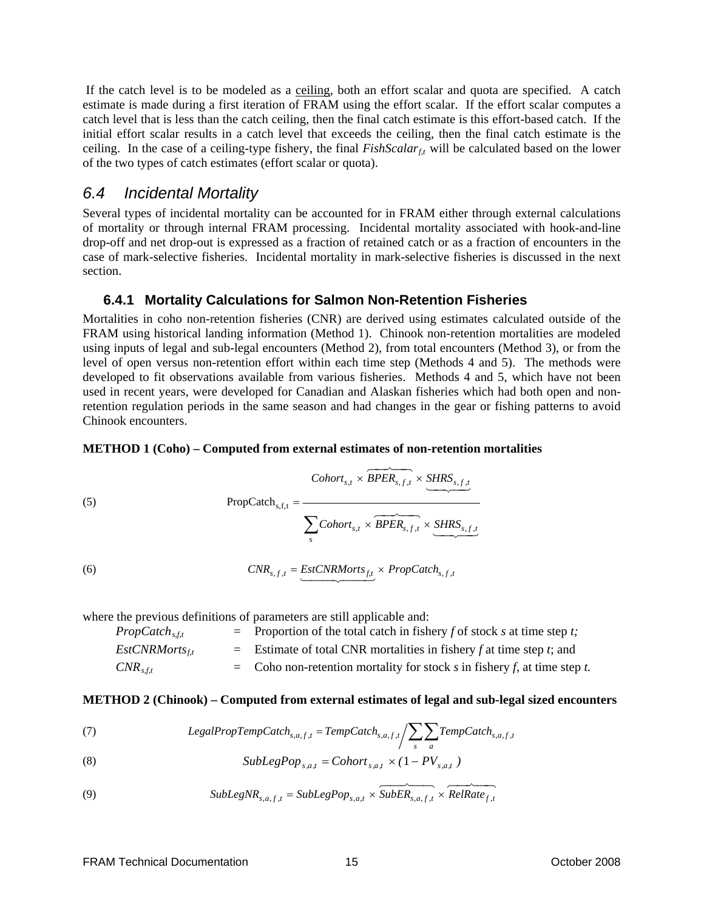If the catch level is to be modeled as a <u>ceiling</u>, both an effort scalar and quota are specified. A catch estimate is made during a first iteration of FRAM using the effort scalar. If the effort scalar computes a catch level that is less than the catch ceiling, then the final catch estimate is this effort-based catch. If the initial effort scalar results in a catch level that exceeds the ceiling, then the final catch estimate is the ceiling. In the case of a ceiling-type fishery, the final $FishScalar_{f,t}$ will be calculated based on the lower of the two types of catch estimates (effort scalar or quota).

## 6.4 Incidental Mortality

Several types of incidental mortality can be accounted for in FRAM either through external calculations of mortality or through internal FRAM processing. Incidental mortality associated with hook-and-line drop-off and net drop-out is expressed as a fraction of retained catch or as a fraction of encounters in the case of mark-selective fisheries. Incidental mortality in mark-selective fisheries is discussed in the next section.

### 6.4.1 Mortality Calculations for Salmon Non-Retention Fisheries

Mortalities in coho non-retention fisheries (CNR) are derived using estimates calculated outside of the FRAM using historical landing information (Method 1). Chinook non-retention mortalities are modeled using inputs of legal and sub-legal encounters (Method 2), from total encounters (Method 3), or from the level of open versus non-retention effort within each time step (Methods 4 and 5). The methods were developed to fit observations available from various fisheries. Methods 4 and 5, which have not been used in recent years, were developed for Canadian and Alaskan fisheries which had both open and non-retention regulation periods in the same season and had changes in the gear or fishing patterns to avoid Chinook encounters.

**METHOD 1 (Coho) – Computed from external estimates of non-retention mortalities**

(5)
$$\text{PropCatch}_{s,f,t} = \frac{Cohort_{s,t} \times \overbrace{BPER_{s,f,t}} \times \underbrace{SHRS_{s,f,t}}}{\sum_{s} Cohort_{s,t} \times \overbrace{BPER_{s,f,t}} \times \underbrace{SHRS_{s,f,t}}}$$

(6)
$$CNR_{s,f,t} = \underbrace{EstCNRMorts_{f,t}} \times PropCatch_{s,f,t}$$

where the previous definitions of parameters are still applicable and:

| | | |
|---|---|---|
| $PropCatch_{s,f,t}$ | = | Proportion of the total catch in fishery *f* of stock *s* at time step *t;* |
| $EstCNRMorts_{f,t}$ | = | Estimate of total CNR mortalities in fishery *f* at time step *t*; and |
| $CNR_{s,f,t}$ | = | Coho non-retention mortality for stock *s* in fishery *f*, at time step *t.* |

**METHOD 2 (Chinook) – Computed from external estimates of legal and sub-legal sized encounters**

(7)
$$LegalPropTempCatch_{s,a,f,t} = TempCatch_{s,a,f,t} \Big/ \sum_{s}\sum_{a} TempCatch_{s,a,f,t}$$

(8)
$$SubLegPop_{s,a,t} = Cohort_{s,a,t} \times (1 - PV_{s,a,t})$$

(9)
$$SubLegNR_{s,a,f,t} = SubLegPop_{s,a,t} \times \overbrace{SubER_{s,a,f,t}} \times \overbrace{RelRate_{f,t}}$$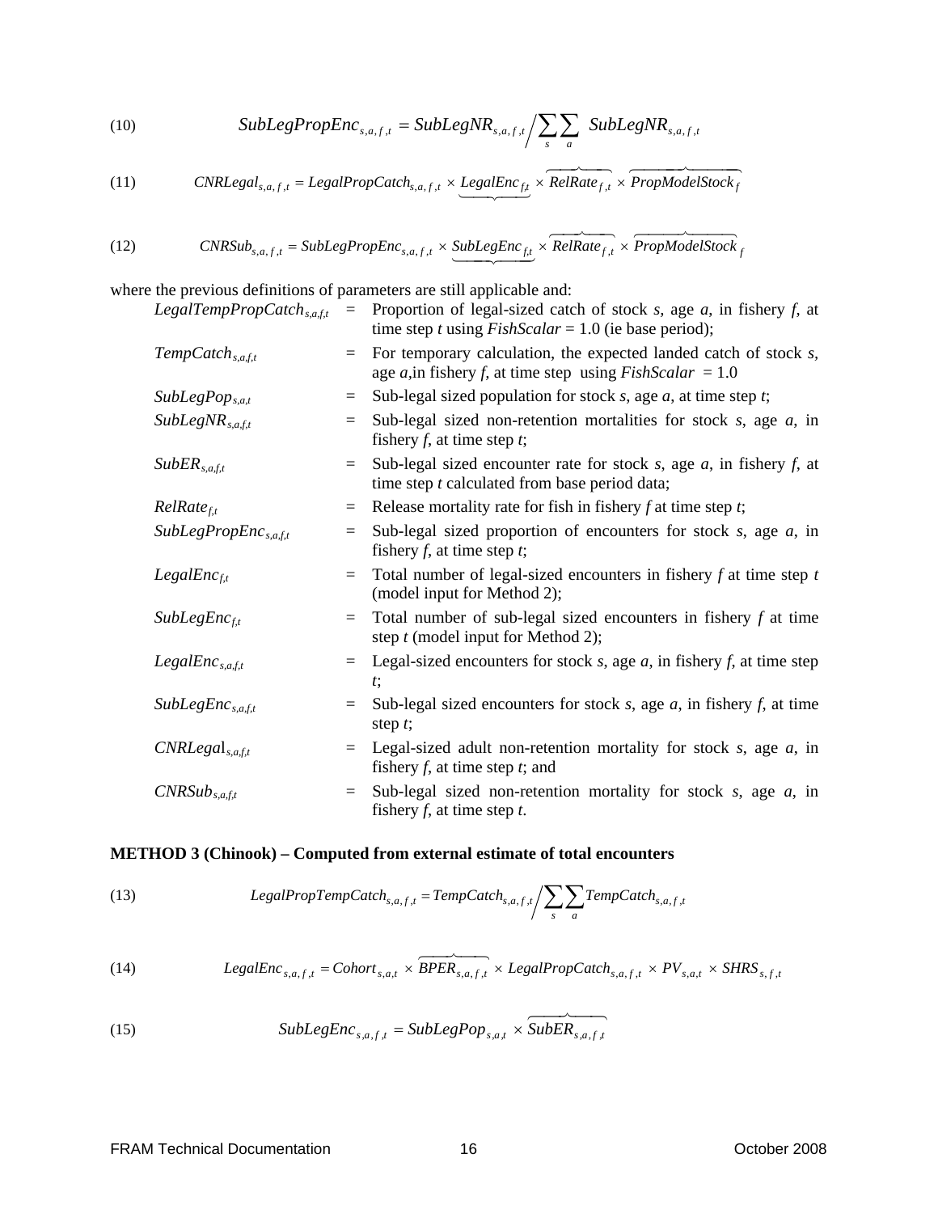(10) $$SubLegPropEnc_{s,a,f,t} = SubLegNR_{s,a,f,t} \Big/ \sum_{s}\sum_{a} SubLegNR_{s,a,f,t}$$

(11) $$CNRLegal_{s,a,f,t} = LegalPropCatch_{s,a,f,t} \times \underbrace{LegalEnc_{f,t}} \times \overbrace{RelRate_{f,t}} \times \overbrace{PropModelStock_{f}}$$

(12) $$CNRSub_{s,a,f,t} = SubLegPropEnc_{s,a,f,t} \times \underbrace{SubLegEnc_{f,t}} \times \overbrace{RelRate_{f,t}} \times \overbrace{PropModelStock_{f}}$$

where the previous definitions of parameters are still applicable and:

| | | |
|---|---|---|
| $LegalTempPropCatch_{s,a,f,t}$ | = | Proportion of legal-sized catch of stock *s*, age *a*, in fishery *f*, at time step *t* using *FishScalar* = 1.0 (ie base period); |
| $TempCatch_{s,a,f,t}$ | = | For temporary calculation, the expected landed catch of stock *s*, age *a*,in fishery *f*, at time step using *FishScalar* = 1.0 |
| $SubLegPop_{s,a,t}$ | = | Sub-legal sized population for stock *s*, age *a*, at time step *t*; |
| $SubLegNR_{s,a,f,t}$ | = | Sub-legal sized non-retention mortalities for stock *s*, age *a*, in fishery *f*, at time step *t*; |
| $SubER_{s,a,f,t}$ | = | Sub-legal sized encounter rate for stock *s*, age *a*, in fishery *f*, at time step *t* calculated from base period data; |
| $RelRate_{f,t}$ | = | Release mortality rate for fish in fishery *f* at time step *t*; |
| $SubLegPropEnc_{s,a,f,t}$ | = | Sub-legal sized proportion of encounters for stock *s*, age *a*, in fishery *f*, at time step *t*; |
| $LegalEnc_{f,t}$ | = | Total number of legal-sized encounters in fishery *f* at time step *t* (model input for Method 2); |
| $SubLegEnc_{f,t}$ | = | Total number of sub-legal sized encounters in fishery *f* at time step *t* (model input for Method 2); |
| $LegalEnc_{s,a,f,t}$ | = | Legal-sized encounters for stock *s*, age *a*, in fishery *f*, at time step *t*; |
| $SubLegEnc_{s,a,f,t}$ | = | Sub-legal sized encounters for stock *s*, age *a*, in fishery *f*, at time step *t*; |
| $CNRLegal_{s,a,f,t}$ | = | Legal-sized adult non-retention mortality for stock *s*, age *a*, in fishery *f*, at time step *t*; and |
| $CNRSub_{s,a,f,t}$ | = | Sub-legal sized non-retention mortality for stock *s*, age *a*, in fishery *f*, at time step *t*. |

**METHOD 3 (Chinook) – Computed from external estimate of total encounters**

(13) $$LegalPropTempCatch_{s,a,f,t} = TempCatch_{s,a,f,t} \Big/ \sum_{s}\sum_{a} TempCatch_{s,a,f,t}$$

(14) $$LegalEnc_{s,a,f,t} = Cohort_{s,a,t} \times \overbrace{BPER_{s,a,f,t}} \times LegalPropCatch_{s,a,f,t} \times PV_{s,a,t} \times SHRS_{s,f,t}$$

(15) $$SubLegEnc_{s,a,f,t} = SubLegPop_{s,a,t} \times \overbrace{SubER_{s,a,f,t}}$$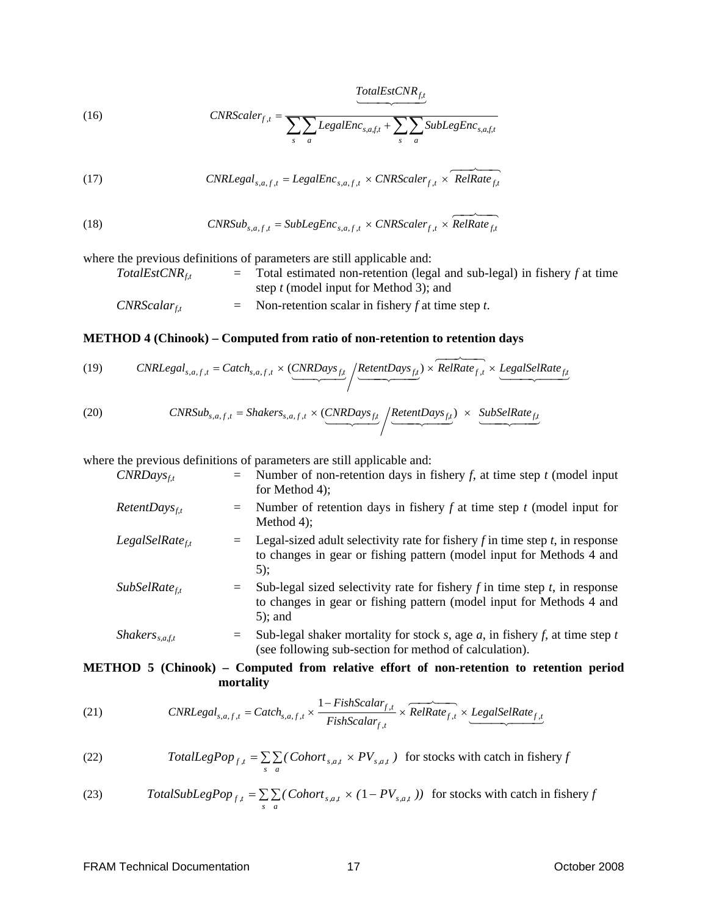(16) $$CNRScaler_{f,t} = \frac{\overbrace{TotalEstCNR_{f,t}}}{\sum_{s}\sum_{a} LegalEnc_{s,a,f,t} + \sum_{s}\sum_{a} SubLegEnc_{s,a,f,t}}$$

(17) $$CNRLegal_{s,a,f,t} = LegalEnc_{s,a,f,t} \times CNRScaler_{f,t} \times \overbrace{RelRate_{f,t}}$$

(18) $$CNRSub_{s,a,f,t} = SubLegEnc_{s,a,f,t} \times CNRScaler_{f,t} \times \overbrace{RelRate_{f,t}}$$

where the previous definitions of parameters are still applicable and:

| | | |
|---|---|---|
| $TotalEstCNR_{f,t}$ | = | Total estimated non-retention (legal and sub-legal) in fishery *f* at time step *t* (model input for Method 3); and |
| $CNRScalar_{f,t}$ | = | Non-retention scalar in fishery *f* at time step *t*. |

**METHOD 4 (Chinook) – Computed from ratio of non-retention to retention days**

(19) $$CNRLegal_{s,a,f,t} = Catch_{s,a,f,t} \times (\underbrace{CNRDays_{f,t}} / \underbrace{RetentDays_{f,t}}) \times \overbrace{RelRate_{f,t}} \times \underbrace{LegalSelRate_{f,t}}$$

(20) $$CNRSub_{s,a,f,t} = Shakers_{s,a,f,t} \times (\underbrace{CNRDays_{f,t}} / \underbrace{RetentDays_{f,t}}) \times \underbrace{SubSelRate_{f,t}}$$

where the previous definitions of parameters are still applicable and:

| | | |
|---|---|---|
| $CNRDays_{f,t}$ | = | Number of non-retention days in fishery *f*, at time step *t* (model input for Method 4); |
| $RetentDays_{f,t}$ | = | Number of retention days in fishery *f* at time step *t* (model input for Method 4); |
| $LegalSelRate_{f,t}$ | = | Legal-sized adult selectivity rate for fishery *f* in time step *t*, in response to changes in gear or fishing pattern (model input for Methods 4 and 5); |
| $SubSelRate_{f,t}$ | = | Sub-legal sized selectivity rate for fishery *f* in time step *t*, in response to changes in gear or fishing pattern (model input for Methods 4 and 5); and |
| $Shakers_{s,a,f,t}$ | = | Sub-legal shaker mortality for stock *s*, age *a*, in fishery *f*, at time step *t* (see following sub-section for method of calculation). |

**METHOD 5 (Chinook) – Computed from relative effort of non-retention to retention period mortality**

(21) $$CNRLegal_{s,a,f,t} = Catch_{s,a,f,t} \times \frac{1 - FishScalar_{f,t}}{FishScalar_{f,t}} \times \overbrace{RelRate_{f,t}} \times \underbrace{LegalSelRate_{f,t}}$$

(22) $$TotalLegPop_{f,t} = \sum_{s}\sum_{a}(Cohort_{s,a,t} \times PV_{s,a,t}) \quad \text{for stocks with catch in fishery } f$$

(23) $$TotalSubLegPop_{f,t} = \sum_{s}\sum_{a}(Cohort_{s,a,t} \times (1 - PV_{s,a,t})) \quad \text{for stocks with catch in fishery } f$$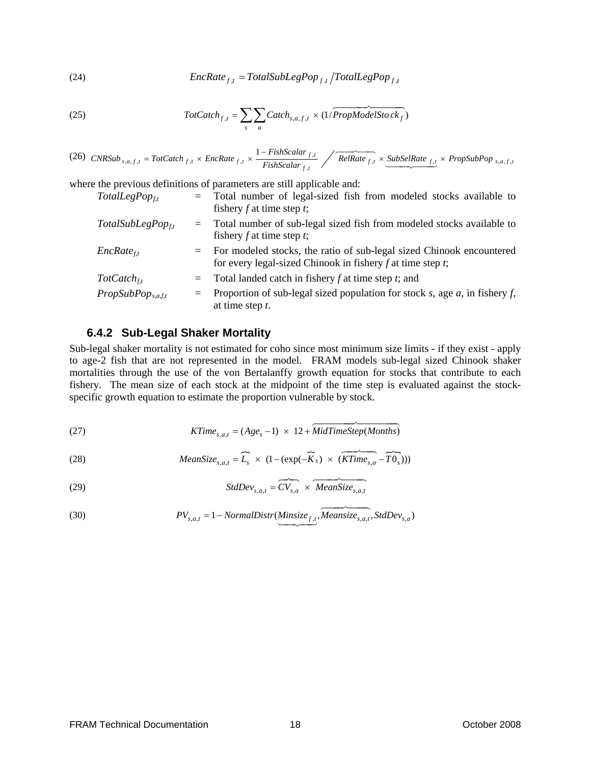(24) $$EncRate_{f,t} = TotalSubLegPop_{f,t} \Big/ TotalLegPop_{f,t}$$

(25) $$TotCatch_{f,t} = \sum_{s} \sum_{a} Catch_{s,a,f,t} \times (1/\overbrace{PropModelStock_f})$$

(26) $$CNRSub_{s,a,f,t} = TotCatch_{f,t} \times EncRate_{f,t} \times \frac{1 - FishScalar_{f,t}}{FishScalar_{f,t}} \Big/ \overbrace{RelRate_{f,t}} \times \underbrace{SubSelRate_{f,t}} \times PropSubPop_{s,a,f,t}$$

where the previous definitions of parameters are still applicable and:

| | | |
|---|---|---|
| $TotalLegPop_{f,t}$ | = | Total number of legal-sized fish from modeled stocks available to fishery *f* at time step *t*; |
| $TotalSubLegPop_{f,t}$ | = | Total number of sub-legal sized fish from modeled stocks available to fishery *f* at time step *t*; |
| $EncRate_{f,t}$ | = | For modeled stocks, the ratio of sub-legal sized Chinook encountered for every legal-sized Chinook in fishery *f* at time step *t*; |
| $TotCatch_{f,t}$ | = | Total landed catch in fishery *f* at time step *t*; and |
| $PropSubPop_{s,a,f,t}$ | = | Proportion of sub-legal sized population for stock *s*, age *a*, in fishery *f*, at time step *t*. |

### 6.4.2 Sub-Legal Shaker Mortality

Sub-legal shaker mortality is not estimated for coho since most minimum size limits - if they exist - apply to age-2 fish that are not represented in the model. FRAM models sub-legal sized Chinook shaker mortalities through the use of the von Bertalanffy growth equation for stocks that contribute to each fishery. The mean size of each stock at the midpoint of the time step is evaluated against the stock-specific growth equation to estimate the proportion vulnerable by stock.

(27) $$KTime_{s,a,t} = (Age_s - 1) \times 12 + \overbrace{MidTimeStep(Months)}$$

(28) $$MeanSize_{s,a,t} = \overbrace{L_s} \times (1 - (\exp(-\overbrace{K_s}) \times (\overbrace{KTime_{s,a}} - \overbrace{T0_s})))$$

(29) $$StdDev_{s,a,t} = \overbrace{CV_{s,a}} \times \overbrace{MeanSize_{s,a,t}}$$

(30) $$PV_{s,a,t} = 1 - NormalDistr(\underbrace{Minsize_{f,t}}, \overbrace{Meansize_{s,a,t}}, StdDev_{s,a})$$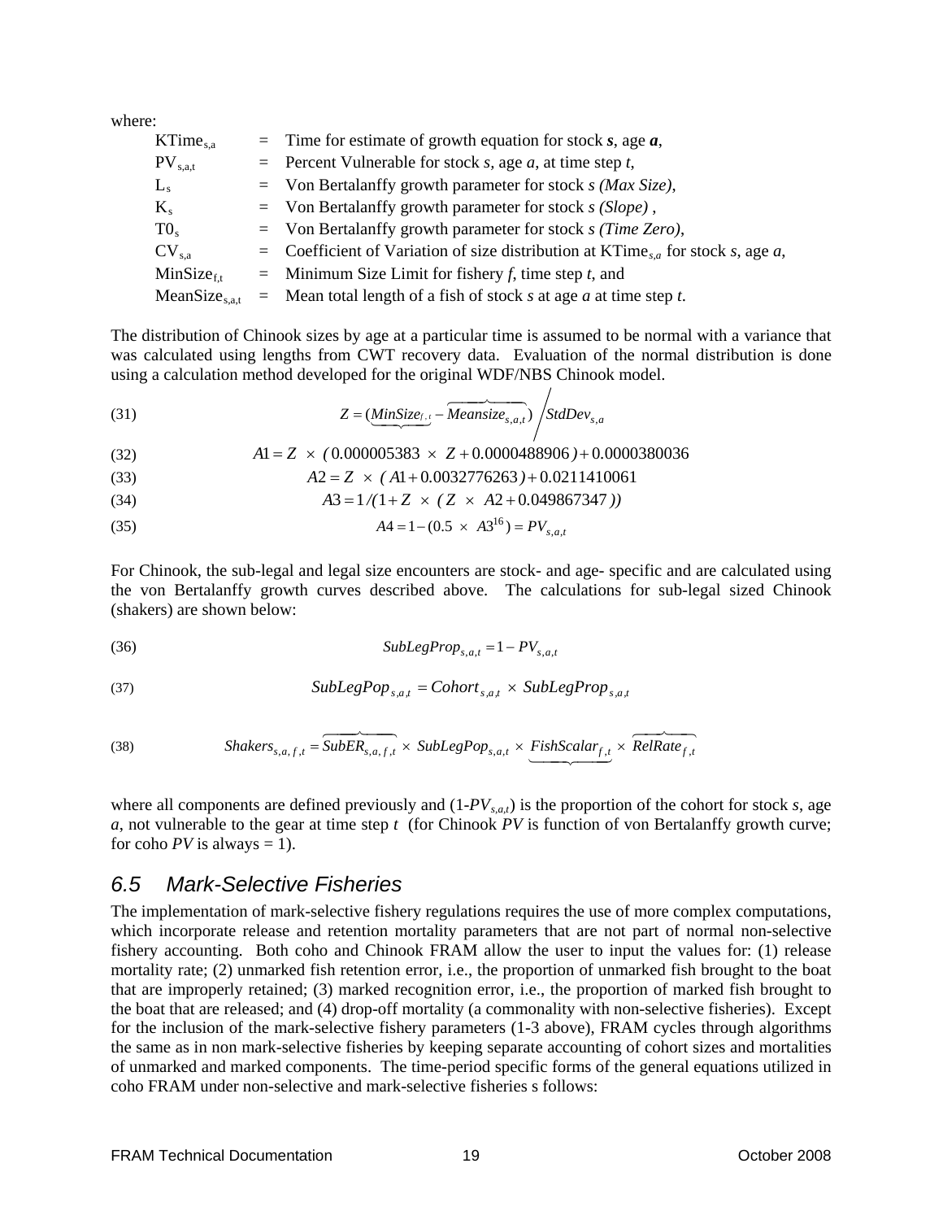where:

| | | |
|---|---|---|
| $KTime_{s,a}$ | = | Time for estimate of growth equation for stock ***s***, age ***a***, |
| $PV_{s,a,t}$ | = | Percent Vulnerable for stock *s*, age *a*, at time step *t*, |
| $L_s$ | = | Von Bertalanffy growth parameter for stock *s (Max Size)*, |
| $K_s$ | = | Von Bertalanffy growth parameter for stock *s (Slope)* , |
| $T0_s$ | = | Von Bertalanffy growth parameter for stock *s (Time Zero)*, |
| $CV_{s,a}$ | = | Coefficient of Variation of size distribution at $KTime_{s,a}$ for stock *s*, age *a*, |
| $MinSize_{f,t}$ | = | Minimum Size Limit for fishery *f*, time step *t*, and |
| $MeanSize_{s,a,t}$ | = | Mean total length of a fish of stock *s* at age *a* at time step *t*. |

The distribution of Chinook sizes by age at a particular time is assumed to be normal with a variance that was calculated using lengths from CWT recovery data. Evaluation of the normal distribution is done using a calculation method developed for the original WDF/NBS Chinook model.

$$Z = (\underbrace{MinSize_{f,t}} - \overbrace{Meansize_{s,a,t}}) \Big/ StdDev_{s,a} \tag{31}$$

$$A1 = Z \times (0.000005383 \times Z + 0.0000488906) + 0.0000380036 \tag{32}$$

$$A2 = Z \times (A1 + 0.0032776263) + 0.0211410061 \tag{33}$$

$$A3 = 1/(1 + Z \times (Z \times A2 + 0.049867347)) \tag{34}$$

$$A4 = 1 - (0.5 \times A3^{16}) = PV_{s,a,t} \tag{35}$$

For Chinook, the sub-legal and legal size encounters are stock- and age- specific and are calculated using the von Bertalanffy growth curves described above. The calculations for sub-legal sized Chinook (shakers) are shown below:

$$SubLegProp_{s,a,t} = 1 - PV_{s,a,t} \tag{36}$$

$$SubLegPop_{s,a,t} = Cohort_{s,a,t} \times SubLegProp_{s,a,t} \tag{37}$$

$$Shakers_{s,a,f,t} = \overbrace{SubER_{s,a,f,t}} \times SubLegPop_{s,a,t} \times \underbrace{FishScalar_{f,t}} \times \overbrace{RelRate_{f,t}} \tag{38}$$

where all components are defined previously and ($1-PV_{s,a,t}$) is the proportion of the cohort for stock *s*, age *a*, not vulnerable to the gear at time step *t* (for Chinook *PV* is function of von Bertalanffy growth curve; for coho *PV* is always = 1).

## 6.5 Mark-Selective Fisheries

The implementation of mark-selective fishery regulations requires the use of more complex computations, which incorporate release and retention mortality parameters that are not part of normal non-selective fishery accounting. Both coho and Chinook FRAM allow the user to input the values for: (1) release mortality rate; (2) unmarked fish retention error, i.e., the proportion of unmarked fish brought to the boat that are improperly retained; (3) marked recognition error, i.e., the proportion of marked fish brought to the boat that are released; and (4) drop-off mortality (a commonality with non-selective fisheries). Except for the inclusion of the mark-selective fishery parameters (1-3 above), FRAM cycles through algorithms the same as in non mark-selective fisheries by keeping separate accounting of cohort sizes and mortalities of unmarked and marked components. The time-period specific forms of the general equations utilized in coho FRAM under non-selective and mark-selective fisheries s follows: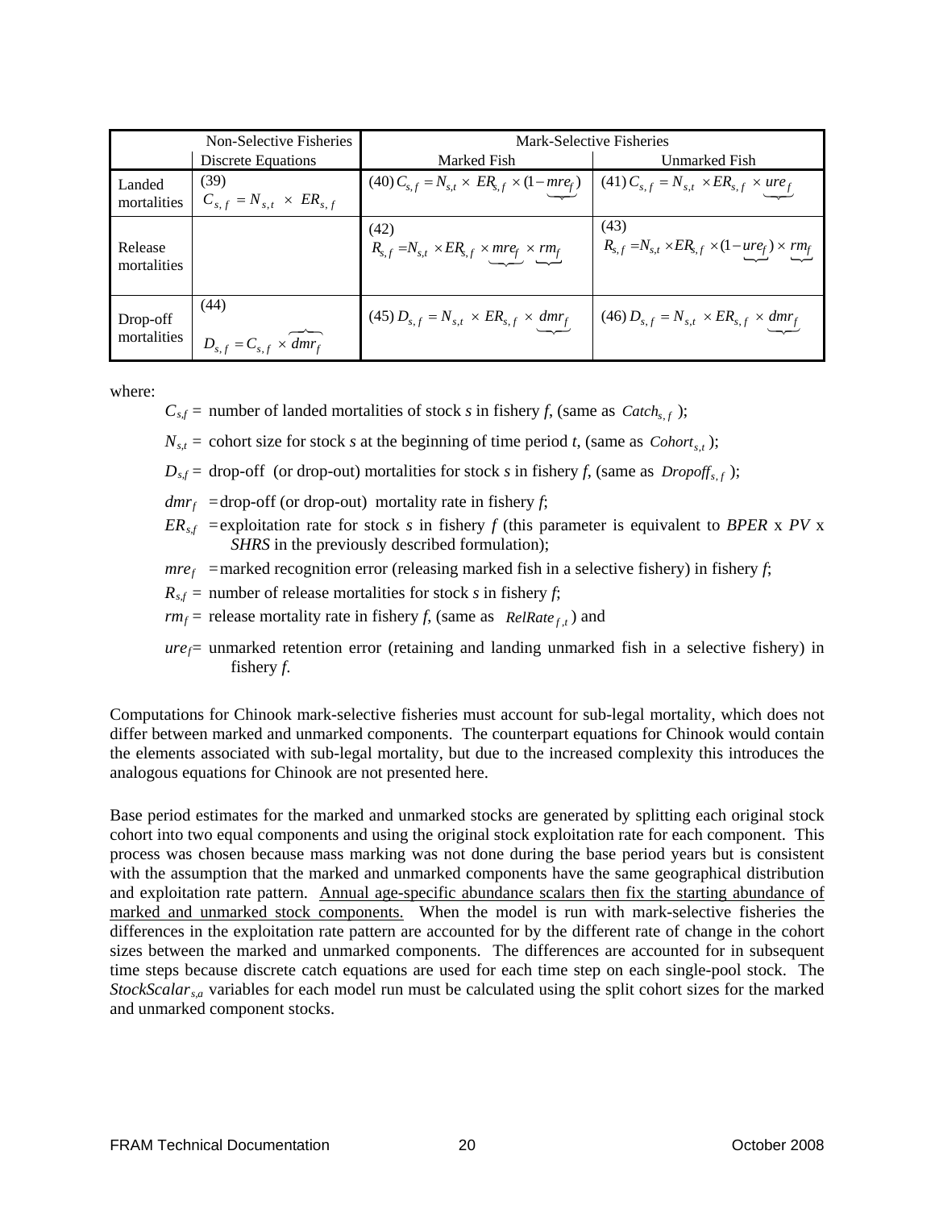| | Non-Selective Fisheries | Mark-Selective Fisheries | |
|---|---|---|---|
| | Discrete Equations | Marked Fish | Unmarked Fish |
| Landed mortalities | (39) $C_{s,f} = N_{s,t} \times ER_{s,f}$ | (40) $C_{s,f} = N_{s,t} \times ER_{s,f} \times (1 - \underbrace{mre_f})$ | (41) $C_{s,f} = N_{s,t} \times ER_{s,f} \times \underbrace{ure_f}$ |
| Release mortalities | | (42) $R_{s,f} = N_{s,t} \times ER_{s,f} \times \underbrace{mre_f} \times \underbrace{rm_f}$ | (43) $R_{s,f} = N_{s,t} \times ER_{s,f} \times (1 - \underbrace{ure_f}) \times \underbrace{rm_f}$ |
| Drop-off mortalities | (44) $D_{s,f} = C_{s,f} \times \overbrace{dmr_f}$ | (45) $D_{s,f} = N_{s,t} \times ER_{s,f} \times \underbrace{dmr_f}$ | (46) $D_{s,f} = N_{s,t} \times ER_{s,f} \times \underbrace{dmr_f}$ |

where:

$C_{s,f}$ = number of landed mortalities of stock *s* in fishery *f*, (same as $Catch_{s,f}$ );

$N_{s,t}$ = cohort size for stock *s* at the beginning of time period *t*, (same as $Cohort_{s,t}$ );

$D_{s,f}$ = drop-off (or drop-out) mortalities for stock *s* in fishery *f*, (same as $Dropoff_{s,f}$ );

$dmr_f$ = drop-off (or drop-out) mortality rate in fishery *f*;

$ER_{s,f}$ = exploitation rate for stock *s* in fishery *f* (this parameter is equivalent to *BPER* x *PV* x *SHRS* in the previously described formulation);

$mre_f$ = marked recognition error (releasing marked fish in a selective fishery) in fishery *f*;

$R_{s,f}$ = number of release mortalities for stock *s* in fishery *f*;

$rm_f$ = release mortality rate in fishery *f*, (same as $RelRate_{f,t}$ ) and

$ure_f$ = unmarked retention error (retaining and landing unmarked fish in a selective fishery) in fishery *f*.

Computations for Chinook mark-selective fisheries must account for sub-legal mortality, which does not differ between marked and unmarked components. The counterpart equations for Chinook would contain the elements associated with sub-legal mortality, but due to the increased complexity this introduces the analogous equations for Chinook are not presented here.

Base period estimates for the marked and unmarked stocks are generated by splitting each original stock cohort into two equal components and using the original stock exploitation rate for each component. This process was chosen because mass marking was not done during the base period years but is consistent with the assumption that the marked and unmarked components have the same geographical distribution and exploitation rate pattern. Annual age-specific abundance scalars then fix the starting abundance of marked and unmarked stock components. When the model is run with mark-selective fisheries the differences in the exploitation rate pattern are accounted for by the different rate of change in the cohort sizes between the marked and unmarked components. The differences are accounted for in subsequent time steps because discrete catch equations are used for each time step on each single-pool stock. The $StockScalar_{s,a}$ variables for each model run must be calculated using the split cohort sizes for the marked and unmarked component stocks.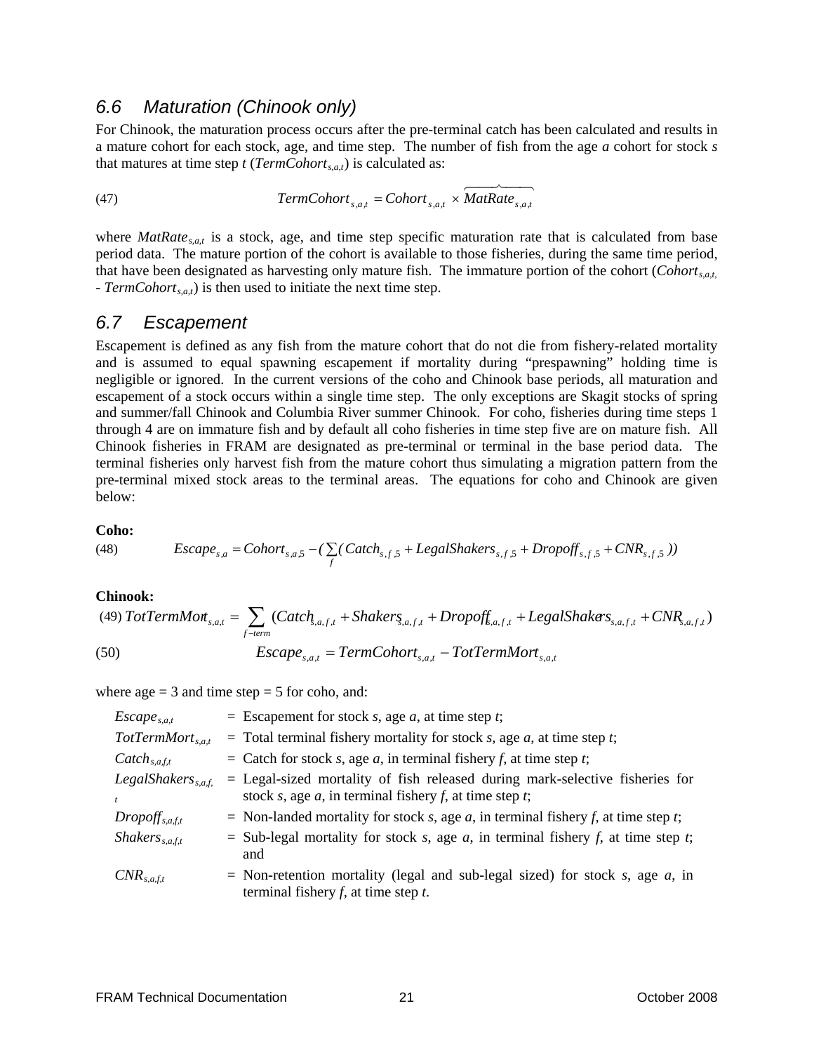## 6.6 Maturation (Chinook only)

For Chinook, the maturation process occurs after the pre-terminal catch has been calculated and results in a mature cohort for each stock, age, and time step. The number of fish from the age *a* cohort for stock *s* that matures at time step *t* ($TermCohort_{s,a,t}$) is calculated as:

$$TermCohort_{s,a,t} = Cohort_{s,a,t} \times \overbrace{MatRate_{s,a,t}} \tag{47}$$

where $MatRate_{s,a,t}$ is a stock, age, and time step specific maturation rate that is calculated from base period data. The mature portion of the cohort is available to those fisheries, during the same time period, that have been designated as harvesting only mature fish. The immature portion of the cohort ($Cohort_{s,a,t}$ - $TermCohort_{s,a,t}$) is then used to initiate the next time step.

## 6.7 Escapement

Escapement is defined as any fish from the mature cohort that do not die from fishery-related mortality and is assumed to equal spawning escapement if mortality during "prespawning" holding time is negligible or ignored. In the current versions of the coho and Chinook base periods, all maturation and escapement of a stock occurs within a single time step. The only exceptions are Skagit stocks of spring and summer/fall Chinook and Columbia River summer Chinook. For coho, fisheries during time steps 1 through 4 are on immature fish and by default all coho fisheries in time step five are on mature fish. All Chinook fisheries in FRAM are designated as pre-terminal or terminal in the base period data. The terminal fisheries only harvest fish from the mature cohort thus simulating a migration pattern from the pre-terminal mixed stock areas to the terminal areas. The equations for coho and Chinook are given below:

**Coho:**

$$Escape_{s,a} = Cohort_{s,a,5} - (\sum_{f}(Catch_{s,f,5} + LegalShakers_{s,f,5} + Dropoff_{s,f,5} + CNR_{s,f,5})) \tag{48}$$

**Chinook:**

$$TotTermMort_{s,a,t} = \sum_{f-term}(Catch_{s,a,f,t} + Shakers_{s,a,f,t} + Dropoff_{s,a,f,t} + LegalShakers_{s,a,f,t} + CNR_{s,a,f,t}) \tag{49}$$

$$Escape_{s,a,t} = TermCohort_{s,a,t} - TotTermMort_{s,a,t} \tag{50}$$

where age = 3 and time step = 5 for coho, and:

| | | |
|---|---|---|
| $Escape_{s,a,t}$ | = | Escapement for stock *s*, age *a*, at time step *t*; |
| $TotTermMort_{s,a,t}$ | = | Total terminal fishery mortality for stock *s*, age *a*, at time step *t*; |
| $Catch_{s,a,f,t}$ | = | Catch for stock *s*, age *a*, in terminal fishery *f*, at time step *t*; |
| $LegalShakers_{s,a,f,t}$ | = | Legal-sized mortality of fish released during mark-selective fisheries for stock *s*, age *a*, in terminal fishery *f*, at time step *t*; |
| $Dropoff_{s,a,f,t}$ | = | Non-landed mortality for stock *s*, age *a*, in terminal fishery *f*, at time step *t*; |
| $Shakers_{s,a,f,t}$ | = | Sub-legal mortality for stock *s*, age *a*, in terminal fishery *f*, at time step *t*; and |
| $CNR_{s,a,f,t}$ | = | Non-retention mortality (legal and sub-legal sized) for stock *s*, age *a*, in terminal fishery *f*, at time step *t*. |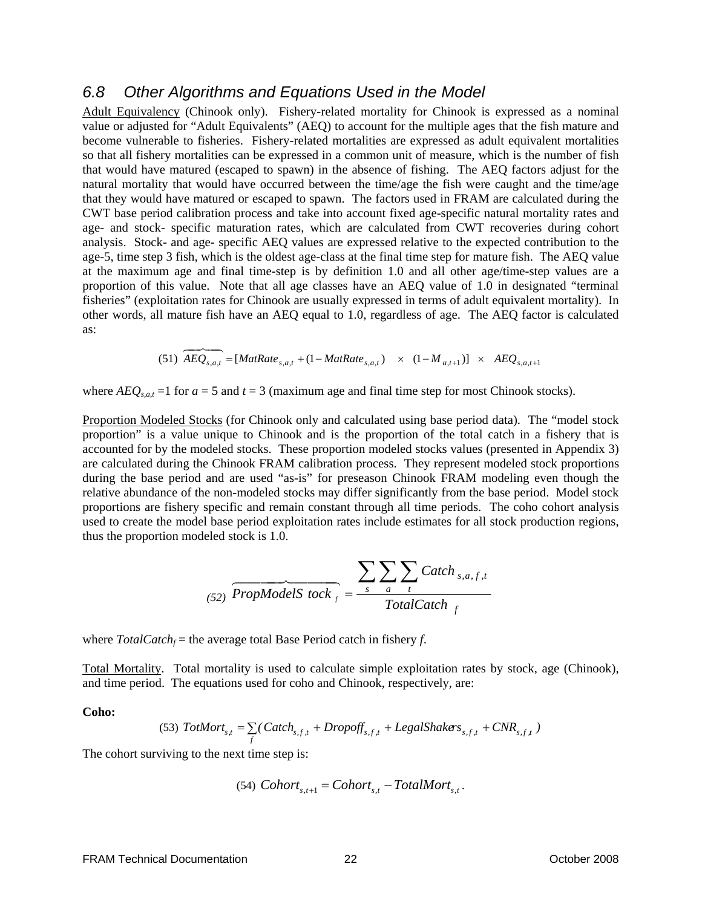## 6.8 Other Algorithms and Equations Used in the Model

Adult Equivalency (Chinook only). Fishery-related mortality for Chinook is expressed as a nominal value or adjusted for "Adult Equivalents" (AEQ) to account for the multiple ages that the fish mature and become vulnerable to fisheries. Fishery-related mortalities are expressed as adult equivalent mortalities so that all fishery mortalities can be expressed in a common unit of measure, which is the number of fish that would have matured (escaped to spawn) in the absence of fishing. The AEQ factors adjust for the natural mortality that would have occurred between the time/age the fish were caught and the time/age that they would have matured or escaped to spawn. The factors used in FRAM are calculated during the CWT base period calibration process and take into account fixed age-specific natural mortality rates and age- and stock- specific maturation rates, which are calculated from CWT recoveries during cohort analysis. Stock- and age- specific AEQ values are expressed relative to the expected contribution to the age-5, time step 3 fish, which is the oldest age-class at the final time step for mature fish. The AEQ value at the maximum age and final time-step is by definition 1.0 and all other age/time-step values are a proportion of this value. Note that all age classes have an AEQ value of 1.0 in designated "terminal fisheries" (exploitation rates for Chinook are usually expressed in terms of adult equivalent mortality). In other words, all mature fish have an AEQ equal to 1.0, regardless of age. The AEQ factor is calculated as:

$$(51)\ \overbrace{AEQ_{s,a,t}} = [MatRate_{s,a,t} + (1 - MatRate_{s,a,t}) \quad \times \quad (1 - M_{a,t+1})] \quad \times \quad AEQ_{s,a,t+1}$$

where $AEQ_{s,a,t}$ =1 for $a$ = 5 and $t$ = 3 (maximum age and final time step for most Chinook stocks).

Proportion Modeled Stocks (for Chinook only and calculated using base period data). The "model stock proportion" is a value unique to Chinook and is the proportion of the total catch in a fishery that is accounted for by the modeled stocks. These proportion modeled stocks values (presented in Appendix 3) are calculated during the Chinook FRAM calibration process. They represent modeled stock proportions during the base period and are used "as-is" for preseason Chinook FRAM modeling even though the relative abundance of the non-modeled stocks may differ significantly from the base period. Model stock proportions are fishery specific and remain constant through all time periods. The coho cohort analysis used to create the model base period exploitation rates include estimates for all stock production regions, thus the proportion modeled stock is 1.0.

$$(52)\ \overbrace{PropModelStock_f} = \frac{\sum_s \sum_a \sum_t Catch_{s,a,f,t}}{TotalCatch_f}$$

where $TotalCatch_f$ = the average total Base Period catch in fishery $f$.

Total Mortality. Total mortality is used to calculate simple exploitation rates by stock, age (Chinook), and time period. The equations used for coho and Chinook, respectively, are:

**Coho:**

$$(53)\ TotMort_{s,t} = \sum_f (Catch_{s,f,t} + Dropoff_{s,f,t} + LegalShakers_{s,f,t} + CNR_{s,f,t})$$

The cohort surviving to the next time step is:

$$(54)\ Cohort_{s,t+1} = Cohort_{s,t} - TotalMort_{s,t}.$$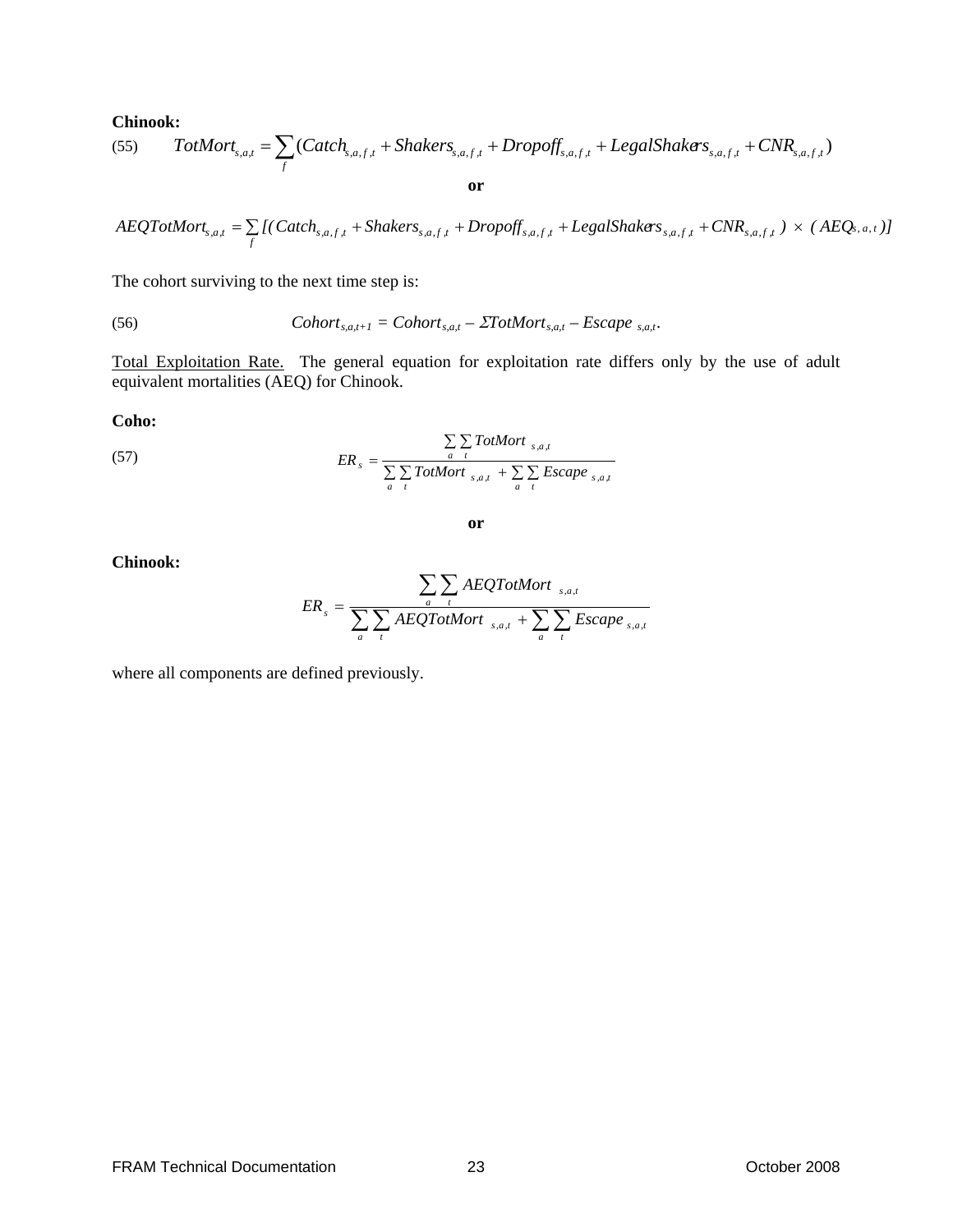**Chinook:**

(55) $$TotMort_{s,a,t} = \sum_{f} (Catch_{s,a,f,t} + Shakers_{s,a,f,t} + Dropoff_{s,a,f,t} + LegalShakers_{s,a,f,t} + CNR_{s,a,f,t})$$

**or**

$$AEQTotMort_{s,a,t} = \sum_{f} [(Catch_{s,a,f,t} + Shakers_{s,a,f,t} + Dropoff_{s,a,f,t} + LegalShakers_{s,a,f,t} + CNR_{s,a,f,t}) \times (AEQ_{s,a,t})]$$

The cohort surviving to the next time step is:

(56) $$Cohort_{s,a,t+1} = Cohort_{s,a,t} - \Sigma TotMort_{s,a,t} - Escape_{s,a,t}.$$

Total Exploitation Rate. The general equation for exploitation rate differs only by the use of adult equivalent mortalities (AEQ) for Chinook.

**Coho:**

(57) $$ER_s = \frac{\sum_{a} \sum_{t} TotMort_{s,a,t}}{\sum_{a} \sum_{t} TotMort_{s,a,t} + \sum_{a} \sum_{t} Escape_{s,a,t}}$$

**or**

**Chinook:**

$$ER_s = \frac{\sum_{a} \sum_{t} AEQTotMort_{s,a,t}}{\sum_{a} \sum_{t} AEQTotMort_{s,a,t} + \sum_{a} \sum_{t} Escape_{s,a,t}}$$

where all components are defined previously.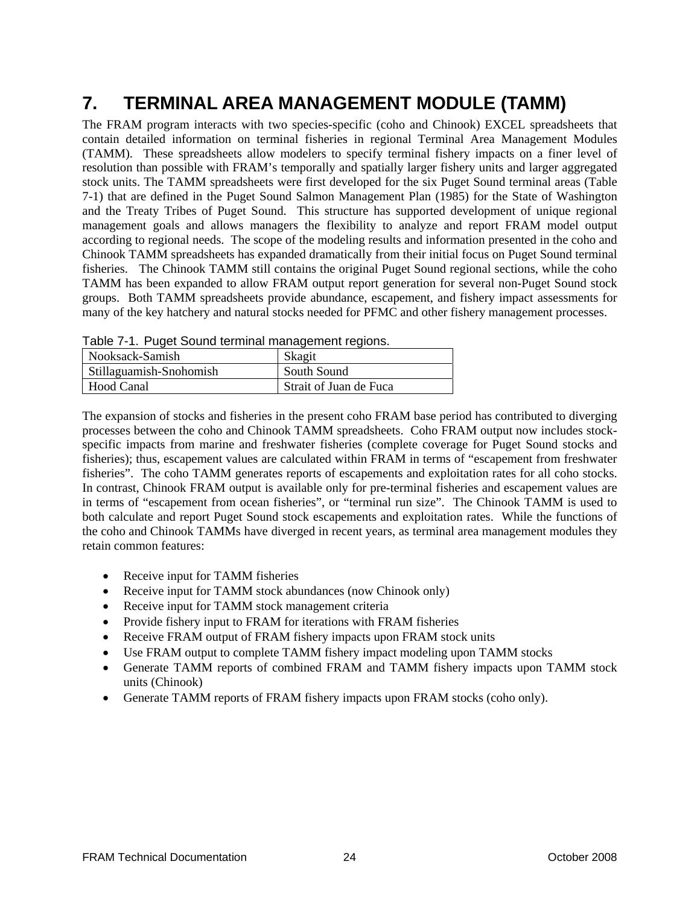# 7. TERMINAL AREA MANAGEMENT MODULE (TAMM)

The FRAM program interacts with two species-specific (coho and Chinook) EXCEL spreadsheets that contain detailed information on terminal fisheries in regional Terminal Area Management Modules (TAMM). These spreadsheets allow modelers to specify terminal fishery impacts on a finer level of resolution than possible with FRAM's temporally and spatially larger fishery units and larger aggregated stock units. The TAMM spreadsheets were first developed for the six Puget Sound terminal areas (Table 7-1) that are defined in the Puget Sound Salmon Management Plan (1985) for the State of Washington and the Treaty Tribes of Puget Sound. This structure has supported development of unique regional management goals and allows managers the flexibility to analyze and report FRAM model output according to regional needs. The scope of the modeling results and information presented in the coho and Chinook TAMM spreadsheets has expanded dramatically from their initial focus on Puget Sound terminal fisheries. The Chinook TAMM still contains the original Puget Sound regional sections, while the coho TAMM has been expanded to allow FRAM output report generation for several non-Puget Sound stock groups. Both TAMM spreadsheets provide abundance, escapement, and fishery impact assessments for many of the key hatchery and natural stocks needed for PFMC and other fishery management processes.

Table 7-1. Puget Sound terminal management regions.

| | |
|---|---|
| Nooksack-Samish | Skagit |
| Stillaguamish-Snohomish | South Sound |
| Hood Canal | Strait of Juan de Fuca |

The expansion of stocks and fisheries in the present coho FRAM base period has contributed to diverging processes between the coho and Chinook TAMM spreadsheets. Coho FRAM output now includes stock-specific impacts from marine and freshwater fisheries (complete coverage for Puget Sound stocks and fisheries); thus, escapement values are calculated within FRAM in terms of "escapement from freshwater fisheries". The coho TAMM generates reports of escapements and exploitation rates for all coho stocks. In contrast, Chinook FRAM output is available only for pre-terminal fisheries and escapement values are in terms of "escapement from ocean fisheries", or "terminal run size". The Chinook TAMM is used to both calculate and report Puget Sound stock escapements and exploitation rates. While the functions of the coho and Chinook TAMMs have diverged in recent years, as terminal area management modules they retain common features:

- Receive input for TAMM fisheries
- Receive input for TAMM stock abundances (now Chinook only)
- Receive input for TAMM stock management criteria
- Provide fishery input to FRAM for iterations with FRAM fisheries
- Receive FRAM output of FRAM fishery impacts upon FRAM stock units
- Use FRAM output to complete TAMM fishery impact modeling upon TAMM stocks
- Generate TAMM reports of combined FRAM and TAMM fishery impacts upon TAMM stock units (Chinook)
- Generate TAMM reports of FRAM fishery impacts upon FRAM stocks (coho only).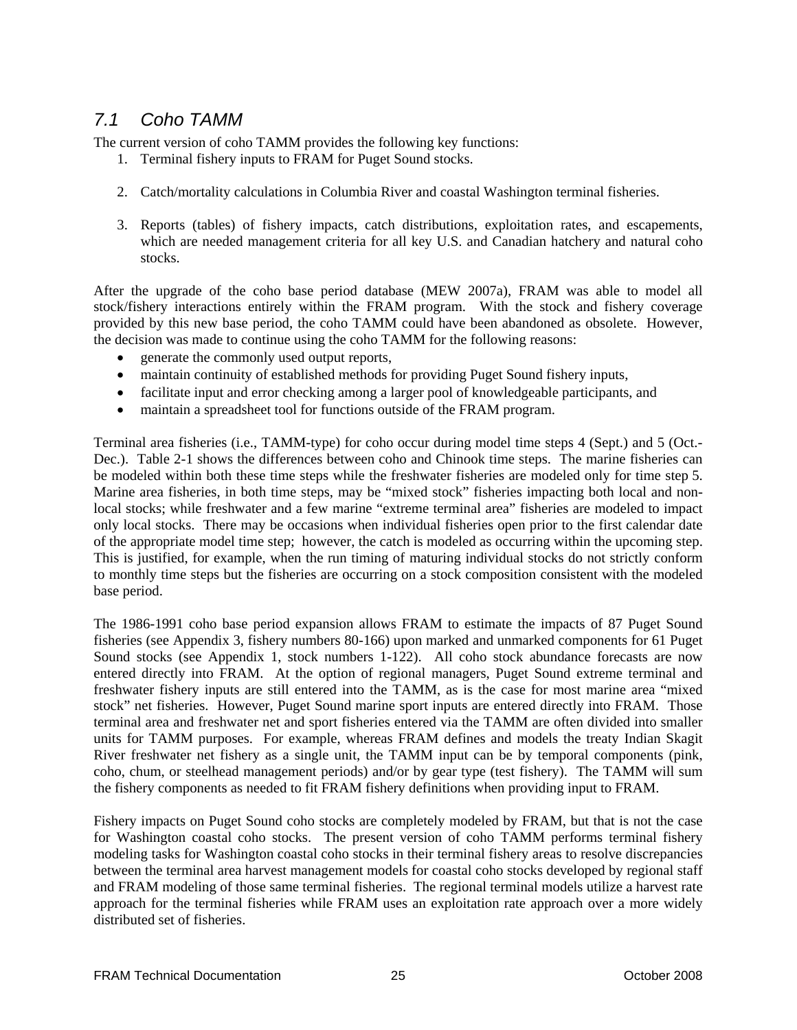## *7.1 Coho TAMM*

The current version of coho TAMM provides the following key functions:

1. Terminal fishery inputs to FRAM for Puget Sound stocks.

2. Catch/mortality calculations in Columbia River and coastal Washington terminal fisheries.

3. Reports (tables) of fishery impacts, catch distributions, exploitation rates, and escapements, which are needed management criteria for all key U.S. and Canadian hatchery and natural coho stocks.

After the upgrade of the coho base period database (MEW 2007a), FRAM was able to model all stock/fishery interactions entirely within the FRAM program. With the stock and fishery coverage provided by this new base period, the coho TAMM could have been abandoned as obsolete. However, the decision was made to continue using the coho TAMM for the following reasons:

- generate the commonly used output reports,
- maintain continuity of established methods for providing Puget Sound fishery inputs,
- facilitate input and error checking among a larger pool of knowledgeable participants, and
- maintain a spreadsheet tool for functions outside of the FRAM program.

Terminal area fisheries (i.e., TAMM-type) for coho occur during model time steps 4 (Sept.) and 5 (Oct.-Dec.). Table 2-1 shows the differences between coho and Chinook time steps. The marine fisheries can be modeled within both these time steps while the freshwater fisheries are modeled only for time step 5. Marine area fisheries, in both time steps, may be "mixed stock" fisheries impacting both local and non-local stocks; while freshwater and a few marine "extreme terminal area" fisheries are modeled to impact only local stocks. There may be occasions when individual fisheries open prior to the first calendar date of the appropriate model time step; however, the catch is modeled as occurring within the upcoming step. This is justified, for example, when the run timing of maturing individual stocks do not strictly conform to monthly time steps but the fisheries are occurring on a stock composition consistent with the modeled base period.

The 1986-1991 coho base period expansion allows FRAM to estimate the impacts of 87 Puget Sound fisheries (see Appendix 3, fishery numbers 80-166) upon marked and unmarked components for 61 Puget Sound stocks (see Appendix 1, stock numbers 1-122). All coho stock abundance forecasts are now entered directly into FRAM. At the option of regional managers, Puget Sound extreme terminal and freshwater fishery inputs are still entered into the TAMM, as is the case for most marine area "mixed stock" net fisheries. However, Puget Sound marine sport inputs are entered directly into FRAM. Those terminal area and freshwater net and sport fisheries entered via the TAMM are often divided into smaller units for TAMM purposes. For example, whereas FRAM defines and models the treaty Indian Skagit River freshwater net fishery as a single unit, the TAMM input can be by temporal components (pink, coho, chum, or steelhead management periods) and/or by gear type (test fishery). The TAMM will sum the fishery components as needed to fit FRAM fishery definitions when providing input to FRAM.

Fishery impacts on Puget Sound coho stocks are completely modeled by FRAM, but that is not the case for Washington coastal coho stocks. The present version of coho TAMM performs terminal fishery modeling tasks for Washington coastal coho stocks in their terminal fishery areas to resolve discrepancies between the terminal area harvest management models for coastal coho stocks developed by regional staff and FRAM modeling of those same terminal fisheries. The regional terminal models utilize a harvest rate approach for the terminal fisheries while FRAM uses an exploitation rate approach over a more widely distributed set of fisheries.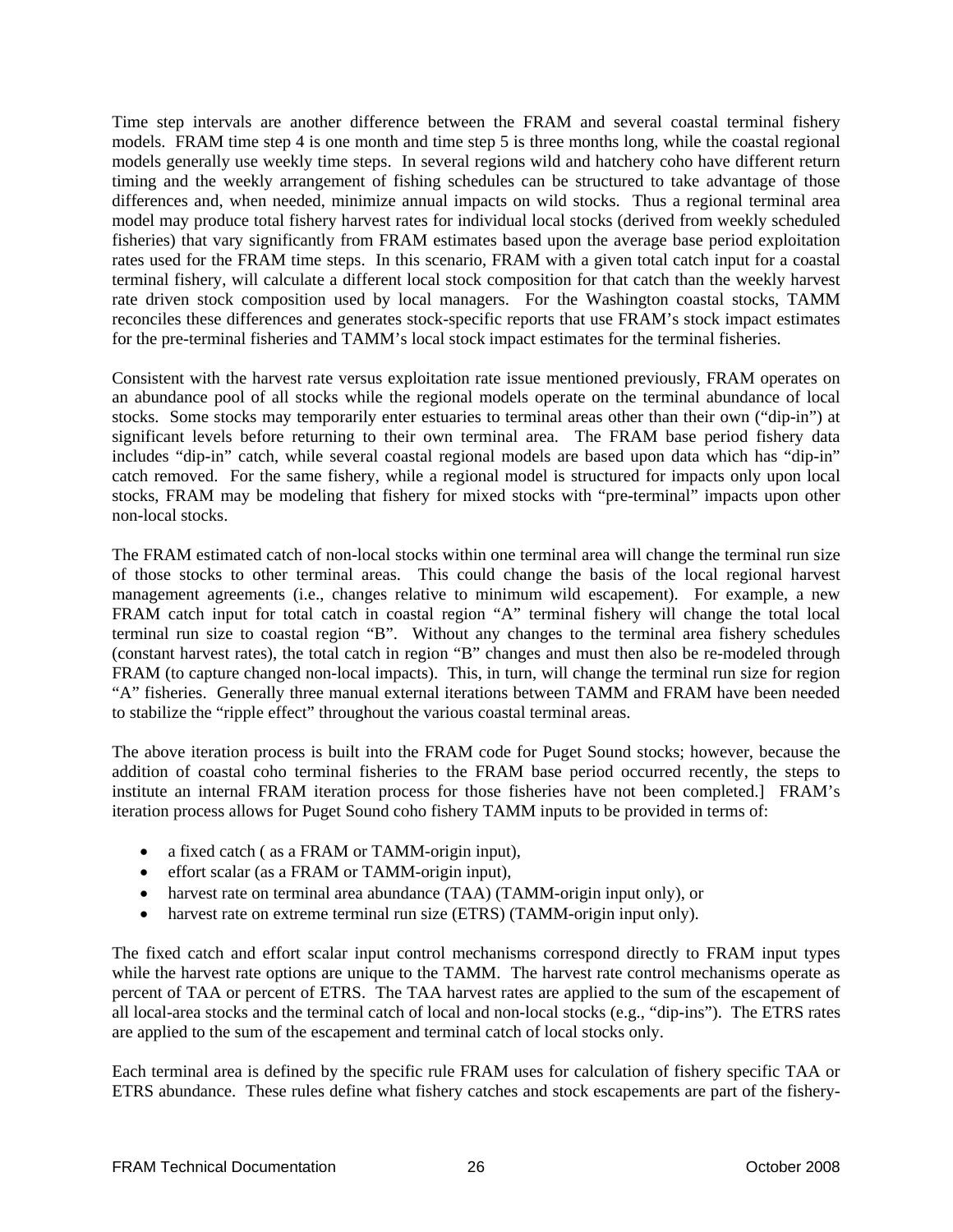Time step intervals are another difference between the FRAM and several coastal terminal fishery models. FRAM time step 4 is one month and time step 5 is three months long, while the coastal regional models generally use weekly time steps. In several regions wild and hatchery coho have different return timing and the weekly arrangement of fishing schedules can be structured to take advantage of those differences and, when needed, minimize annual impacts on wild stocks. Thus a regional terminal area model may produce total fishery harvest rates for individual local stocks (derived from weekly scheduled fisheries) that vary significantly from FRAM estimates based upon the average base period exploitation rates used for the FRAM time steps. In this scenario, FRAM with a given total catch input for a coastal terminal fishery, will calculate a different local stock composition for that catch than the weekly harvest rate driven stock composition used by local managers. For the Washington coastal stocks, TAMM reconciles these differences and generates stock-specific reports that use FRAM's stock impact estimates for the pre-terminal fisheries and TAMM's local stock impact estimates for the terminal fisheries.

Consistent with the harvest rate versus exploitation rate issue mentioned previously, FRAM operates on an abundance pool of all stocks while the regional models operate on the terminal abundance of local stocks. Some stocks may temporarily enter estuaries to terminal areas other than their own ("dip-in") at significant levels before returning to their own terminal area. The FRAM base period fishery data includes "dip-in" catch, while several coastal regional models are based upon data which has "dip-in" catch removed. For the same fishery, while a regional model is structured for impacts only upon local stocks, FRAM may be modeling that fishery for mixed stocks with "pre-terminal" impacts upon other non-local stocks.

The FRAM estimated catch of non-local stocks within one terminal area will change the terminal run size of those stocks to other terminal areas. This could change the basis of the local regional harvest management agreements (i.e., changes relative to minimum wild escapement). For example, a new FRAM catch input for total catch in coastal region "A" terminal fishery will change the total local terminal run size to coastal region "B". Without any changes to the terminal area fishery schedules (constant harvest rates), the total catch in region "B" changes and must then also be re-modeled through FRAM (to capture changed non-local impacts). This, in turn, will change the terminal run size for region "A" fisheries. Generally three manual external iterations between TAMM and FRAM have been needed to stabilize the "ripple effect" throughout the various coastal terminal areas.

The above iteration process is built into the FRAM code for Puget Sound stocks; however, because the addition of coastal coho terminal fisheries to the FRAM base period occurred recently, the steps to institute an internal FRAM iteration process for those fisheries have not been completed.] FRAM's iteration process allows for Puget Sound coho fishery TAMM inputs to be provided in terms of:

- a fixed catch ( as a FRAM or TAMM-origin input),
- effort scalar (as a FRAM or TAMM-origin input),
- harvest rate on terminal area abundance (TAA) (TAMM-origin input only), or
- harvest rate on extreme terminal run size (ETRS) (TAMM-origin input only).

The fixed catch and effort scalar input control mechanisms correspond directly to FRAM input types while the harvest rate options are unique to the TAMM. The harvest rate control mechanisms operate as percent of TAA or percent of ETRS. The TAA harvest rates are applied to the sum of the escapement of all local-area stocks and the terminal catch of local and non-local stocks (e.g., "dip-ins"). The ETRS rates are applied to the sum of the escapement and terminal catch of local stocks only.

Each terminal area is defined by the specific rule FRAM uses for calculation of fishery specific TAA or ETRS abundance. These rules define what fishery catches and stock escapements are part of the fishery-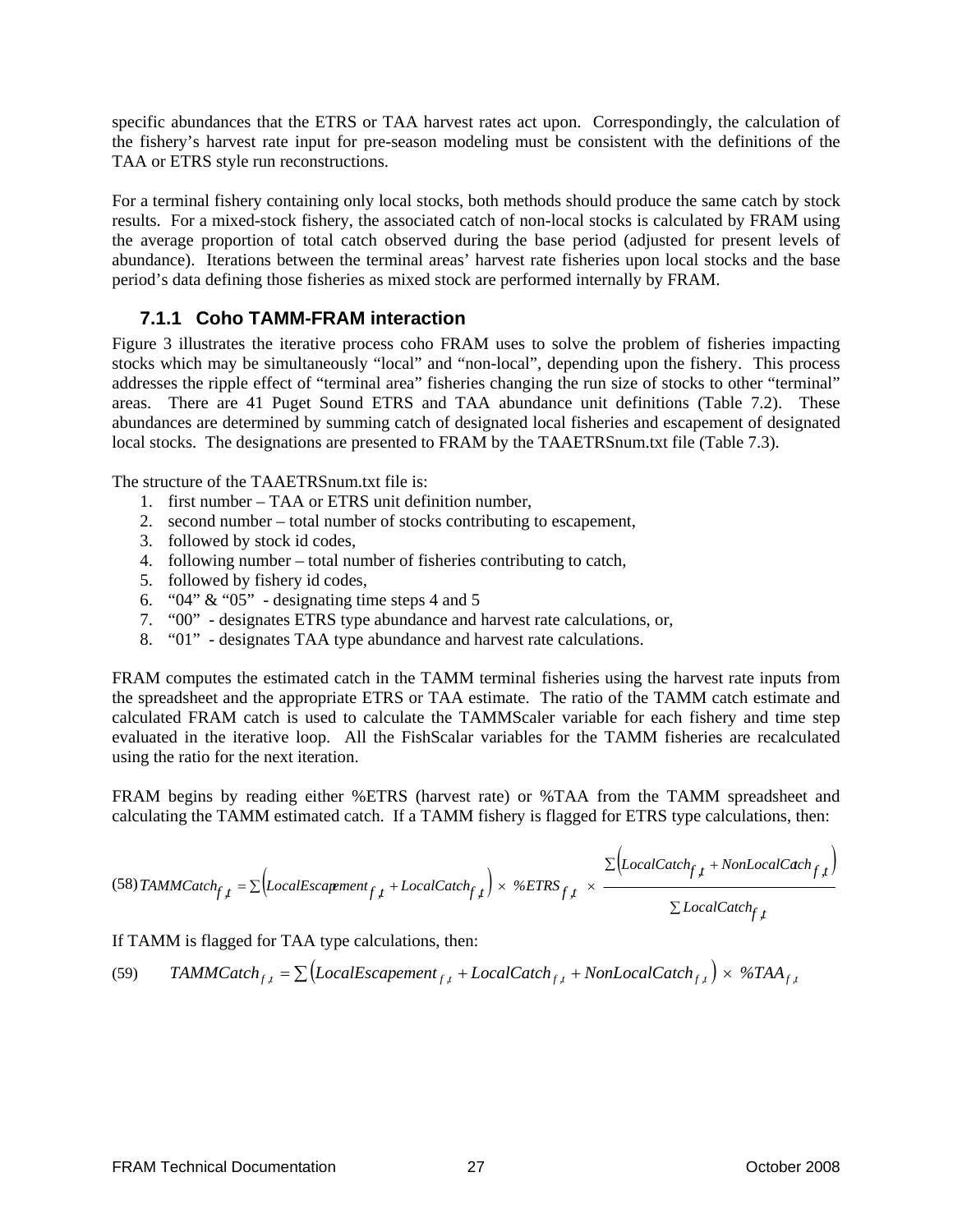specific abundances that the ETRS or TAA harvest rates act upon. Correspondingly, the calculation of the fishery's harvest rate input for pre-season modeling must be consistent with the definitions of the TAA or ETRS style run reconstructions.

For a terminal fishery containing only local stocks, both methods should produce the same catch by stock results. For a mixed-stock fishery, the associated catch of non-local stocks is calculated by FRAM using the average proportion of total catch observed during the base period (adjusted for present levels of abundance). Iterations between the terminal areas' harvest rate fisheries upon local stocks and the base period's data defining those fisheries as mixed stock are performed internally by FRAM.

### 7.1.1 Coho TAMM-FRAM interaction

Figure 3 illustrates the iterative process coho FRAM uses to solve the problem of fisheries impacting stocks which may be simultaneously "local" and "non-local", depending upon the fishery. This process addresses the ripple effect of "terminal area" fisheries changing the run size of stocks to other "terminal" areas. There are 41 Puget Sound ETRS and TAA abundance unit definitions (Table 7.2). These abundances are determined by summing catch of designated local fisheries and escapement of designated local stocks. The designations are presented to FRAM by the TAAETRSnum.txt file (Table 7.3).

The structure of the TAAETRSnum.txt file is:

1. first number – TAA or ETRS unit definition number,
2. second number – total number of stocks contributing to escapement,
3. followed by stock id codes,
4. following number – total number of fisheries contributing to catch,
5. followed by fishery id codes,
6. "04" & "05" - designating time steps 4 and 5
7. "00" - designates ETRS type abundance and harvest rate calculations, or,
8. "01" - designates TAA type abundance and harvest rate calculations.

FRAM computes the estimated catch in the TAMM terminal fisheries using the harvest rate inputs from the spreadsheet and the appropriate ETRS or TAA estimate. The ratio of the TAMM catch estimate and calculated FRAM catch is used to calculate the TAMMScaler variable for each fishery and time step evaluated in the iterative loop. All the FishScalar variables for the TAMM fisheries are recalculated using the ratio for the next iteration.

FRAM begins by reading either %ETRS (harvest rate) or %TAA from the TAMM spreadsheet and calculating the TAMM estimated catch. If a TAMM fishery is flagged for ETRS type calculations, then:

$$(58)\quad TAMMCatch_{f,t} = \sum\left(LocalEscapement_{f,t} + LocalCatch_{f,t}\right) \times \%ETRS_{f,t} \times \frac{\sum\left(LocalCatch_{f,t} + NonLocalCatch_{f,t}\right)}{\sum LocalCatch_{f,t}}$$

If TAMM is flagged for TAA type calculations, then:

$$(59)\qquad TAMMCatch_{f,t} = \sum\left(LocalEscapement_{f,t} + LocalCatch_{f,t} + NonLocalCatch_{f,t}\right) \times \%TAA_{f,t}$$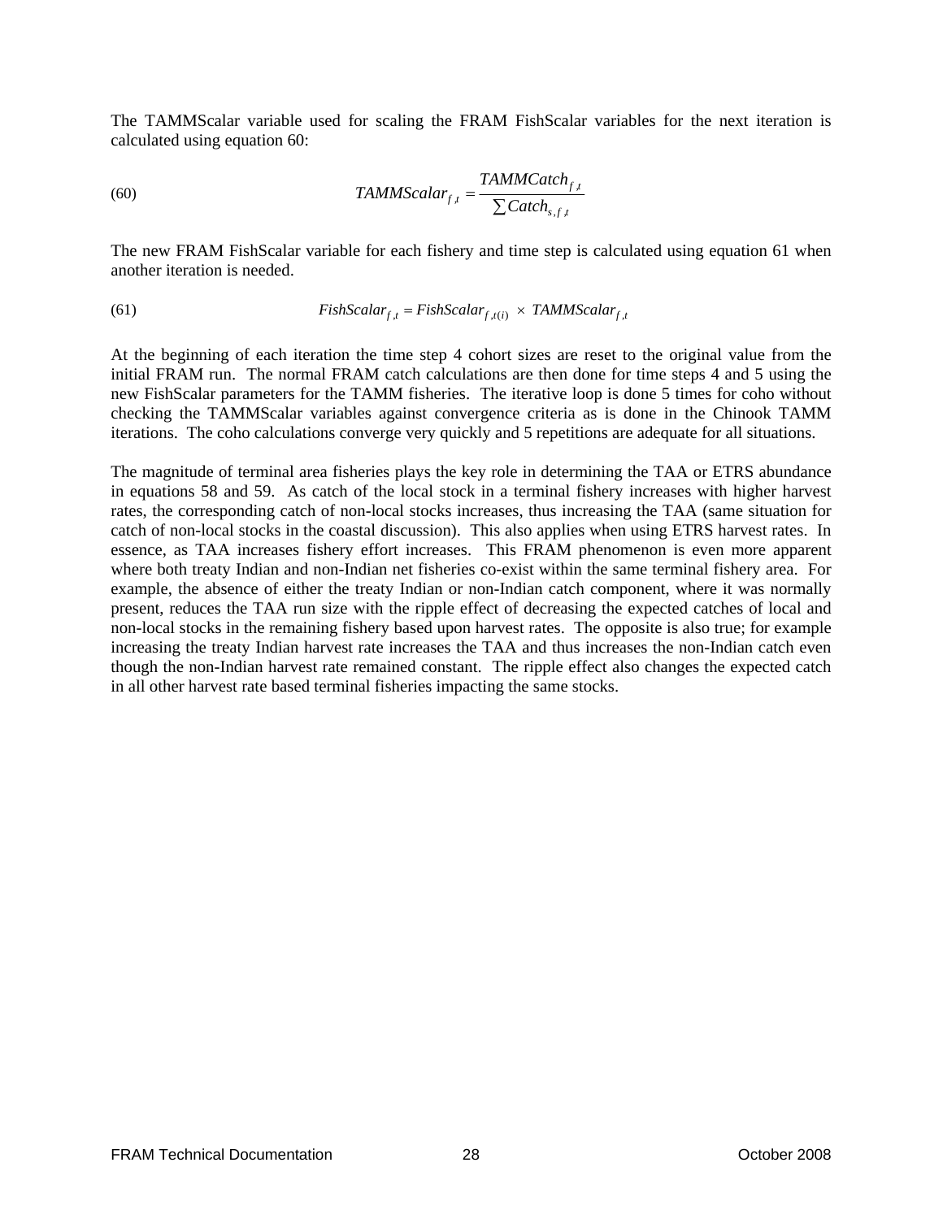The TAMMScalar variable used for scaling the FRAM FishScalar variables for the next iteration is calculated using equation 60:

$$TAMMScalar_{f,t} = \frac{TAMMCatch_{f,t}}{\sum Catch_{s,f,t}} \tag{60}$$

The new FRAM FishScalar variable for each fishery and time step is calculated using equation 61 when another iteration is needed.

$$FishScalar_{f,t} = FishScalar_{f,t(i)} \times TAMMScalar_{f,t} \tag{61}$$

At the beginning of each iteration the time step 4 cohort sizes are reset to the original value from the initial FRAM run. The normal FRAM catch calculations are then done for time steps 4 and 5 using the new FishScalar parameters for the TAMM fisheries. The iterative loop is done 5 times for coho without checking the TAMMScalar variables against convergence criteria as is done in the Chinook TAMM iterations. The coho calculations converge very quickly and 5 repetitions are adequate for all situations.

The magnitude of terminal area fisheries plays the key role in determining the TAA or ETRS abundance in equations 58 and 59. As catch of the local stock in a terminal fishery increases with higher harvest rates, the corresponding catch of non-local stocks increases, thus increasing the TAA (same situation for catch of non-local stocks in the coastal discussion). This also applies when using ETRS harvest rates. In essence, as TAA increases fishery effort increases. This FRAM phenomenon is even more apparent where both treaty Indian and non-Indian net fisheries co-exist within the same terminal fishery area. For example, the absence of either the treaty Indian or non-Indian catch component, where it was normally present, reduces the TAA run size with the ripple effect of decreasing the expected catches of local and non-local stocks in the remaining fishery based upon harvest rates. The opposite is also true; for example increasing the treaty Indian harvest rate increases the TAA and thus increases the non-Indian catch even though the non-Indian harvest rate remained constant. The ripple effect also changes the expected catch in all other harvest rate based terminal fisheries impacting the same stocks.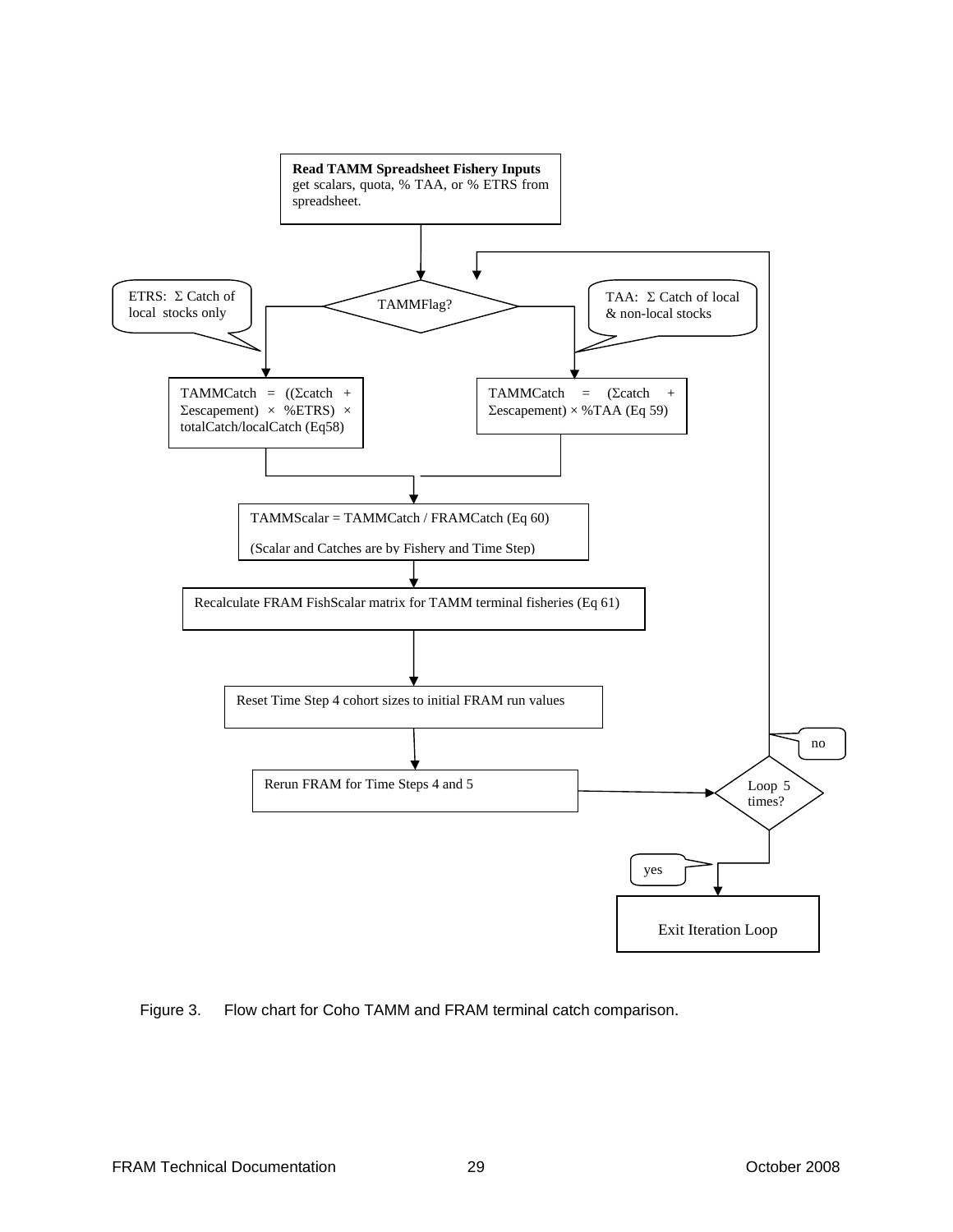**Read TAMM Spreadsheet Fishery Inputs**
get scalars, quota, % TAA, or % ETRS from spreadsheet.

TAMMFlag?

ETRS: Σ Catch of local stocks only

TAA: Σ Catch of local & non-local stocks

TAMMCatch = ((Σcatch + Σescapement) × %ETRS) × totalCatch/localCatch (Eq58)

TAMMCatch = (Σcatch + Σescapement) × %TAA (Eq 59)

TAMMScalar = TAMMCatch / FRAMCatch (Eq 60)

(Scalar and Catches are by Fishery and Time Step)

Recalculate FRAM FishScalar matrix for TAMM terminal fisheries (Eq 61)

Reset Time Step 4 cohort sizes to initial FRAM run values

Rerun FRAM for Time Steps 4 and 5

Loop 5 times?

no

yes

Exit Iteration Loop

Figure 3. Flow chart for Coho TAMM and FRAM terminal catch comparison.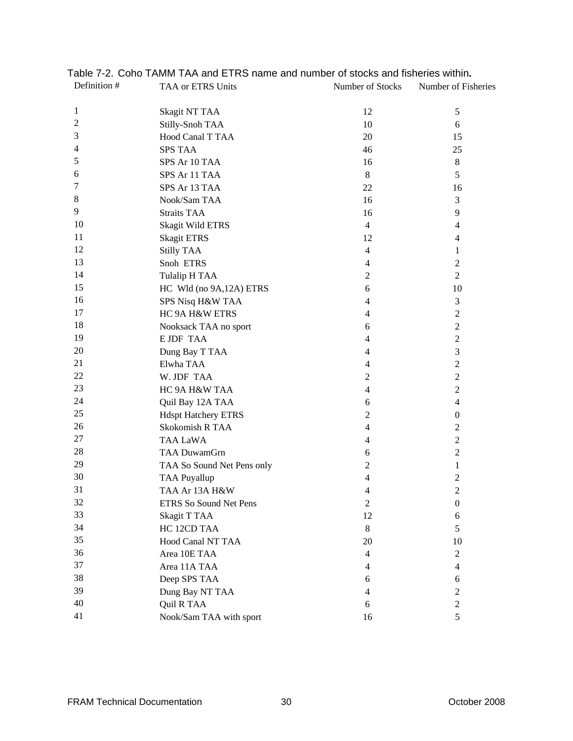Table 7-2. Coho TAMM TAA and ETRS name and number of stocks and fisheries within**.**

| Definition # | TAA or ETRS Units | Number of Stocks | Number of Fisheries |
|---|---|---|---|
| 1 | Skagit NT TAA | 12 | 5 |
| 2 | Stilly-Snoh TAA | 10 | 6 |
| 3 | Hood Canal T TAA | 20 | 15 |
| 4 | SPS TAA | 46 | 25 |
| 5 | SPS Ar 10 TAA | 16 | 8 |
| 6 | SPS Ar 11 TAA | 8 | 5 |
| 7 | SPS Ar 13 TAA | 22 | 16 |
| 8 | Nook/Sam TAA | 16 | 3 |
| 9 | Straits TAA | 16 | 9 |
| 10 | Skagit Wild ETRS | 4 | 4 |
| 11 | Skagit ETRS | 12 | 4 |
| 12 | Stilly TAA | 4 | 1 |
| 13 | Snoh ETRS | 4 | 2 |
| 14 | Tulalip H TAA | 2 | 2 |
| 15 | HC Wld (no 9A,12A) ETRS | 6 | 10 |
| 16 | SPS Nisq H&W TAA | 4 | 3 |
| 17 | HC 9A H&W ETRS | 4 | 2 |
| 18 | Nooksack TAA no sport | 6 | 2 |
| 19 | E JDF TAA | 4 | 2 |
| 20 | Dung Bay T TAA | 4 | 3 |
| 21 | Elwha TAA | 4 | 2 |
| 22 | W. JDF TAA | 2 | 2 |
| 23 | HC 9A H&W TAA | 4 | 2 |
| 24 | Quil Bay 12A TAA | 6 | 4 |
| 25 | Hdspt Hatchery ETRS | 2 | 0 |
| 26 | Skokomish R TAA | 4 | 2 |
| 27 | TAA LaWA | 4 | 2 |
| 28 | TAA DuwamGrn | 6 | 2 |
| 29 | TAA So Sound Net Pens only | 2 | 1 |
| 30 | TAA Puyallup | 4 | 2 |
| 31 | TAA Ar 13A H&W | 4 | 2 |
| 32 | ETRS So Sound Net Pens | 2 | 0 |
| 33 | Skagit T TAA | 12 | 6 |
| 34 | HC 12CD TAA | 8 | 5 |
| 35 | Hood Canal NT TAA | 20 | 10 |
| 36 | Area 10E TAA | 4 | 2 |
| 37 | Area 11A TAA | 4 | 4 |
| 38 | Deep SPS TAA | 6 | 6 |
| 39 | Dung Bay NT TAA | 4 | 2 |
| 40 | Quil R TAA | 6 | 2 |
| 41 | Nook/Sam TAA with sport | 16 | 5 |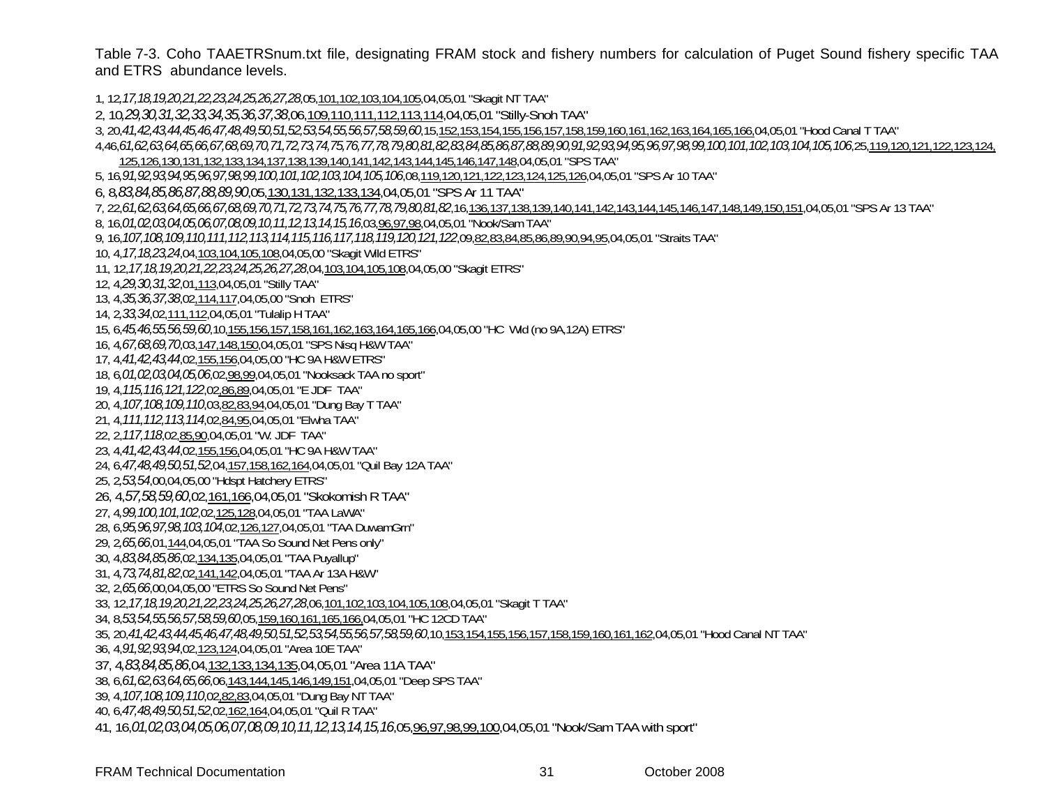Table 7-3. Coho TAAETRSnum.txt file, designating FRAM stock and fishery numbers for calculation of Puget Sound fishery specific TAA and ETRS abundance levels.

1, 12,*17,18,19,20,21,22,23,24,25,26,27,28*,05,101,102,103,104,105,04,05,01 "Skagit NT TAA"
2, 10,*29,30,31,32,33,34,35,36,37,38*,06,109,110,111,112,113,114,04,05,01 "Stilly-Snoh TAA"
3, 20,*41,42,43,44,45,46,47,48,49,50,51,52,53,54,55,56,57,58,59,60*,15,152,153,154,155,156,157,158,159,160,161,162,163,164,165,166,04,05,01 "Hood Canal T TAA"
4,46,*61,62,63,64,65,66,67,68,69,70,71,72,73,74,75,76,77,78,79,80,81,82,83,84,85,86,87,88,89,90,91,92,93,94,95,96,97,98,99,100,101,102,103,104,105,106*,25,119,120,121,122,123,124,125,126,130,131,132,133,134,137,138,139,140,141,142,143,144,145,146,147,148,04,05,01 "SPS TAA"
5, 16,*91,92,93,94,95,96,97,98,99,100,101,102,103,104,105,106*,08,119,120,121,122,123,124,125,126,04,05,01 "SPS Ar 10 TAA"
6, 8,*83,84,85,86,87,88,89,90*,05,130,131,132,133,134,04,05,01 "SPS Ar 11 TAA"
7, 22,*61,62,63,64,65,66,67,68,69,70,71,72,73,74,75,76,77,78,79,80,81,82*,16,136,137,138,139,140,141,142,143,144,145,146,147,148,149,150,151,04,05,01 "SPS Ar 13 TAA"
8, 16,*01,02,03,04,05,06,07,08,09,10,11,12,13,14,15,16*,03,96,97,98,04,05,01 "Nook/Sam TAA"
9, 16,*107,108,109,110,111,112,113,114,115,116,117,118,119,120,121,122*,09,82,83,84,85,86,89,90,94,95,04,05,01 "Straits TAA"
10, 4,*17,18,23,24*,04,103,104,105,108,04,05,00 "Skagit Wild ETRS"
11, 12,*17,18,19,20,21,22,23,24,25,26,27,28*,04,103,104,105,108,04,05,00 "Skagit ETRS"
12, 4,*29,30,31,32*,01,113,04,05,01 "Stilly TAA"
13, 4,*35,36,37,38*,02,114,117,04,05,00 "Snoh ETRS"
14, 2,*33,34*,02,111,112,04,05,01 "Tulalip H TAA"
15, 6,*45,46,55,56,59,60*,10,155,156,157,158,161,162,163,164,165,166,04,05,00 "HC Wld (no 9A,12A) ETRS"
16, 4,*67,68,69,70*,03,147,148,150,04,05,01 "SPS Nisq H&W TAA"
17, 4,*41,42,43,44*,02,155,156,04,05,00 "HC 9A H&W ETRS"
18, 6,*01,02,03,04,05,06*,02,98,99,04,05,01 "Nooksack TAA no sport"
19, 4,*115,116,121,122*,02,86,89,04,05,01 "E JDF TAA"
20, 4,*107,108,109,110*,03,82,83,94,04,05,01 "Dung Bay T TAA"
21, 4,*111,112,113,114*,02,84,95,04,05,01 "Elwha TAA"
22, 2,*117,118*,02,85,90,04,05,01 "W. JDF TAA"
23, 4,*41,42,43,44*,02,155,156,04,05,01 "HC 9A H&W TAA"
24, 6,*47,48,49,50,51,52*,04,157,158,162,164,04,05,01 "Quil Bay 12A TAA"
25, 2,*53,54*,00,04,05,00 "Hdspt Hatchery ETRS"
26, 4,*57,58,59,60*,02,161,166,04,05,01 "Skokomish R TAA"
27, 4,*99,100,101,102*,02,125,128,04,05,01 "TAA LaWA"
28, 6,*95,96,97,98,103,104*,02,126,127,04,05,01 "TAA DuwamGrn"
29, 2,*65,66*,01,144,04,05,01 "TAA So Sound Net Pens only"
30, 4,*83,84,85,86*,02,134,135,04,05,01 "TAA Puyallup"
31, 4,*73,74,81,82*,02,141,142,04,05,01 "TAA Ar 13A H&W"
32, 2,*65,66*,00,04,05,00 "ETRS So Sound Net Pens"
33, 12,*17,18,19,20,21,22,23,24,25,26,27,28*,06,101,102,103,104,105,108,04,05,01 "Skagit T TAA"
34, 8,*53,54,55,56,57,58,59,60*,05,159,160,161,165,166,04,05,01 "HC 12CD TAA"
35, 20,*41,42,43,44,45,46,47,48,49,50,51,52,53,54,55,56,57,58,59,60*,10,153,154,155,156,157,158,159,160,161,162,04,05,01 "Hood Canal NT TAA"
36, 4,*91,92,93,94*,02,123,124,04,05,01 "Area 10E TAA"
37, 4,*83,84,85,86*,04,132,133,134,135,04,05,01 "Area 11A TAA"
38, 6,*61,62,63,64,65,66*,06,143,144,145,146,149,151,04,05,01 "Deep SPS TAA"
39, 4,*107,108,109,110*,02,82,83,04,05,01 "Dung Bay NT TAA"
40, 6,*47,48,49,50,51,52*,02,162,164,04,05,01 "Quil R TAA"
41, 16,*01,02,03,04,05,06,07,08,09,10,11,12,13,14,15,16*,05,96,97,98,99,100,04,05,01 "Nook/Sam TAA with sport"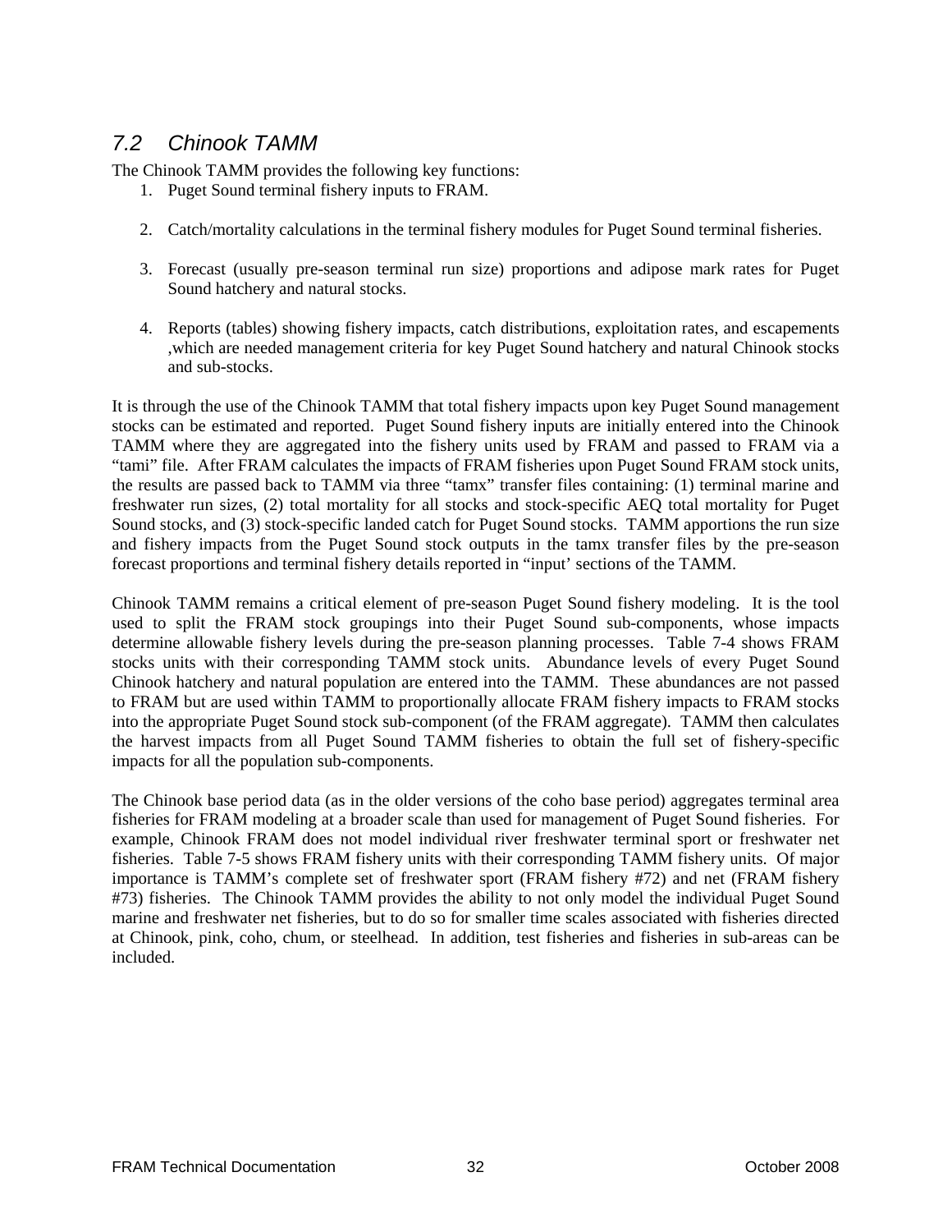## *7.2 Chinook TAMM*

The Chinook TAMM provides the following key functions:

1. Puget Sound terminal fishery inputs to FRAM.

2. Catch/mortality calculations in the terminal fishery modules for Puget Sound terminal fisheries.

3. Forecast (usually pre-season terminal run size) proportions and adipose mark rates for Puget Sound hatchery and natural stocks.

4. Reports (tables) showing fishery impacts, catch distributions, exploitation rates, and escapements ,which are needed management criteria for key Puget Sound hatchery and natural Chinook stocks and sub-stocks.

It is through the use of the Chinook TAMM that total fishery impacts upon key Puget Sound management stocks can be estimated and reported. Puget Sound fishery inputs are initially entered into the Chinook TAMM where they are aggregated into the fishery units used by FRAM and passed to FRAM via a "tami" file. After FRAM calculates the impacts of FRAM fisheries upon Puget Sound FRAM stock units, the results are passed back to TAMM via three "tamx" transfer files containing: (1) terminal marine and freshwater run sizes, (2) total mortality for all stocks and stock-specific AEQ total mortality for Puget Sound stocks, and (3) stock-specific landed catch for Puget Sound stocks. TAMM apportions the run size and fishery impacts from the Puget Sound stock outputs in the tamx transfer files by the pre-season forecast proportions and terminal fishery details reported in "input' sections of the TAMM.

Chinook TAMM remains a critical element of pre-season Puget Sound fishery modeling. It is the tool used to split the FRAM stock groupings into their Puget Sound sub-components, whose impacts determine allowable fishery levels during the pre-season planning processes. Table 7-4 shows FRAM stocks units with their corresponding TAMM stock units. Abundance levels of every Puget Sound Chinook hatchery and natural population are entered into the TAMM. These abundances are not passed to FRAM but are used within TAMM to proportionally allocate FRAM fishery impacts to FRAM stocks into the appropriate Puget Sound stock sub-component (of the FRAM aggregate). TAMM then calculates the harvest impacts from all Puget Sound TAMM fisheries to obtain the full set of fishery-specific impacts for all the population sub-components.

The Chinook base period data (as in the older versions of the coho base period) aggregates terminal area fisheries for FRAM modeling at a broader scale than used for management of Puget Sound fisheries. For example, Chinook FRAM does not model individual river freshwater terminal sport or freshwater net fisheries. Table 7-5 shows FRAM fishery units with their corresponding TAMM fishery units. Of major importance is TAMM's complete set of freshwater sport (FRAM fishery #72) and net (FRAM fishery #73) fisheries. The Chinook TAMM provides the ability to not only model the individual Puget Sound marine and freshwater net fisheries, but to do so for smaller time scales associated with fisheries directed at Chinook, pink, coho, chum, or steelhead. In addition, test fisheries and fisheries in sub-areas can be included.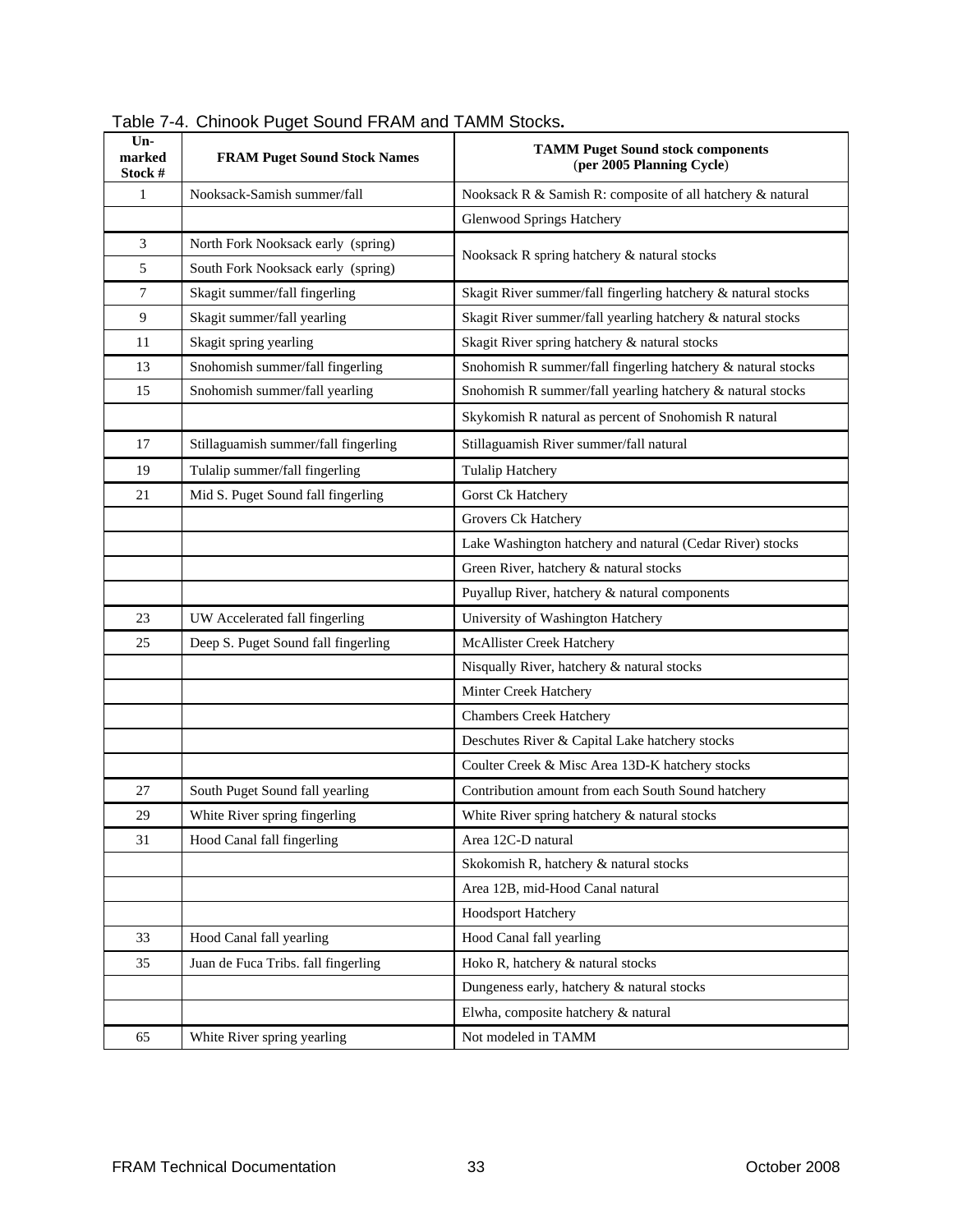Table 7-4. Chinook Puget Sound FRAM and TAMM Stocks**.**

| Un-marked Stock # | FRAM Puget Sound Stock Names | TAMM Puget Sound stock components (per 2005 Planning Cycle) |
|---|---|---|
| 1 | Nooksack-Samish summer/fall | Nooksack R & Samish R: composite of all hatchery & natural |
| | | Glenwood Springs Hatchery |
| 3 | North Fork Nooksack early (spring) | Nooksack R spring hatchery & natural stocks |
| 5 | South Fork Nooksack early (spring) | |
| 7 | Skagit summer/fall fingerling | Skagit River summer/fall fingerling hatchery & natural stocks |
| 9 | Skagit summer/fall yearling | Skagit River summer/fall yearling hatchery & natural stocks |
| 11 | Skagit spring yearling | Skagit River spring hatchery & natural stocks |
| 13 | Snohomish summer/fall fingerling | Snohomish R summer/fall fingerling hatchery & natural stocks |
| 15 | Snohomish summer/fall yearling | Snohomish R summer/fall yearling hatchery & natural stocks |
| | | Skykomish R natural as percent of Snohomish R natural |
| 17 | Stillaguamish summer/fall fingerling | Stillaguamish River summer/fall natural |
| 19 | Tulalip summer/fall fingerling | Tulalip Hatchery |
| 21 | Mid S. Puget Sound fall fingerling | Gorst Ck Hatchery |
| | | Grovers Ck Hatchery |
| | | Lake Washington hatchery and natural (Cedar River) stocks |
| | | Green River, hatchery & natural stocks |
| | | Puyallup River, hatchery & natural components |
| 23 | UW Accelerated fall fingerling | University of Washington Hatchery |
| 25 | Deep S. Puget Sound fall fingerling | McAllister Creek Hatchery |
| | | Nisqually River, hatchery & natural stocks |
| | | Minter Creek Hatchery |
| | | Chambers Creek Hatchery |
| | | Deschutes River & Capital Lake hatchery stocks |
| | | Coulter Creek & Misc Area 13D-K hatchery stocks |
| 27 | South Puget Sound fall yearling | Contribution amount from each South Sound hatchery |
| 29 | White River spring fingerling | White River spring hatchery & natural stocks |
| 31 | Hood Canal fall fingerling | Area 12C-D natural |
| | | Skokomish R, hatchery & natural stocks |
| | | Area 12B, mid-Hood Canal natural |
| | | Hoodsport Hatchery |
| 33 | Hood Canal fall yearling | Hood Canal fall yearling |
| 35 | Juan de Fuca Tribs. fall fingerling | Hoko R, hatchery & natural stocks |
| | | Dungeness early, hatchery & natural stocks |
| | | Elwha, composite hatchery & natural |
| 65 | White River spring yearling | Not modeled in TAMM |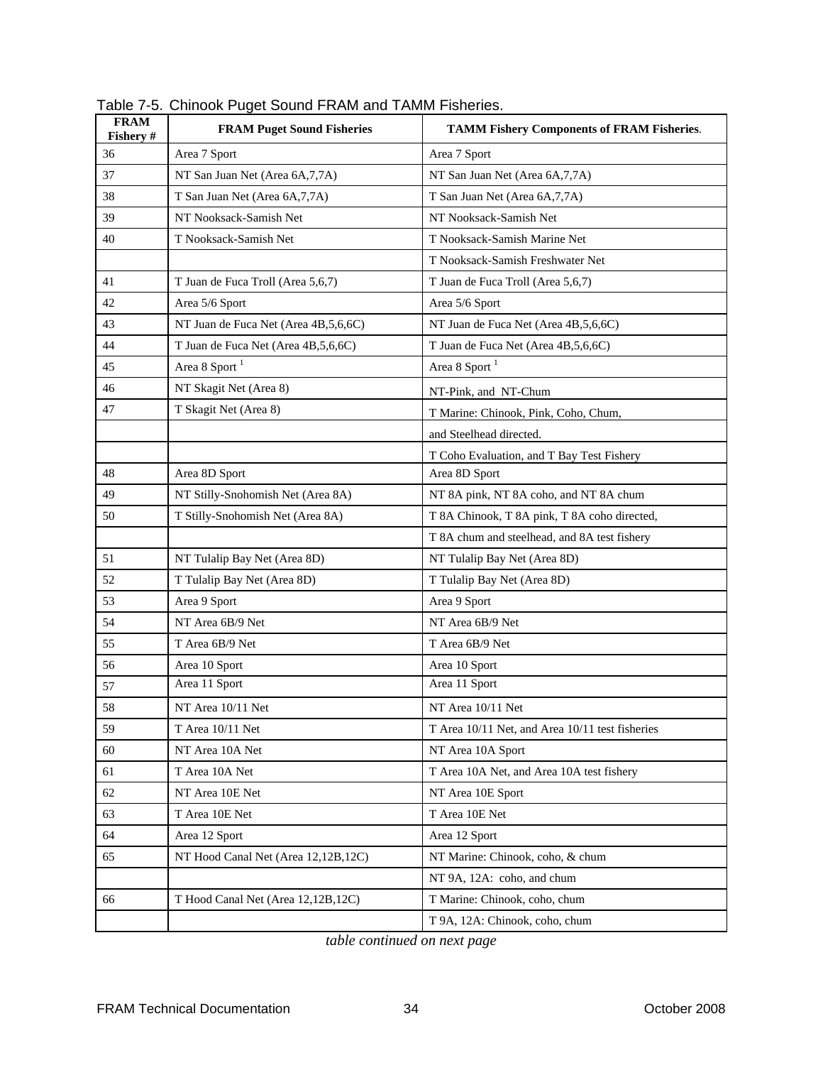Table 7-5. Chinook Puget Sound FRAM and TAMM Fisheries.

| FRAM Fishery # | FRAM Puget Sound Fisheries | TAMM Fishery Components of FRAM Fisheries. |
|---|---|---|
| 36 | Area 7 Sport | Area 7 Sport |
| 37 | NT San Juan Net (Area 6A,7,7A) | NT San Juan Net (Area 6A,7,7A) |
| 38 | T San Juan Net (Area 6A,7,7A) | T San Juan Net (Area 6A,7,7A) |
| 39 | NT Nooksack-Samish Net | NT Nooksack-Samish Net |
| 40 | T Nooksack-Samish Net | T Nooksack-Samish Marine Net |
| | | T Nooksack-Samish Freshwater Net |
| 41 | T Juan de Fuca Troll (Area 5,6,7) | T Juan de Fuca Troll (Area 5,6,7) |
| 42 | Area 5/6 Sport | Area 5/6 Sport |
| 43 | NT Juan de Fuca Net (Area 4B,5,6,6C) | NT Juan de Fuca Net (Area 4B,5,6,6C) |
| 44 | T Juan de Fuca Net (Area 4B,5,6,6C) | T Juan de Fuca Net (Area 4B,5,6,6C) |
| 45 | Area 8 Sport [1] | Area 8 Sport [1] |
| 46 | NT Skagit Net (Area 8) | NT-Pink, and NT-Chum |
| 47 | T Skagit Net (Area 8) | T Marine: Chinook, Pink, Coho, Chum, |
| | | and Steelhead directed. |
| | | T Coho Evaluation, and T Bay Test Fishery |
| 48 | Area 8D Sport | Area 8D Sport |
| 49 | NT Stilly-Snohomish Net (Area 8A) | NT 8A pink, NT 8A coho, and NT 8A chum |
| 50 | T Stilly-Snohomish Net (Area 8A) | T 8A Chinook, T 8A pink, T 8A coho directed, |
| | | T 8A chum and steelhead, and 8A test fishery |
| 51 | NT Tulalip Bay Net (Area 8D) | NT Tulalip Bay Net (Area 8D) |
| 52 | T Tulalip Bay Net (Area 8D) | T Tulalip Bay Net (Area 8D) |
| 53 | Area 9 Sport | Area 9 Sport |
| 54 | NT Area 6B/9 Net | NT Area 6B/9 Net |
| 55 | T Area 6B/9 Net | T Area 6B/9 Net |
| 56 | Area 10 Sport | Area 10 Sport |
| 57 | Area 11 Sport | Area 11 Sport |
| 58 | NT Area 10/11 Net | NT Area 10/11 Net |
| 59 | T Area 10/11 Net | T Area 10/11 Net, and Area 10/11 test fisheries |
| 60 | NT Area 10A Net | NT Area 10A Sport |
| 61 | T Area 10A Net | T Area 10A Net, and Area 10A test fishery |
| 62 | NT Area 10E Net | NT Area 10E Sport |
| 63 | T Area 10E Net | T Area 10E Net |
| 64 | Area 12 Sport | Area 12 Sport |
| 65 | NT Hood Canal Net (Area 12,12B,12C) | NT Marine: Chinook, coho, & chum |
| | | NT 9A, 12A: coho, and chum |
| 66 | T Hood Canal Net (Area 12,12B,12C) | T Marine: Chinook, coho, chum |
| | | T 9A, 12A: Chinook, coho, chum |

*table continued on next page*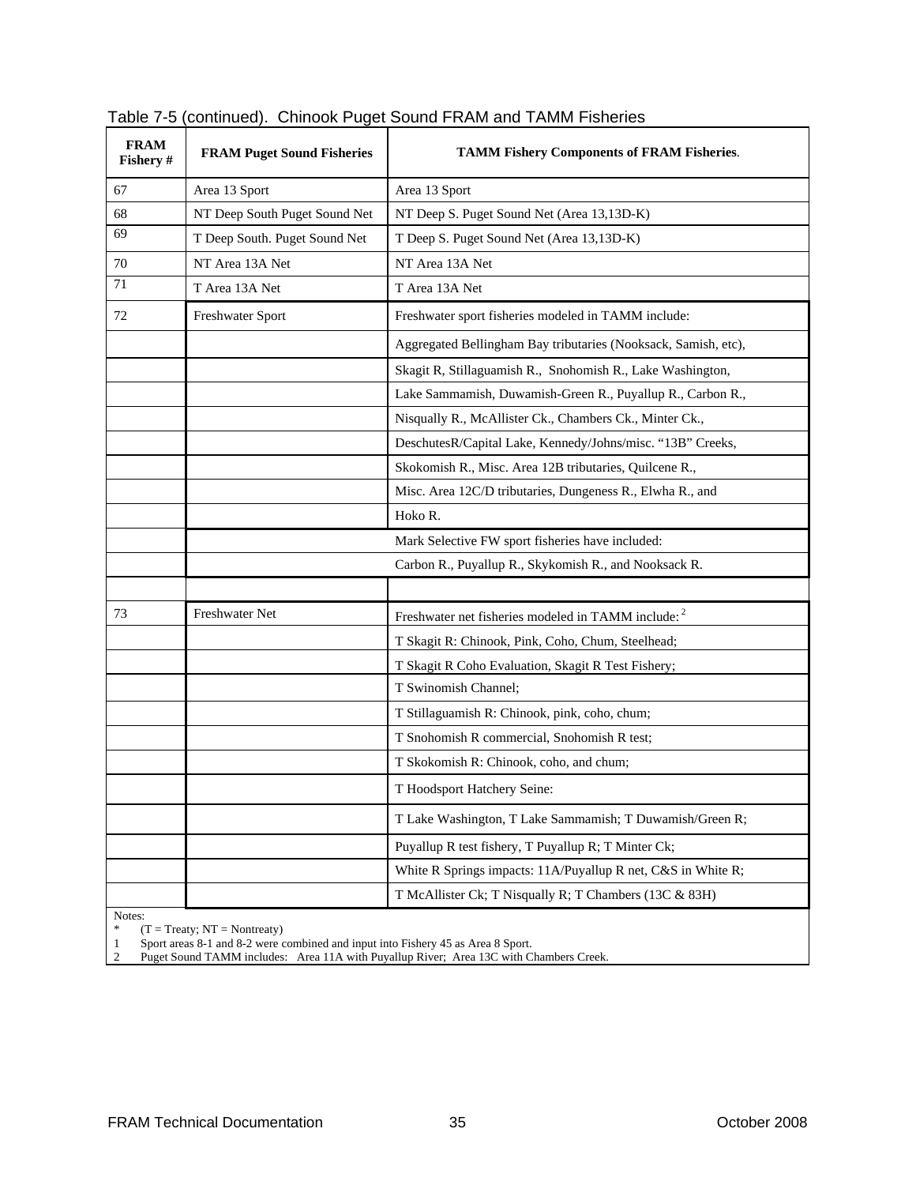Table 7-5 (continued). Chinook Puget Sound FRAM and TAMM Fisheries

| FRAM Fishery # | FRAM Puget Sound Fisheries | TAMM Fishery Components of FRAM Fisheries. |
|---|---|---|
| 67 | Area 13 Sport | Area 13 Sport |
| 68 | NT Deep South Puget Sound Net | NT Deep S. Puget Sound Net (Area 13,13D-K) |
| 69 | T Deep South. Puget Sound Net | T Deep S. Puget Sound Net (Area 13,13D-K) |
| 70 | NT Area 13A Net | NT Area 13A Net |
| 71 | T Area 13A Net | T Area 13A Net |
| 72 | Freshwater Sport | Freshwater sport fisheries modeled in TAMM include: |
| | | Aggregated Bellingham Bay tributaries (Nooksack, Samish, etc), |
| | | Skagit R, Stillaguamish R., Snohomish R., Lake Washington, |
| | | Lake Sammamish, Duwamish-Green R., Puyallup R., Carbon R., |
| | | Nisqually R., McAllister Ck., Chambers Ck., Minter Ck., |
| | | DeschutesR/Capital Lake, Kennedy/Johns/misc. "13B" Creeks, |
| | | Skokomish R., Misc. Area 12B tributaries, Quilcene R., |
| | | Misc. Area 12C/D tributaries, Dungeness R., Elwha R., and |
| | | Hoko R. |
| | | Mark Selective FW sport fisheries have included: |
| | | Carbon R., Puyallup R., Skykomish R., and Nooksack R. |
| | | |
| 73 | Freshwater Net | Freshwater net fisheries modeled in TAMM include: [2] |
| | | T Skagit R: Chinook, Pink, Coho, Chum, Steelhead; |
| | | T Skagit R Coho Evaluation, Skagit R Test Fishery; |
| | | T Swinomish Channel; |
| | | T Stillaguamish R: Chinook, pink, coho, chum; |
| | | T Snohomish R commercial, Snohomish R test; |
| | | T Skokomish R: Chinook, coho, and chum; |
| | | T Hoodsport Hatchery Seine: |
| | | T Lake Washington, T Lake Sammamish; T Duwamish/Green R; |
| | | Puyallup R test fishery, T Puyallup R; T Minter Ck; |
| | | White R Springs impacts: 11A/Puyallup R net, C&S in White R; |
| | | T McAllister Ck; T Nisqually R; T Chambers (13C & 83H) |

Notes:
* (T = Treaty; NT = Nontreaty)
1 Sport areas 8-1 and 8-2 were combined and input into Fishery 45 as Area 8 Sport.
2 Puget Sound TAMM includes: Area 11A with Puyallup River; Area 13C with Chambers Creek.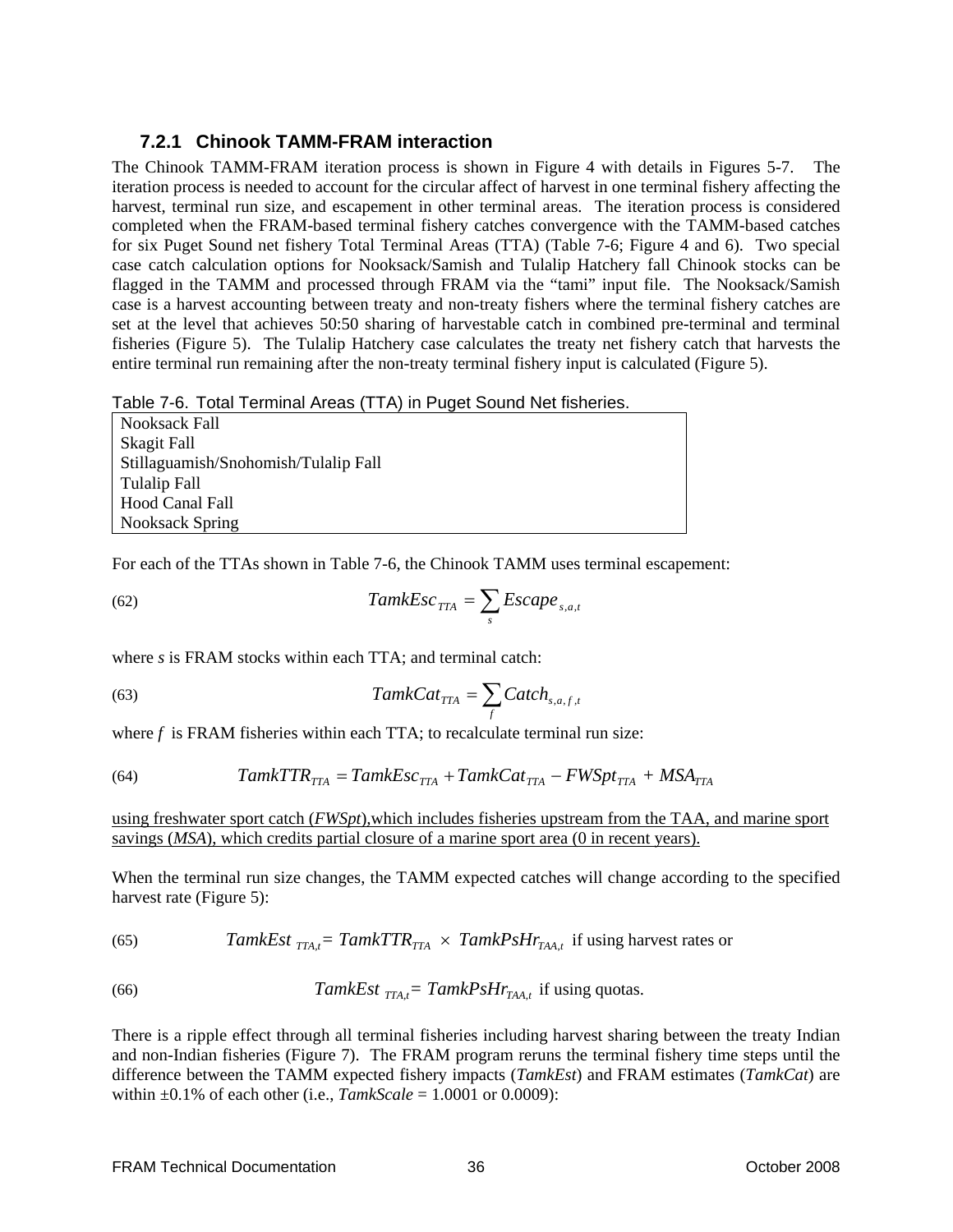### 7.2.1 Chinook TAMM-FRAM interaction

The Chinook TAMM-FRAM iteration process is shown in Figure 4 with details in Figures 5-7. The iteration process is needed to account for the circular affect of harvest in one terminal fishery affecting the harvest, terminal run size, and escapement in other terminal areas. The iteration process is considered completed when the FRAM-based terminal fishery catches convergence with the TAMM-based catches for six Puget Sound net fishery Total Terminal Areas (TTA) (Table 7-6; Figure 4 and 6). Two special case catch calculation options for Nooksack/Samish and Tulalip Hatchery fall Chinook stocks can be flagged in the TAMM and processed through FRAM via the "tami" input file. The Nooksack/Samish case is a harvest accounting between treaty and non-treaty fishers where the terminal fishery catches are set at the level that achieves 50:50 sharing of harvestable catch in combined pre-terminal and terminal fisheries (Figure 5). The Tulalip Hatchery case calculates the treaty net fishery catch that harvests the entire terminal run remaining after the non-treaty terminal fishery input is calculated (Figure 5).

Table 7-6. Total Terminal Areas (TTA) in Puget Sound Net fisheries.

| |
|---|
| Nooksack Fall |
| Skagit Fall |
| Stillaguamish/Snohomish/Tulalip Fall |
| Tulalip Fall |
| Hood Canal Fall |
| Nooksack Spring |

For each of the TTAs shown in Table 7-6, the Chinook TAMM uses terminal escapement:

(62) $$TamkEsc_{TTA} = \sum_{s} Escape_{s,a,t}$$

where *s* is FRAM stocks within each TTA; and terminal catch:

(63) $$TamkCat_{TTA} = \sum_{f} Catch_{s,a,f,t}$$

where *f* is FRAM fisheries within each TTA; to recalculate terminal run size:

(64) $$TamkTTR_{TTA} = TamkEsc_{TTA} + TamkCat_{TTA} - FWSpt_{TTA} + MSA_{TTA}$$

using freshwater sport catch (*FWSpt*),which includes fisheries upstream from the TAA, and marine sport savings (*MSA*), which credits partial closure of a marine sport area (0 in recent years).

When the terminal run size changes, the TAMM expected catches will change according to the specified harvest rate (Figure 5):

(65) $$TamkEst_{TTA,t} = TamkTTR_{TTA} \times TamkPsHr_{TAA,t} \text{ if using harvest rates or}$$

(66) $$TamkEst_{TTA,t} = TamkPsHr_{TAA,t} \text{ if using quotas.}$$

There is a ripple effect through all terminal fisheries including harvest sharing between the treaty Indian and non-Indian fisheries (Figure 7). The FRAM program reruns the terminal fishery time steps until the difference between the TAMM expected fishery impacts (*TamkEst*) and FRAM estimates (*TamkCat*) are within ±0.1% of each other (i.e., *TamkScale* = 1.0001 or 0.0009):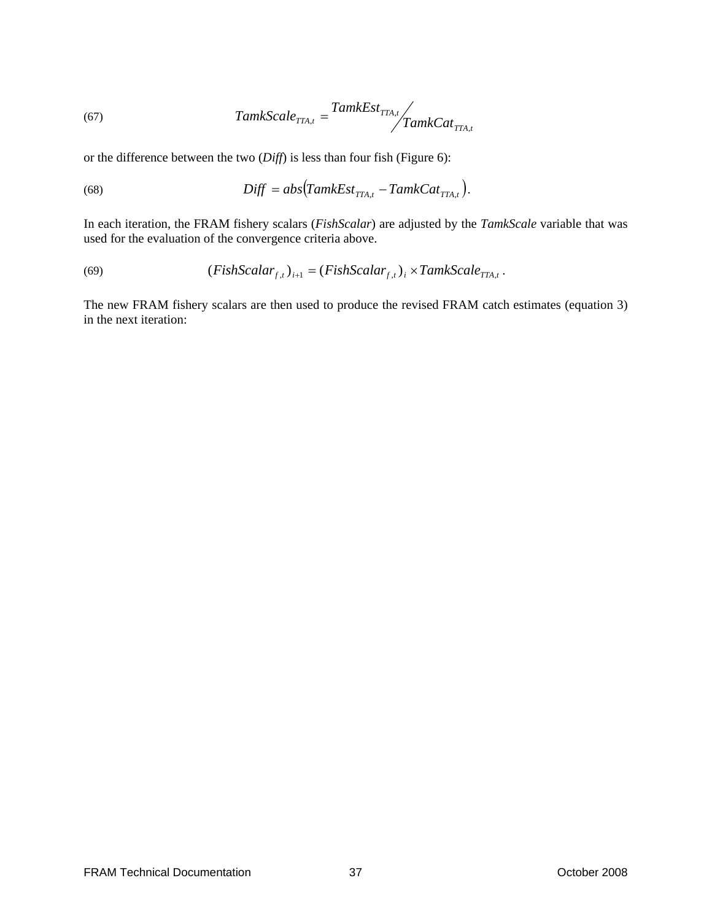(67) $$TamkScale_{TTA,t} = {TamkEst_{TTA,t}}\Big/{TamkCat_{TTA,t}}$$

or the difference between the two (*Diff*) is less than four fish (Figure 6):

(68) $$Diff = abs\left(TamkEst_{TTA,t} - TamkCat_{TTA,t}\right).$$

In each iteration, the FRAM fishery scalars (*FishScalar*) are adjusted by the *TamkScale* variable that was used for the evaluation of the convergence criteria above.

(69) $$(FishScalar_{f,t})_{i+1} = (FishScalar_{f,t})_{i} \times TamkScale_{TTA,t}\ .$$

The new FRAM fishery scalars are then used to produce the revised FRAM catch estimates (equation 3) in the next iteration: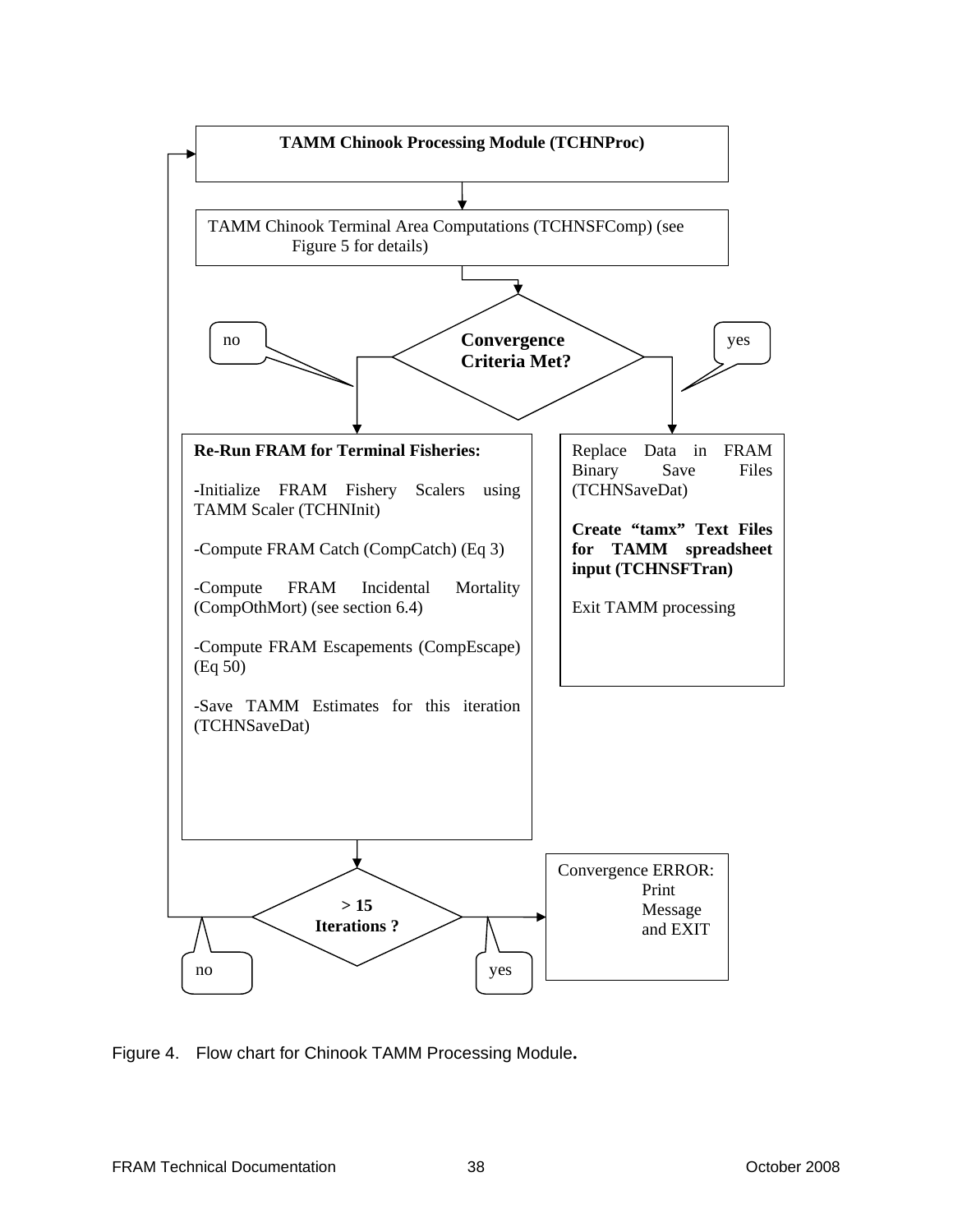**TAMM Chinook Processing Module (TCHNProc)**

TAMM Chinook Terminal Area Computations (TCHNSFComp) (see Figure 5 for details)

**Convergence Criteria Met?**

no

yes

**Re-Run FRAM for Terminal Fisheries:**

-Initialize FRAM Fishery Scalers using TAMM Scaler (TCHNInit)

-Compute FRAM Catch (CompCatch) (Eq 3)

-Compute FRAM Incidental Mortality (CompOthMort) (see section 6.4)

-Compute FRAM Escapements (CompEscape) (Eq 50)

-Save TAMM Estimates for this iteration (TCHNSaveDat)

Replace Data in FRAM Binary Save Files (TCHNSaveDat)

**Create "tamx" Text Files for TAMM spreadsheet input (TCHNSFTran)**

Exit TAMM processing

**> 15 Iterations ?**

no

yes

Convergence ERROR: Print Message and EXIT

Figure 4. Flow chart for Chinook TAMM Processing Module.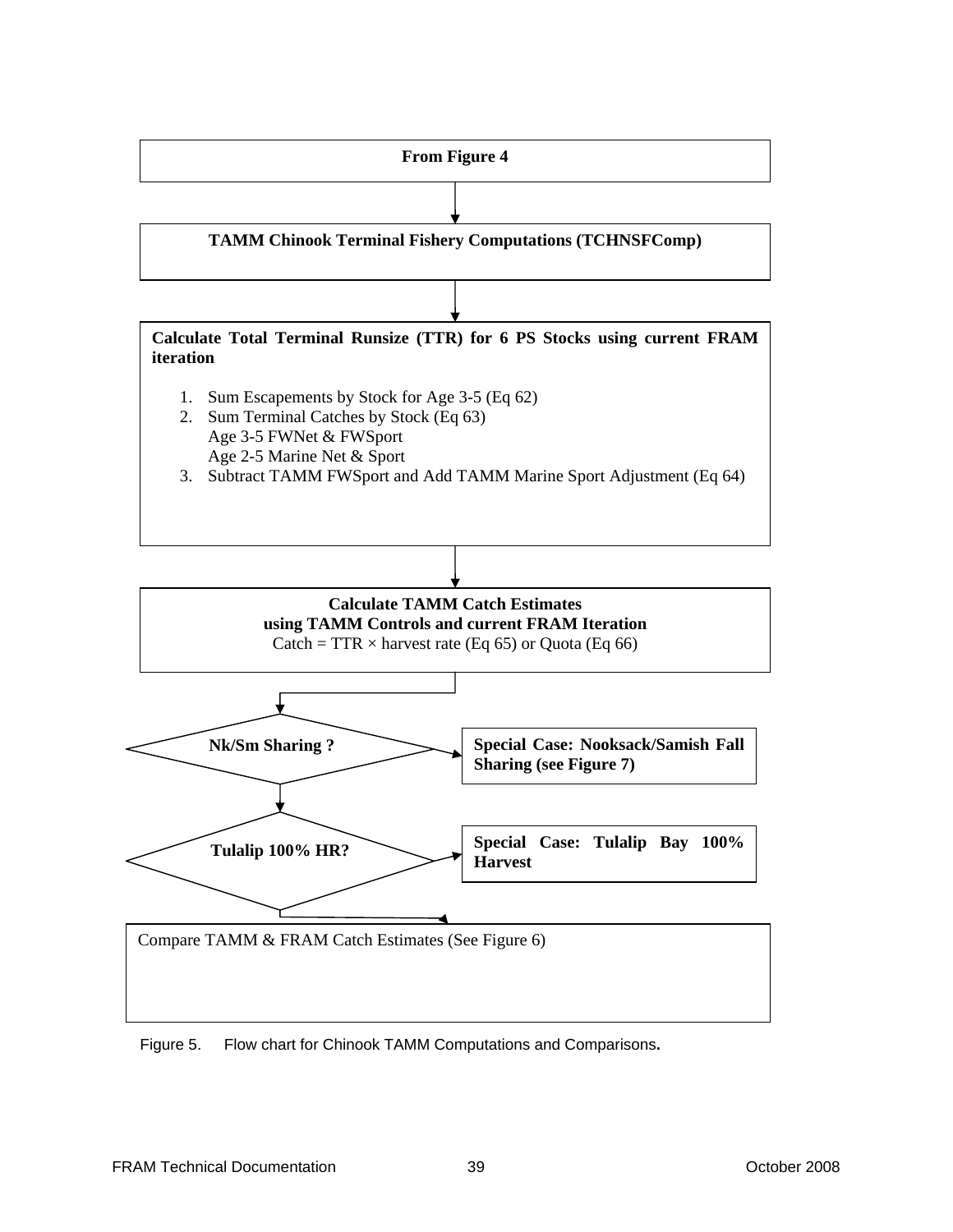**From Figure 4**

↓

**TAMM Chinook Terminal Fishery Computations (TCHNSFComp)**

↓

**Calculate Total Terminal Runsize (TTR) for 6 PS Stocks using current FRAM iteration**

1. Sum Escapements by Stock for Age 3-5 (Eq 62)
2. Sum Terminal Catches by Stock (Eq 63)
   Age 3-5 FWNet & FWSport
   Age 2-5 Marine Net & Sport
3. Subtract TAMM FWSport and Add TAMM Marine Sport Adjustment (Eq 64)

↓

**Calculate TAMM Catch Estimates using TAMM Controls and current FRAM Iteration**
Catch = TTR × harvest rate (Eq 65) or Quota (Eq 66)

↓

**Nk/Sm Sharing ?** → **Special Case: Nooksack/Samish Fall Sharing (see Figure 7)**

↓

**Tulalip 100% HR?** → **Special Case: Tulalip Bay 100% Harvest**

↓

Compare TAMM & FRAM Catch Estimates (See Figure 6)

Figure 5. Flow chart for Chinook TAMM Computations and Comparisons.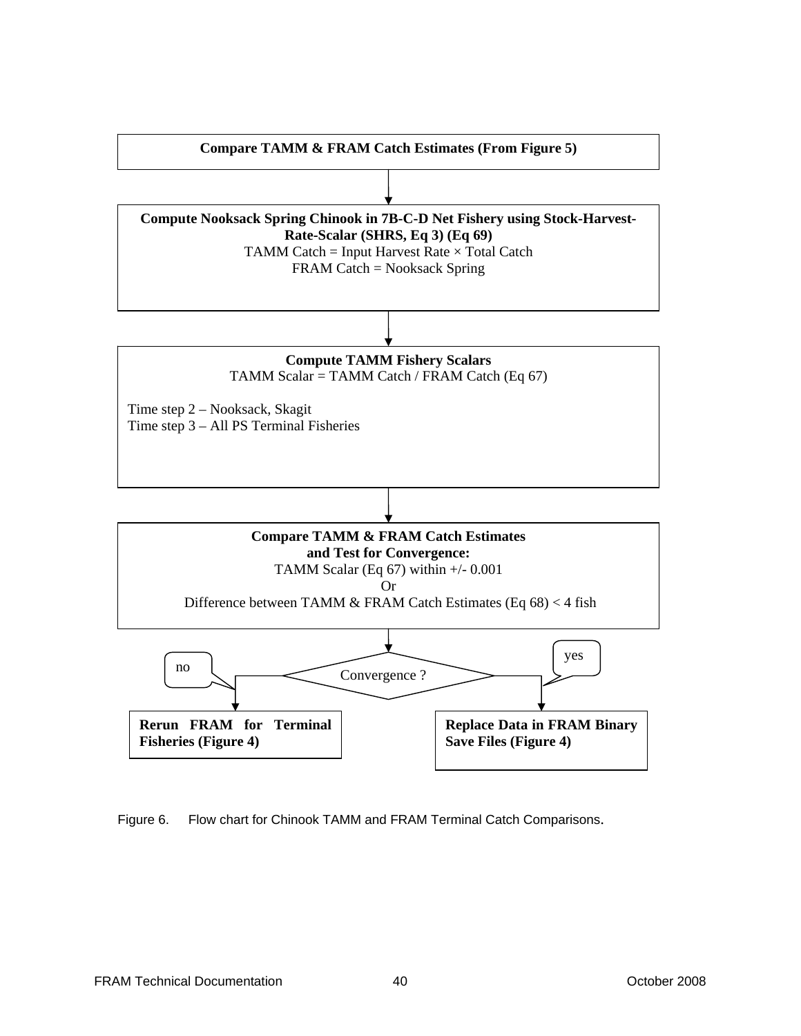**Compare TAMM & FRAM Catch Estimates (From Figure 5)**

↓

**Compute Nooksack Spring Chinook in 7B-C-D Net Fishery using Stock-Harvest-Rate-Scalar (SHRS, Eq 3) (Eq 69)**

TAMM Catch = Input Harvest Rate × Total Catch

FRAM Catch = Nooksack Spring

↓

**Compute TAMM Fishery Scalars**

TAMM Scalar = TAMM Catch / FRAM Catch (Eq 67)

Time step 2 – Nooksack, Skagit

Time step 3 – All PS Terminal Fisheries

↓

**Compare TAMM & FRAM Catch Estimates and Test for Convergence:**

TAMM Scalar (Eq 67) within +/- 0.001

Or

Difference between TAMM & FRAM Catch Estimates (Eq 68) < 4 fish

↓

Convergence ?

- no → **Rerun FRAM for Terminal Fisheries (Figure 4)**
- yes → **Replace Data in FRAM Binary Save Files (Figure 4)**

Figure 6. Flow chart for Chinook TAMM and FRAM Terminal Catch Comparisons.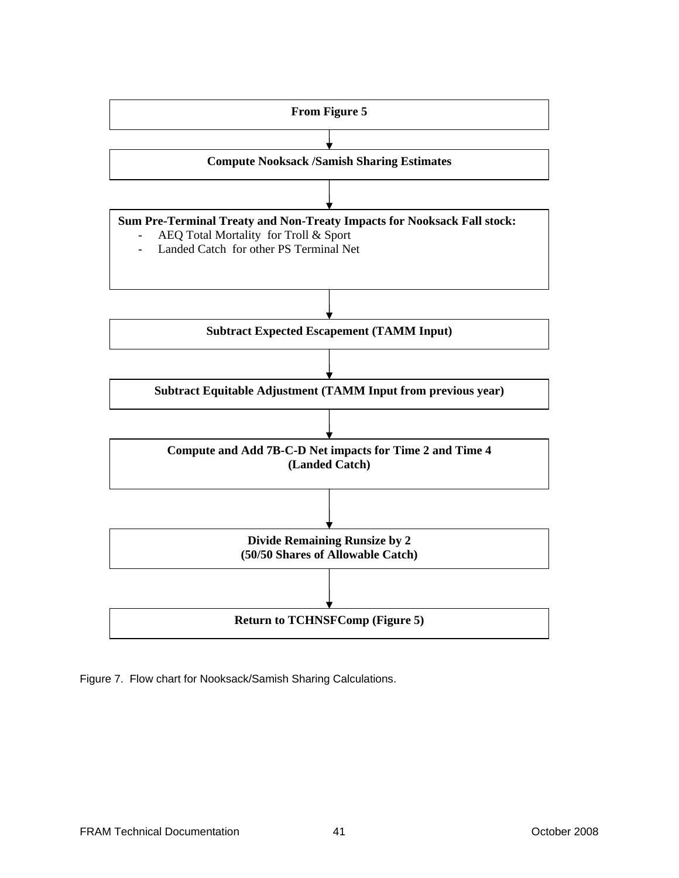**From Figure 5**

↓

**Compute Nooksack /Samish Sharing Estimates**

↓

**Sum Pre-Terminal Treaty and Non-Treaty Impacts for Nooksack Fall stock:**

- AEQ Total Mortality for Troll & Sport
- Landed Catch for other PS Terminal Net

↓

**Subtract Expected Escapement (TAMM Input)**

↓

**Subtract Equitable Adjustment (TAMM Input from previous year)**

↓

**Compute and Add 7B-C-D Net impacts for Time 2 and Time 4 (Landed Catch)**

↓

**Divide Remaining Runsize by 2 (50/50 Shares of Allowable Catch)**

↓

**Return to TCHNSFComp (Figure 5)**

Figure 7. Flow chart for Nooksack/Samish Sharing Calculations.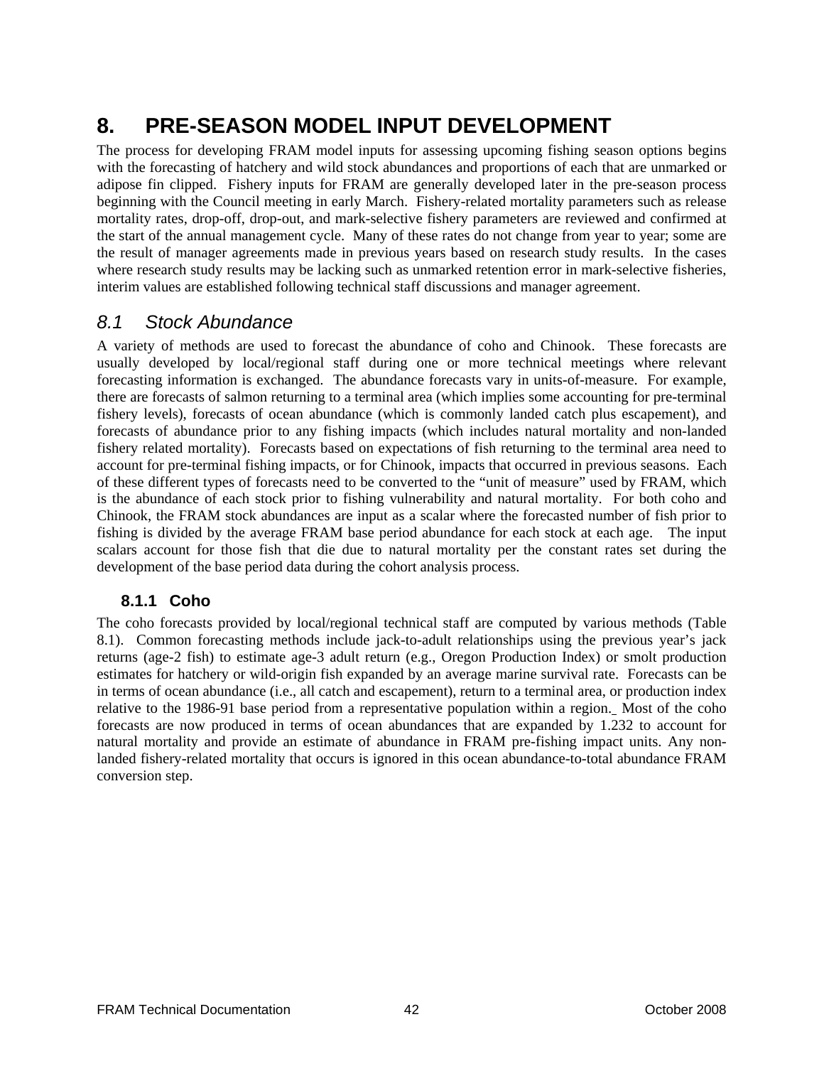# 8. PRE-SEASON MODEL INPUT DEVELOPMENT

The process for developing FRAM model inputs for assessing upcoming fishing season options begins with the forecasting of hatchery and wild stock abundances and proportions of each that are unmarked or adipose fin clipped. Fishery inputs for FRAM are generally developed later in the pre-season process beginning with the Council meeting in early March. Fishery-related mortality parameters such as release mortality rates, drop-off, drop-out, and mark-selective fishery parameters are reviewed and confirmed at the start of the annual management cycle. Many of these rates do not change from year to year; some are the result of manager agreements made in previous years based on research study results. In the cases where research study results may be lacking such as unmarked retention error in mark-selective fisheries, interim values are established following technical staff discussions and manager agreement.

## *8.1 Stock Abundance*

A variety of methods are used to forecast the abundance of coho and Chinook. These forecasts are usually developed by local/regional staff during one or more technical meetings where relevant forecasting information is exchanged. The abundance forecasts vary in units-of-measure. For example, there are forecasts of salmon returning to a terminal area (which implies some accounting for pre-terminal fishery levels), forecasts of ocean abundance (which is commonly landed catch plus escapement), and forecasts of abundance prior to any fishing impacts (which includes natural mortality and non-landed fishery related mortality). Forecasts based on expectations of fish returning to the terminal area need to account for pre-terminal fishing impacts, or for Chinook, impacts that occurred in previous seasons. Each of these different types of forecasts need to be converted to the "unit of measure" used by FRAM, which is the abundance of each stock prior to fishing vulnerability and natural mortality. For both coho and Chinook, the FRAM stock abundances are input as a scalar where the forecasted number of fish prior to fishing is divided by the average FRAM base period abundance for each stock at each age. The input scalars account for those fish that die due to natural mortality per the constant rates set during the development of the base period data during the cohort analysis process.

### 8.1.1 Coho

The coho forecasts provided by local/regional technical staff are computed by various methods (Table 8.1). Common forecasting methods include jack-to-adult relationships using the previous year's jack returns (age-2 fish) to estimate age-3 adult return (e.g., Oregon Production Index) or smolt production estimates for hatchery or wild-origin fish expanded by an average marine survival rate. Forecasts can be in terms of ocean abundance (i.e., all catch and escapement), return to a terminal area, or production index relative to the 1986-91 base period from a representative population within a region. Most of the coho forecasts are now produced in terms of ocean abundances that are expanded by 1.232 to account for natural mortality and provide an estimate of abundance in FRAM pre-fishing impact units. Any non-landed fishery-related mortality that occurs is ignored in this ocean abundance-to-total abundance FRAM conversion step.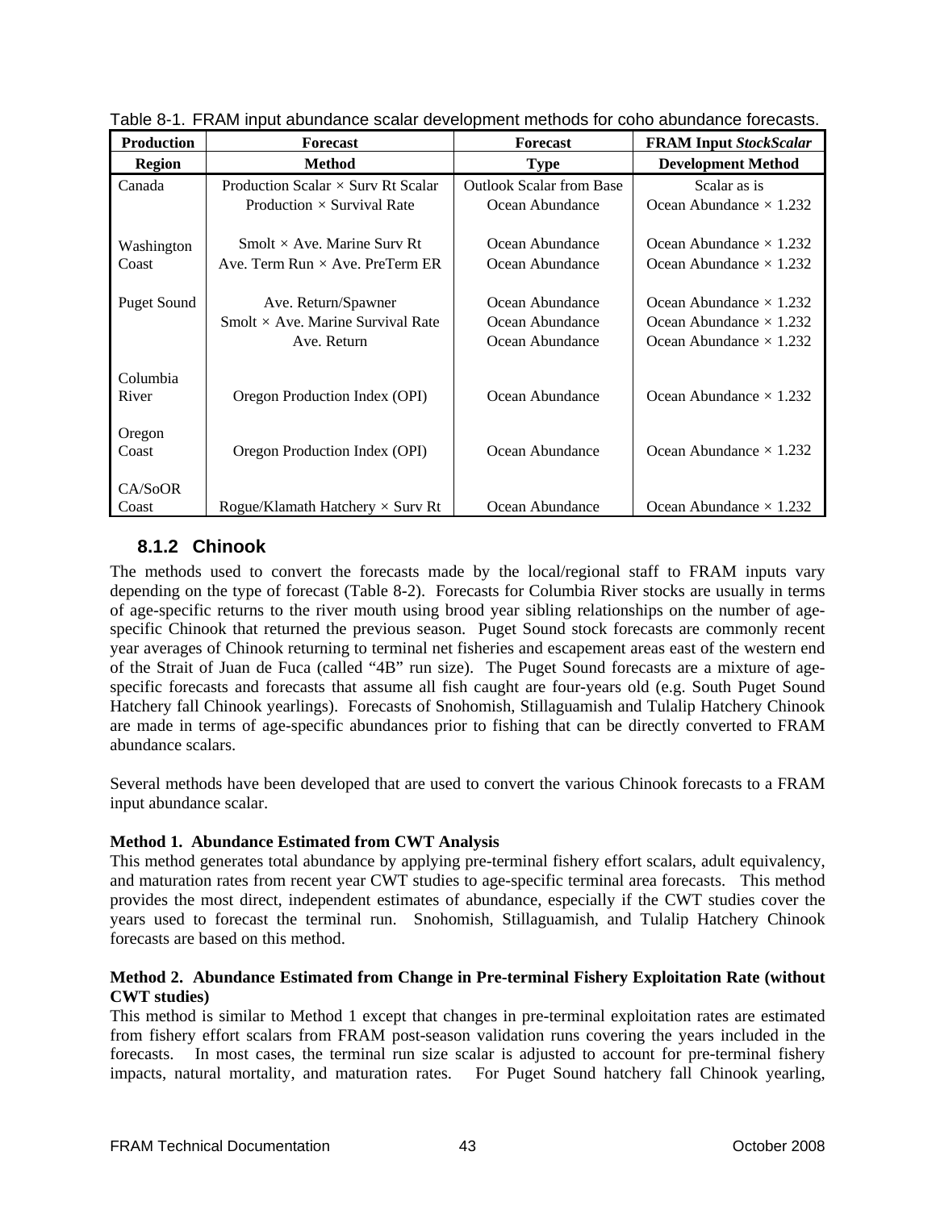Table 8-1. FRAM input abundance scalar development methods for coho abundance forecasts.

| Production Region | Forecast Method | Forecast Type | FRAM Input *StockScalar* Development Method |
|---|---|---|---|
| Canada | Production Scalar × Surv Rt Scalar | Outlook Scalar from Base | Scalar as is |
| | Production × Survival Rate | Ocean Abundance | Ocean Abundance × 1.232 |
| Washington Coast | Smolt × Ave. Marine Surv Rt | Ocean Abundance | Ocean Abundance × 1.232 |
| | Ave. Term Run × Ave. PreTerm ER | Ocean Abundance | Ocean Abundance × 1.232 |
| Puget Sound | Ave. Return/Spawner | Ocean Abundance | Ocean Abundance × 1.232 |
| | Smolt × Ave. Marine Survival Rate | Ocean Abundance | Ocean Abundance × 1.232 |
| | Ave. Return | Ocean Abundance | Ocean Abundance × 1.232 |
| Columbia River | Oregon Production Index (OPI) | Ocean Abundance | Ocean Abundance × 1.232 |
| Oregon Coast | Oregon Production Index (OPI) | Ocean Abundance | Ocean Abundance × 1.232 |
| CA/SoOR Coast | Rogue/Klamath Hatchery × Surv Rt | Ocean Abundance | Ocean Abundance × 1.232 |

### 8.1.2 Chinook

The methods used to convert the forecasts made by the local/regional staff to FRAM inputs vary depending on the type of forecast (Table 8-2). Forecasts for Columbia River stocks are usually in terms of age-specific returns to the river mouth using brood year sibling relationships on the number of age-specific Chinook that returned the previous season. Puget Sound stock forecasts are commonly recent year averages of Chinook returning to terminal net fisheries and escapement areas east of the western end of the Strait of Juan de Fuca (called "4B" run size). The Puget Sound forecasts are a mixture of age-specific forecasts and forecasts that assume all fish caught are four-years old (e.g. South Puget Sound Hatchery fall Chinook yearlings). Forecasts of Snohomish, Stillaguamish and Tulalip Hatchery Chinook are made in terms of age-specific abundances prior to fishing that can be directly converted to FRAM abundance scalars.

Several methods have been developed that are used to convert the various Chinook forecasts to a FRAM input abundance scalar.

**Method 1. Abundance Estimated from CWT Analysis**
This method generates total abundance by applying pre-terminal fishery effort scalars, adult equivalency, and maturation rates from recent year CWT studies to age-specific terminal area forecasts. This method provides the most direct, independent estimates of abundance, especially if the CWT studies cover the years used to forecast the terminal run. Snohomish, Stillaguamish, and Tulalip Hatchery Chinook forecasts are based on this method.

**Method 2. Abundance Estimated from Change in Pre-terminal Fishery Exploitation Rate (without CWT studies)**
This method is similar to Method 1 except that changes in pre-terminal exploitation rates are estimated from fishery effort scalars from FRAM post-season validation runs covering the years included in the forecasts. In most cases, the terminal run size scalar is adjusted to account for pre-terminal fishery impacts, natural mortality, and maturation rates. For Puget Sound hatchery fall Chinook yearling,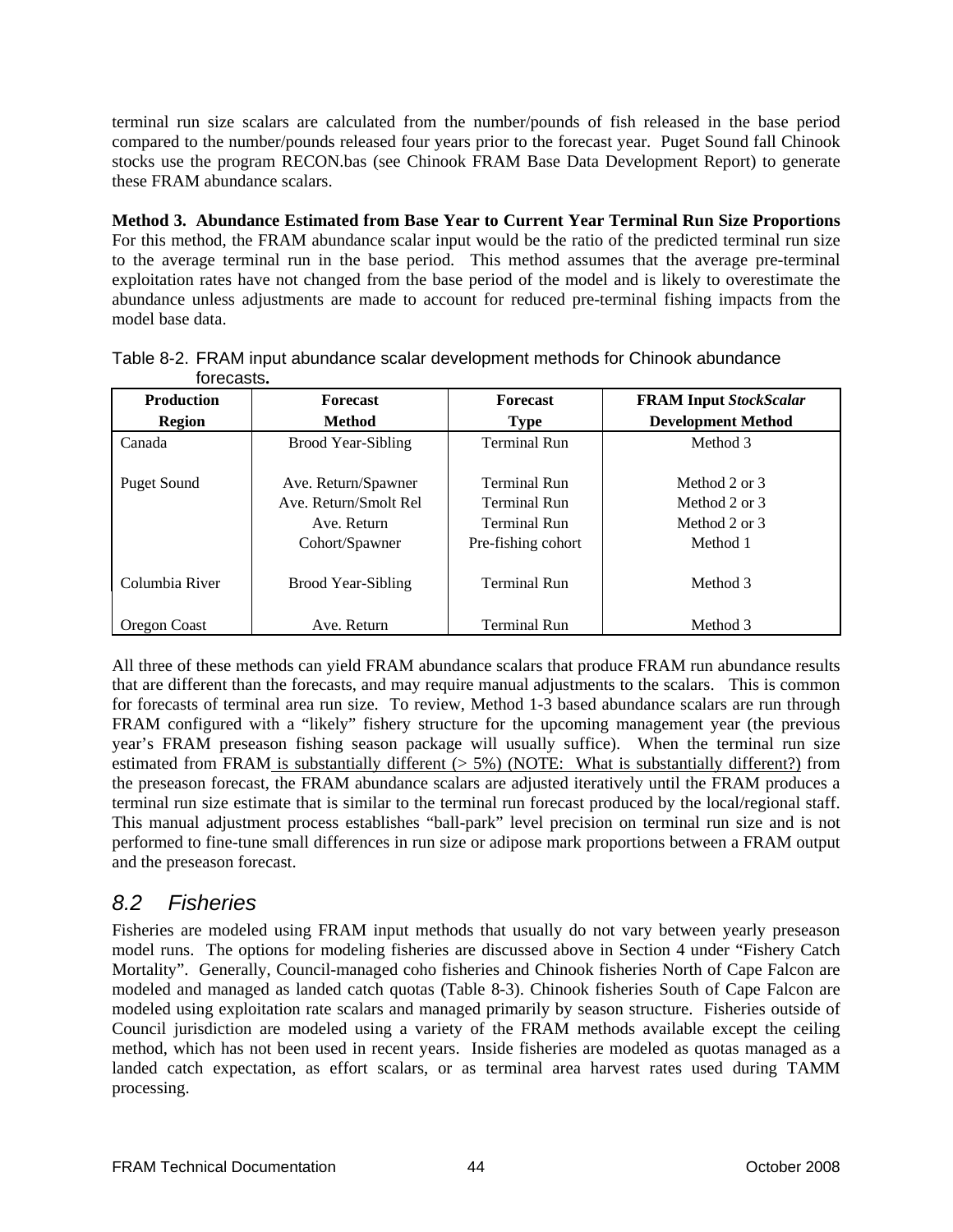terminal run size scalars are calculated from the number/pounds of fish released in the base period compared to the number/pounds released four years prior to the forecast year. Puget Sound fall Chinook stocks use the program RECON.bas (see Chinook FRAM Base Data Development Report) to generate these FRAM abundance scalars.

**Method 3. Abundance Estimated from Base Year to Current Year Terminal Run Size Proportions**
For this method, the FRAM abundance scalar input would be the ratio of the predicted terminal run size to the average terminal run in the base period. This method assumes that the average pre-terminal exploitation rates have not changed from the base period of the model and is likely to overestimate the abundance unless adjustments are made to account for reduced pre-terminal fishing impacts from the model base data.

Table 8-2. FRAM input abundance scalar development methods for Chinook abundance forecasts.

| Production Region | Forecast Method | Forecast Type | FRAM Input *StockScalar* Development Method |
|---|---|---|---|
| Canada | Brood Year-Sibling | Terminal Run | Method 3 |
| Puget Sound | Ave. Return/Spawner | Terminal Run | Method 2 or 3 |
| | Ave. Return/Smolt Rel | Terminal Run | Method 2 or 3 |
| | Ave. Return | Terminal Run | Method 2 or 3 |
| | Cohort/Spawner | Pre-fishing cohort | Method 1 |
| Columbia River | Brood Year-Sibling | Terminal Run | Method 3 |
| Oregon Coast | Ave. Return | Terminal Run | Method 3 |

All three of these methods can yield FRAM abundance scalars that produce FRAM run abundance results that are different than the forecasts, and may require manual adjustments to the scalars. This is common for forecasts of terminal area run size. To review, Method 1-3 based abundance scalars are run through FRAM configured with a "likely" fishery structure for the upcoming management year (the previous year's FRAM preseason fishing season package will usually suffice). When the terminal run size estimated from FRAM is substantially different (> 5%) (NOTE: What is substantially different?) from the preseason forecast, the FRAM abundance scalars are adjusted iteratively until the FRAM produces a terminal run size estimate that is similar to the terminal run forecast produced by the local/regional staff. This manual adjustment process establishes "ball-park" level precision on terminal run size and is not performed to fine-tune small differences in run size or adipose mark proportions between a FRAM output and the preseason forecast.

## 8.2 Fisheries

Fisheries are modeled using FRAM input methods that usually do not vary between yearly preseason model runs. The options for modeling fisheries are discussed above in Section 4 under "Fishery Catch Mortality". Generally, Council-managed coho fisheries and Chinook fisheries North of Cape Falcon are modeled and managed as landed catch quotas (Table 8-3). Chinook fisheries South of Cape Falcon are modeled using exploitation rate scalars and managed primarily by season structure. Fisheries outside of Council jurisdiction are modeled using a variety of the FRAM methods available except the ceiling method, which has not been used in recent years. Inside fisheries are modeled as quotas managed as a landed catch expectation, as effort scalars, or as terminal area harvest rates used during TAMM processing.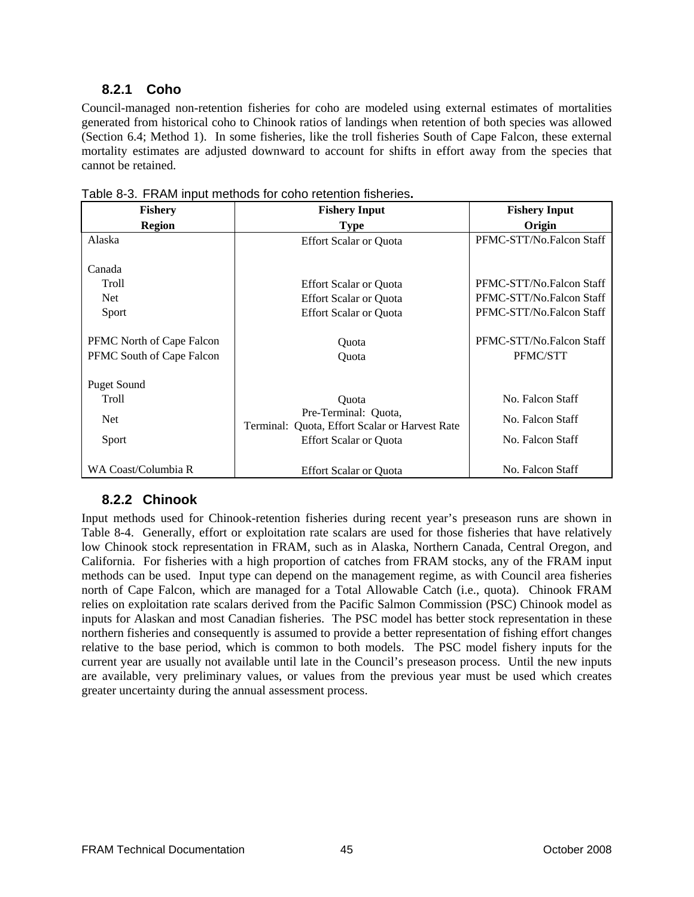### 8.2.1 Coho

Council-managed non-retention fisheries for coho are modeled using external estimates of mortalities generated from historical coho to Chinook ratios of landings when retention of both species was allowed (Section 6.4; Method 1). In some fisheries, like the troll fisheries South of Cape Falcon, these external mortality estimates are adjusted downward to account for shifts in effort away from the species that cannot be retained.

Table 8-3. FRAM input methods for coho retention fisheries.

| Fishery Region | Fishery Input Type | Fishery Input Origin |
|---|---|---|
| Alaska | Effort Scalar or Quota | PFMC-STT/No.Falcon Staff |
| Canada | | |
| Troll | Effort Scalar or Quota | PFMC-STT/No.Falcon Staff |
| Net | Effort Scalar or Quota | PFMC-STT/No.Falcon Staff |
| Sport | Effort Scalar or Quota | PFMC-STT/No.Falcon Staff |
| PFMC North of Cape Falcon | Quota | PFMC-STT/No.Falcon Staff |
| PFMC South of Cape Falcon | Quota | PFMC/STT |
| Puget Sound | | |
| Troll | Quota | No. Falcon Staff |
| Net | Pre-Terminal: Quota, Terminal: Quota, Effort Scalar or Harvest Rate | No. Falcon Staff |
| Sport | Effort Scalar or Quota | No. Falcon Staff |
| WA Coast/Columbia R | Effort Scalar or Quota | No. Falcon Staff |

### 8.2.2 Chinook

Input methods used for Chinook-retention fisheries during recent year's preseason runs are shown in Table 8-4. Generally, effort or exploitation rate scalars are used for those fisheries that have relatively low Chinook stock representation in FRAM, such as in Alaska, Northern Canada, Central Oregon, and California. For fisheries with a high proportion of catches from FRAM stocks, any of the FRAM input methods can be used. Input type can depend on the management regime, as with Council area fisheries north of Cape Falcon, which are managed for a Total Allowable Catch (i.e., quota). Chinook FRAM relies on exploitation rate scalars derived from the Pacific Salmon Commission (PSC) Chinook model as inputs for Alaskan and most Canadian fisheries. The PSC model has better stock representation in these northern fisheries and consequently is assumed to provide a better representation of fishing effort changes relative to the base period, which is common to both models. The PSC model fishery inputs for the current year are usually not available until late in the Council's preseason process. Until the new inputs are available, very preliminary values, or values from the previous year must be used which creates greater uncertainty during the annual assessment process.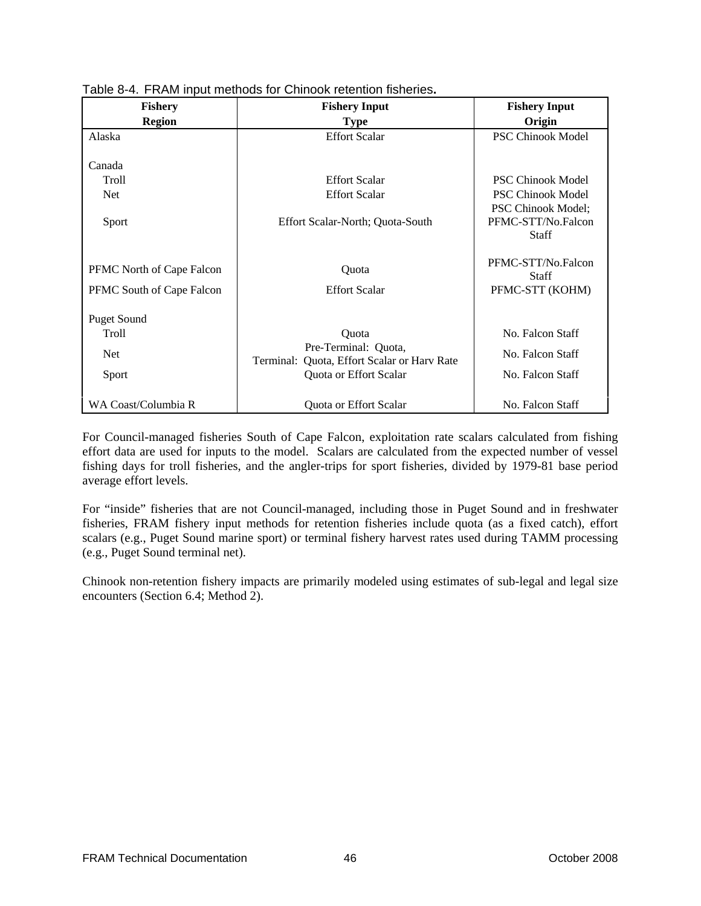Table 8-4. FRAM input methods for Chinook retention fisheries.

| Fishery Region | Fishery Input Type | Fishery Input Origin |
|---|---|---|
| Alaska | Effort Scalar | PSC Chinook Model |
| Canada | | |
| Troll | Effort Scalar | PSC Chinook Model |
| Net | Effort Scalar | PSC Chinook Model |
| Sport | Effort Scalar-North; Quota-South | PSC Chinook Model; PFMC-STT/No.Falcon Staff |
| PFMC North of Cape Falcon | Quota | PFMC-STT/No.Falcon Staff |
| PFMC South of Cape Falcon | Effort Scalar | PFMC-STT (KOHM) |
| Puget Sound | | |
| Troll | Quota | No. Falcon Staff |
| Net | Pre-Terminal: Quota, Terminal: Quota, Effort Scalar or Harv Rate | No. Falcon Staff |
| Sport | Quota or Effort Scalar | No. Falcon Staff |
| WA Coast/Columbia R | Quota or Effort Scalar | No. Falcon Staff |

For Council-managed fisheries South of Cape Falcon, exploitation rate scalars calculated from fishing effort data are used for inputs to the model. Scalars are calculated from the expected number of vessel fishing days for troll fisheries, and the angler-trips for sport fisheries, divided by 1979-81 base period average effort levels.

For "inside" fisheries that are not Council-managed, including those in Puget Sound and in freshwater fisheries, FRAM fishery input methods for retention fisheries include quota (as a fixed catch), effort scalars (e.g., Puget Sound marine sport) or terminal fishery harvest rates used during TAMM processing (e.g., Puget Sound terminal net).

Chinook non-retention fishery impacts are primarily modeled using estimates of sub-legal and legal size encounters (Section 6.4; Method 2).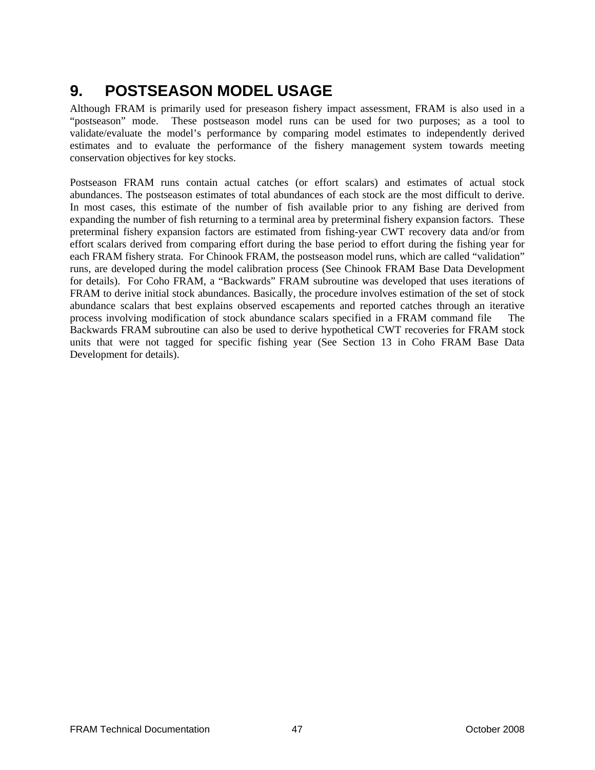# 9. POSTSEASON MODEL USAGE

Although FRAM is primarily used for preseason fishery impact assessment, FRAM is also used in a "postseason" mode. These postseason model runs can be used for two purposes; as a tool to validate/evaluate the model's performance by comparing model estimates to independently derived estimates and to evaluate the performance of the fishery management system towards meeting conservation objectives for key stocks.

Postseason FRAM runs contain actual catches (or effort scalars) and estimates of actual stock abundances. The postseason estimates of total abundances of each stock are the most difficult to derive. In most cases, this estimate of the number of fish available prior to any fishing are derived from expanding the number of fish returning to a terminal area by preterminal fishery expansion factors. These preterminal fishery expansion factors are estimated from fishing-year CWT recovery data and/or from effort scalars derived from comparing effort during the base period to effort during the fishing year for each FRAM fishery strata. For Chinook FRAM, the postseason model runs, which are called "validation" runs, are developed during the model calibration process (See Chinook FRAM Base Data Development for details). For Coho FRAM, a "Backwards" FRAM subroutine was developed that uses iterations of FRAM to derive initial stock abundances. Basically, the procedure involves estimation of the set of stock abundance scalars that best explains observed escapements and reported catches through an iterative process involving modification of stock abundance scalars specified in a FRAM command file The Backwards FRAM subroutine can also be used to derive hypothetical CWT recoveries for FRAM stock units that were not tagged for specific fishing year (See Section 13 in Coho FRAM Base Data Development for details).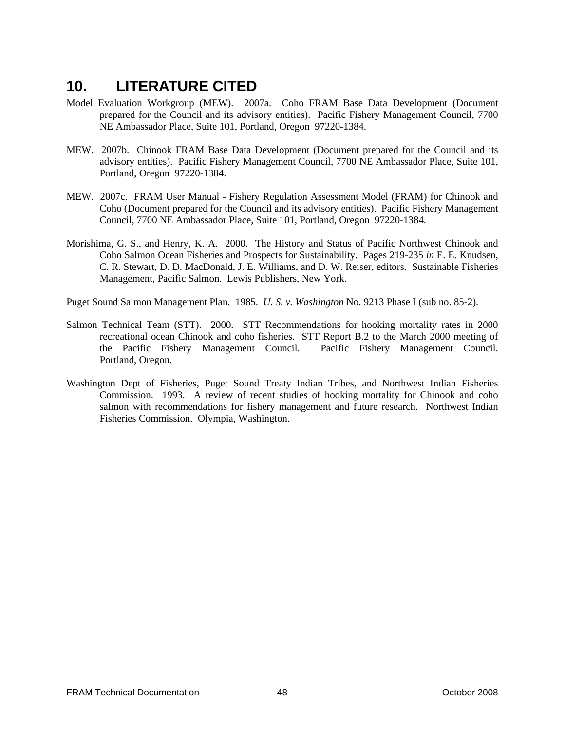# 10. LITERATURE CITED

Model Evaluation Workgroup (MEW). 2007a. Coho FRAM Base Data Development (Document prepared for the Council and its advisory entities). Pacific Fishery Management Council, 7700 NE Ambassador Place, Suite 101, Portland, Oregon 97220-1384.

MEW. 2007b. Chinook FRAM Base Data Development (Document prepared for the Council and its advisory entities). Pacific Fishery Management Council, 7700 NE Ambassador Place, Suite 101, Portland, Oregon 97220-1384.

MEW. 2007c. FRAM User Manual - Fishery Regulation Assessment Model (FRAM) for Chinook and Coho (Document prepared for the Council and its advisory entities). Pacific Fishery Management Council, 7700 NE Ambassador Place, Suite 101, Portland, Oregon 97220-1384.

Morishima, G. S., and Henry, K. A. 2000. The History and Status of Pacific Northwest Chinook and Coho Salmon Ocean Fisheries and Prospects for Sustainability. Pages 219-235 *in* E. E. Knudsen, C. R. Stewart, D. D. MacDonald, J. E. Williams, and D. W. Reiser, editors. Sustainable Fisheries Management, Pacific Salmon. Lewis Publishers, New York.

Puget Sound Salmon Management Plan. 1985. *U. S. v. Washington* No. 9213 Phase I (sub no. 85-2).

Salmon Technical Team (STT). 2000. STT Recommendations for hooking mortality rates in 2000 recreational ocean Chinook and coho fisheries. STT Report B.2 to the March 2000 meeting of the Pacific Fishery Management Council. Pacific Fishery Management Council. Portland, Oregon.

Washington Dept of Fisheries, Puget Sound Treaty Indian Tribes, and Northwest Indian Fisheries Commission. 1993. A review of recent studies of hooking mortality for Chinook and coho salmon with recommendations for fishery management and future research. Northwest Indian Fisheries Commission. Olympia, Washington.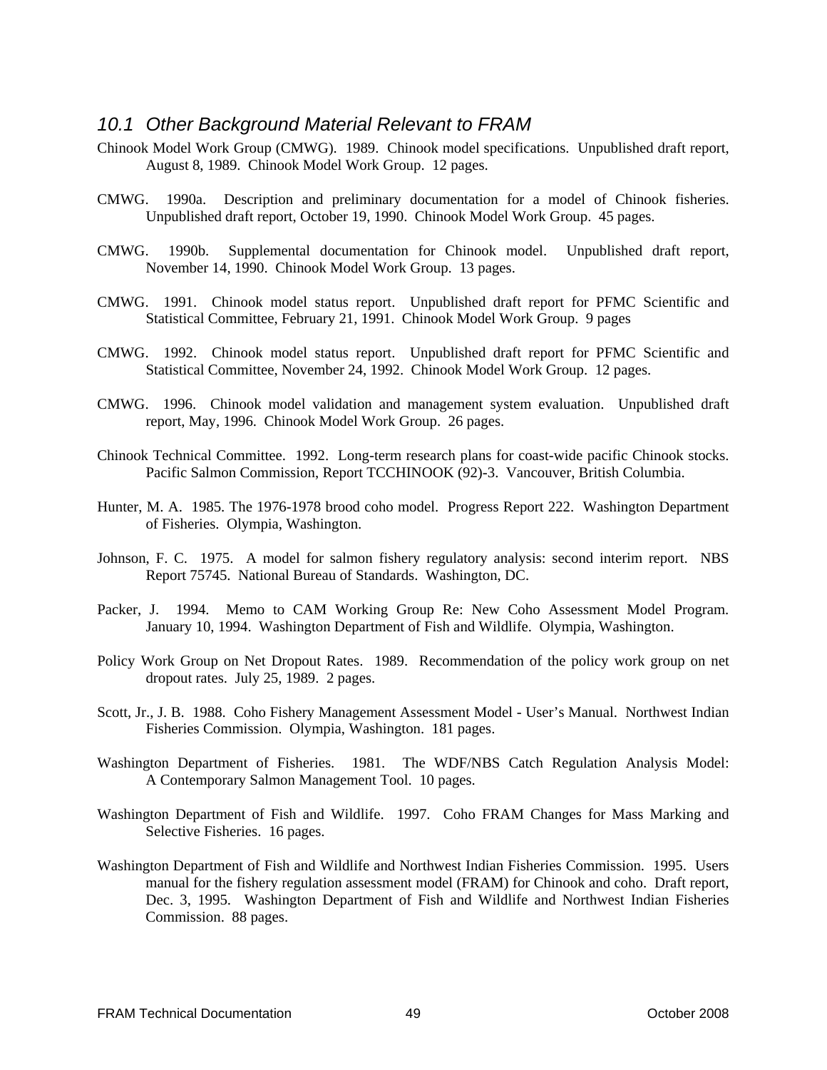## 10.1 Other Background Material Relevant to FRAM

Chinook Model Work Group (CMWG). 1989. Chinook model specifications. Unpublished draft report, August 8, 1989. Chinook Model Work Group. 12 pages.

CMWG. 1990a. Description and preliminary documentation for a model of Chinook fisheries. Unpublished draft report, October 19, 1990. Chinook Model Work Group. 45 pages.

CMWG. 1990b. Supplemental documentation for Chinook model. Unpublished draft report, November 14, 1990. Chinook Model Work Group. 13 pages.

CMWG. 1991. Chinook model status report. Unpublished draft report for PFMC Scientific and Statistical Committee, February 21, 1991. Chinook Model Work Group. 9 pages

CMWG. 1992. Chinook model status report. Unpublished draft report for PFMC Scientific and Statistical Committee, November 24, 1992. Chinook Model Work Group. 12 pages.

CMWG. 1996. Chinook model validation and management system evaluation. Unpublished draft report, May, 1996. Chinook Model Work Group. 26 pages.

Chinook Technical Committee. 1992. Long-term research plans for coast-wide pacific Chinook stocks. Pacific Salmon Commission, Report TCCHINOOK (92)-3. Vancouver, British Columbia.

Hunter, M. A. 1985. The 1976-1978 brood coho model. Progress Report 222. Washington Department of Fisheries. Olympia, Washington.

Johnson, F. C. 1975. A model for salmon fishery regulatory analysis: second interim report. NBS Report 75745. National Bureau of Standards. Washington, DC.

Packer, J. 1994. Memo to CAM Working Group Re: New Coho Assessment Model Program. January 10, 1994. Washington Department of Fish and Wildlife. Olympia, Washington.

Policy Work Group on Net Dropout Rates. 1989. Recommendation of the policy work group on net dropout rates. July 25, 1989. 2 pages.

Scott, Jr., J. B. 1988. Coho Fishery Management Assessment Model - User's Manual. Northwest Indian Fisheries Commission. Olympia, Washington. 181 pages.

Washington Department of Fisheries. 1981. The WDF/NBS Catch Regulation Analysis Model: A Contemporary Salmon Management Tool. 10 pages.

Washington Department of Fish and Wildlife. 1997. Coho FRAM Changes for Mass Marking and Selective Fisheries. 16 pages.

Washington Department of Fish and Wildlife and Northwest Indian Fisheries Commission. 1995. Users manual for the fishery regulation assessment model (FRAM) for Chinook and coho. Draft report, Dec. 3, 1995. Washington Department of Fish and Wildlife and Northwest Indian Fisheries Commission. 88 pages.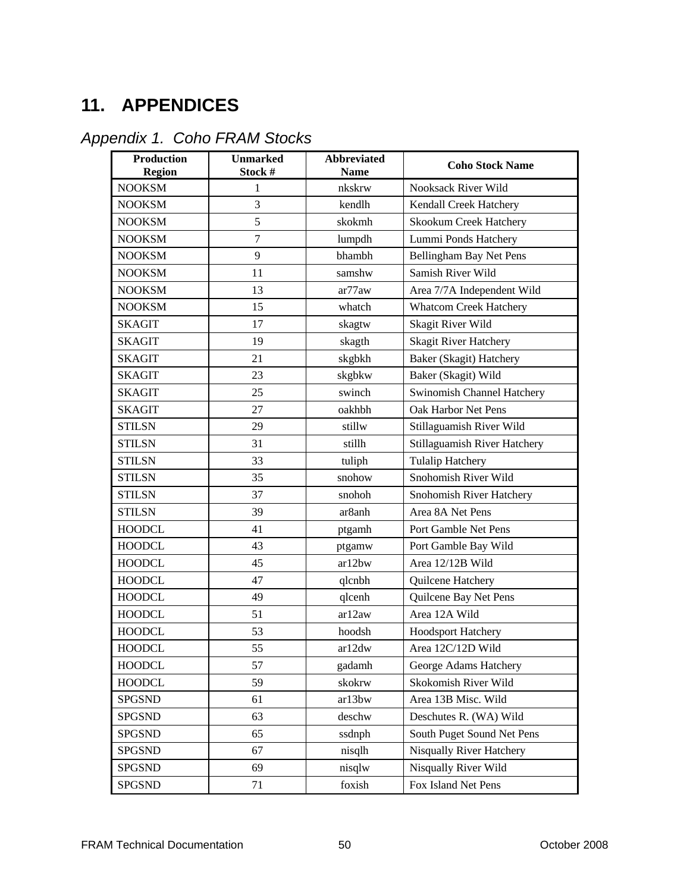# 11. APPENDICES

## *Appendix 1. Coho FRAM Stocks*

| Production Region | Unmarked Stock # | Abbreviated Name | Coho Stock Name |
|---|---|---|---|
| NOOKSM | 1 | nkskrw | Nooksack River Wild |
| NOOKSM | 3 | kendlh | Kendall Creek Hatchery |
| NOOKSM | 5 | skokmh | Skookum Creek Hatchery |
| NOOKSM | 7 | lumpdh | Lummi Ponds Hatchery |
| NOOKSM | 9 | bhambh | Bellingham Bay Net Pens |
| NOOKSM | 11 | samshw | Samish River Wild |
| NOOKSM | 13 | ar77aw | Area 7/7A Independent Wild |
| NOOKSM | 15 | whatch | Whatcom Creek Hatchery |
| SKAGIT | 17 | skagtw | Skagit River Wild |
| SKAGIT | 19 | skagth | Skagit River Hatchery |
| SKAGIT | 21 | skgbkh | Baker (Skagit) Hatchery |
| SKAGIT | 23 | skgbkw | Baker (Skagit) Wild |
| SKAGIT | 25 | swinch | Swinomish Channel Hatchery |
| SKAGIT | 27 | oakhbh | Oak Harbor Net Pens |
| STILSN | 29 | stillw | Stillaguamish River Wild |
| STILSN | 31 | stillh | Stillaguamish River Hatchery |
| STILSN | 33 | tuliph | Tulalip Hatchery |
| STILSN | 35 | snohow | Snohomish River Wild |
| STILSN | 37 | snohoh | Snohomish River Hatchery |
| STILSN | 39 | ar8anh | Area 8A Net Pens |
| HOODCL | 41 | ptgamh | Port Gamble Net Pens |
| HOODCL | 43 | ptgamw | Port Gamble Bay Wild |
| HOODCL | 45 | ar12bw | Area 12/12B Wild |
| HOODCL | 47 | qlcnbh | Quilcene Hatchery |
| HOODCL | 49 | qlcenh | Quilcene Bay Net Pens |
| HOODCL | 51 | ar12aw | Area 12A Wild |
| HOODCL | 53 | hoodsh | Hoodsport Hatchery |
| HOODCL | 55 | ar12dw | Area 12C/12D Wild |
| HOODCL | 57 | gadamh | George Adams Hatchery |
| HOODCL | 59 | skokrw | Skokomish River Wild |
| SPGSND | 61 | ar13bw | Area 13B Misc. Wild |
| SPGSND | 63 | deschw | Deschutes R. (WA) Wild |
| SPGSND | 65 | ssdnph | South Puget Sound Net Pens |
| SPGSND | 67 | nisqlh | Nisqually River Hatchery |
| SPGSND | 69 | nisqlw | Nisqually River Wild |
| SPGSND | 71 | foxish | Fox Island Net Pens |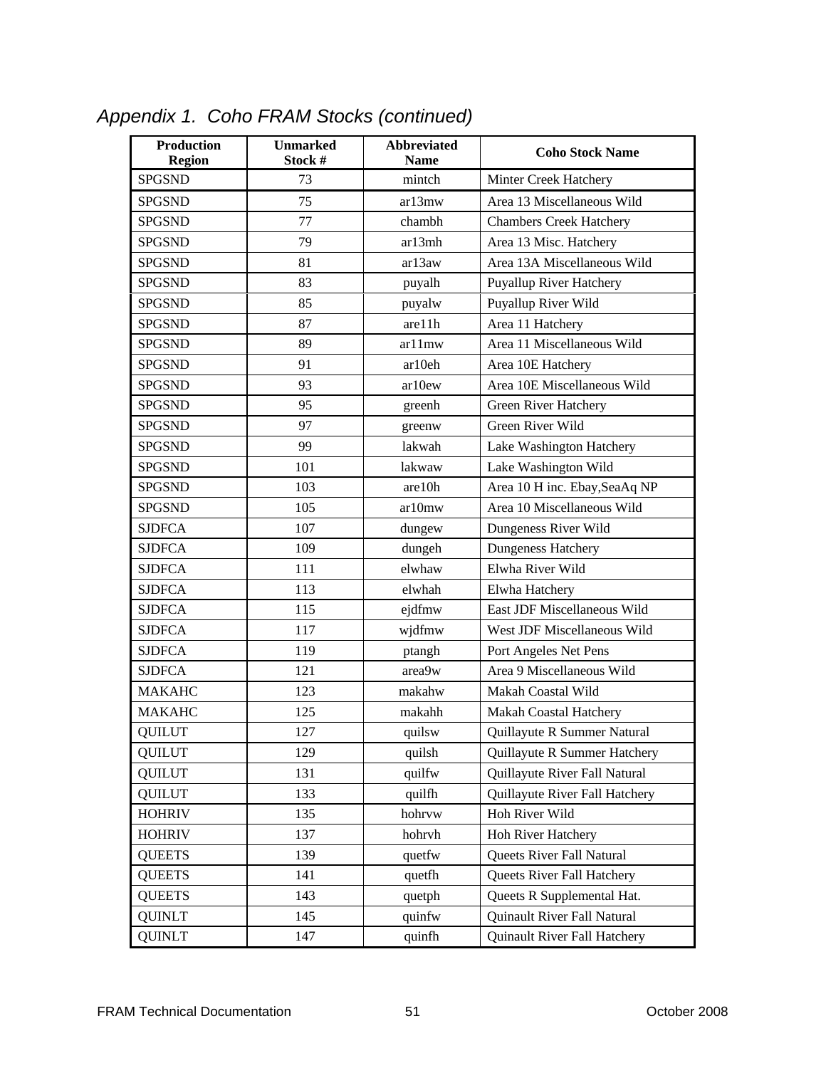*Appendix 1. Coho FRAM Stocks (continued)*

| Production Region | Unmarked Stock # | Abbreviated Name | Coho Stock Name |
|---|---|---|---|
| SPGSND | 73 | mintch | Minter Creek Hatchery |
| SPGSND | 75 | ar13mw | Area 13 Miscellaneous Wild |
| SPGSND | 77 | chambh | Chambers Creek Hatchery |
| SPGSND | 79 | ar13mh | Area 13 Misc. Hatchery |
| SPGSND | 81 | ar13aw | Area 13A Miscellaneous Wild |
| SPGSND | 83 | puyalh | Puyallup River Hatchery |
| SPGSND | 85 | puyalw | Puyallup River Wild |
| SPGSND | 87 | are11h | Area 11 Hatchery |
| SPGSND | 89 | ar11mw | Area 11 Miscellaneous Wild |
| SPGSND | 91 | ar10eh | Area 10E Hatchery |
| SPGSND | 93 | ar10ew | Area 10E Miscellaneous Wild |
| SPGSND | 95 | greenh | Green River Hatchery |
| SPGSND | 97 | greenw | Green River Wild |
| SPGSND | 99 | lakwah | Lake Washington Hatchery |
| SPGSND | 101 | lakwaw | Lake Washington Wild |
| SPGSND | 103 | are10h | Area 10 H inc. Ebay,SeaAq NP |
| SPGSND | 105 | ar10mw | Area 10 Miscellaneous Wild |
| SJDFCA | 107 | dungew | Dungeness River Wild |
| SJDFCA | 109 | dungeh | Dungeness Hatchery |
| SJDFCA | 111 | elwhaw | Elwha River Wild |
| SJDFCA | 113 | elwhah | Elwha Hatchery |
| SJDFCA | 115 | ejdfmw | East JDF Miscellaneous Wild |
| SJDFCA | 117 | wjdfmw | West JDF Miscellaneous Wild |
| SJDFCA | 119 | ptangh | Port Angeles Net Pens |
| SJDFCA | 121 | area9w | Area 9 Miscellaneous Wild |
| MAKAHC | 123 | makahw | Makah Coastal Wild |
| MAKAHC | 125 | makahh | Makah Coastal Hatchery |
| QUILUT | 127 | quilsw | Quillayute R Summer Natural |
| QUILUT | 129 | quilsh | Quillayute R Summer Hatchery |
| QUILUT | 131 | quilfw | Quillayute River Fall Natural |
| QUILUT | 133 | quilfh | Quillayute River Fall Hatchery |
| HOHRIV | 135 | hohrvw | Hoh River Wild |
| HOHRIV | 137 | hohrvh | Hoh River Hatchery |
| QUEETS | 139 | quetfw | Queets River Fall Natural |
| QUEETS | 141 | quetfh | Queets River Fall Hatchery |
| QUEETS | 143 | quetph | Queets R Supplemental Hat. |
| QUINLT | 145 | quinfw | Quinault River Fall Natural |
| QUINLT | 147 | quinfh | Quinault River Fall Hatchery |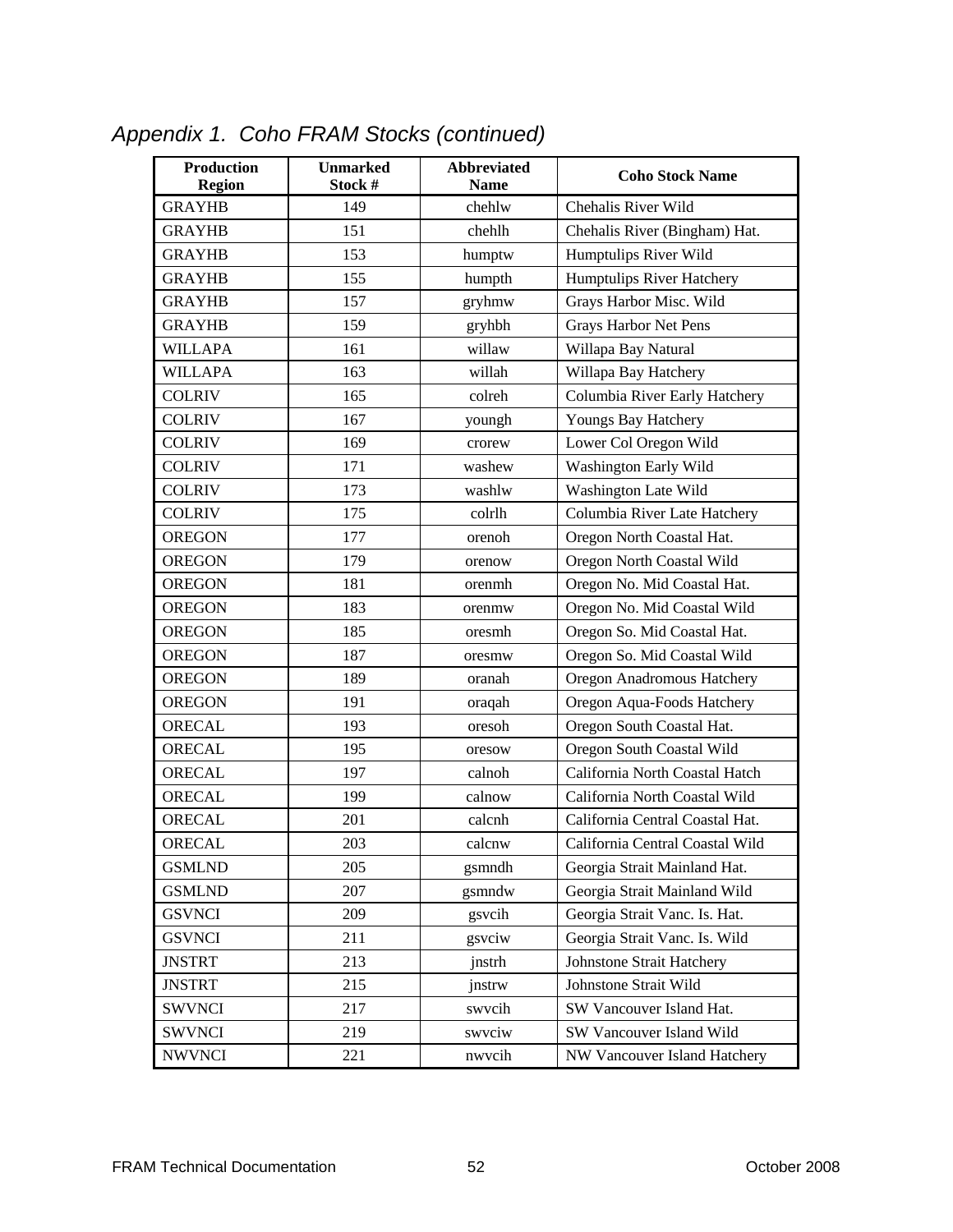*Appendix 1. Coho FRAM Stocks (continued)*

| Production Region | Unmarked Stock # | Abbreviated Name | Coho Stock Name |
|---|---|---|---|
| GRAYHB | 149 | chehlw | Chehalis River Wild |
| GRAYHB | 151 | chehlh | Chehalis River (Bingham) Hat. |
| GRAYHB | 153 | humptw | Humptulips River Wild |
| GRAYHB | 155 | humpth | Humptulips River Hatchery |
| GRAYHB | 157 | gryhmw | Grays Harbor Misc. Wild |
| GRAYHB | 159 | gryhbh | Grays Harbor Net Pens |
| WILLAPA | 161 | willaw | Willapa Bay Natural |
| WILLAPA | 163 | willah | Willapa Bay Hatchery |
| COLRIV | 165 | colreh | Columbia River Early Hatchery |
| COLRIV | 167 | youngh | Youngs Bay Hatchery |
| COLRIV | 169 | crorew | Lower Col Oregon Wild |
| COLRIV | 171 | washew | Washington Early Wild |
| COLRIV | 173 | washlw | Washington Late Wild |
| COLRIV | 175 | colrlh | Columbia River Late Hatchery |
| OREGON | 177 | orenoh | Oregon North Coastal Hat. |
| OREGON | 179 | orenow | Oregon North Coastal Wild |
| OREGON | 181 | orenmh | Oregon No. Mid Coastal Hat. |
| OREGON | 183 | orenmw | Oregon No. Mid Coastal Wild |
| OREGON | 185 | oresmh | Oregon So. Mid Coastal Hat. |
| OREGON | 187 | oresmw | Oregon So. Mid Coastal Wild |
| OREGON | 189 | oranah | Oregon Anadromous Hatchery |
| OREGON | 191 | oraqah | Oregon Aqua-Foods Hatchery |
| ORECAL | 193 | oresoh | Oregon South Coastal Hat. |
| ORECAL | 195 | oresow | Oregon South Coastal Wild |
| ORECAL | 197 | calnoh | California North Coastal Hatch |
| ORECAL | 199 | calnow | California North Coastal Wild |
| ORECAL | 201 | calcnh | California Central Coastal Hat. |
| ORECAL | 203 | calcnw | California Central Coastal Wild |
| GSMLND | 205 | gsmndh | Georgia Strait Mainland Hat. |
| GSMLND | 207 | gsmndw | Georgia Strait Mainland Wild |
| GSVNCI | 209 | gsvcih | Georgia Strait Vanc. Is. Hat. |
| GSVNCI | 211 | gsvciw | Georgia Strait Vanc. Is. Wild |
| JNSTRT | 213 | jnstrh | Johnstone Strait Hatchery |
| JNSTRT | 215 | jnstrw | Johnstone Strait Wild |
| SWVNCI | 217 | swvcih | SW Vancouver Island Hat. |
| SWVNCI | 219 | swvciw | SW Vancouver Island Wild |
| NWVNCI | 221 | nwvcih | NW Vancouver Island Hatchery |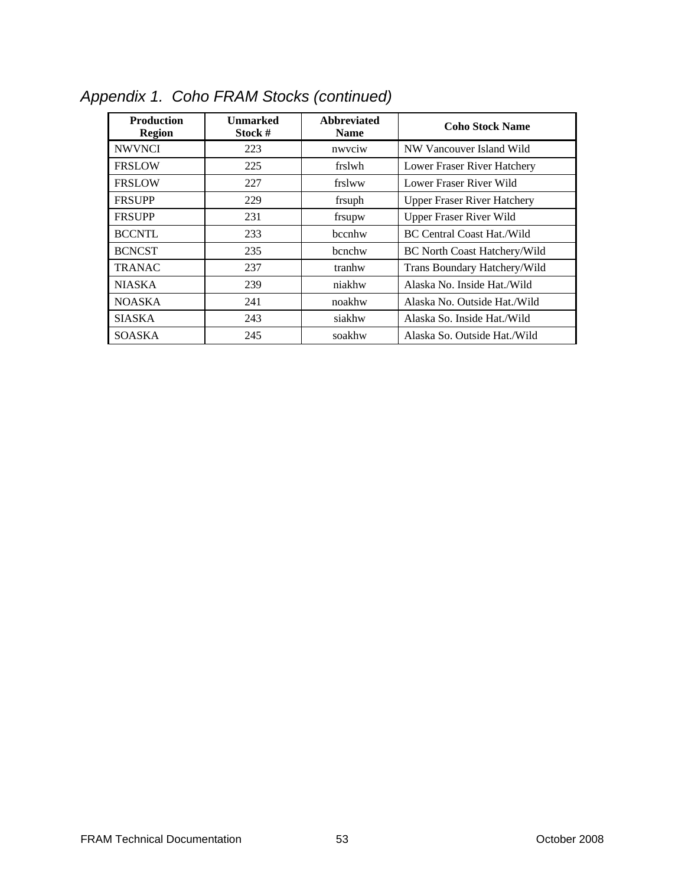## *Appendix 1. Coho FRAM Stocks (continued)*

| Production Region | Unmarked Stock # | Abbreviated Name | Coho Stock Name |
|---|---|---|---|
| NWVNCI | 223 | nwvciw | NW Vancouver Island Wild |
| FRSLOW | 225 | frslwh | Lower Fraser River Hatchery |
| FRSLOW | 227 | frslww | Lower Fraser River Wild |
| FRSUPP | 229 | frsuph | Upper Fraser River Hatchery |
| FRSUPP | 231 | frsupw | Upper Fraser River Wild |
| BCCNTL | 233 | bccnhw | BC Central Coast Hat./Wild |
| BCNCST | 235 | bcnchw | BC North Coast Hatchery/Wild |
| TRANAC | 237 | tranhw | Trans Boundary Hatchery/Wild |
| NIASKA | 239 | niakhw | Alaska No. Inside Hat./Wild |
| NOASKA | 241 | noakhw | Alaska No. Outside Hat./Wild |
| SIASKA | 243 | siakhw | Alaska So. Inside Hat./Wild |
| SOASKA | 245 | soakhw | Alaska So. Outside Hat./Wild |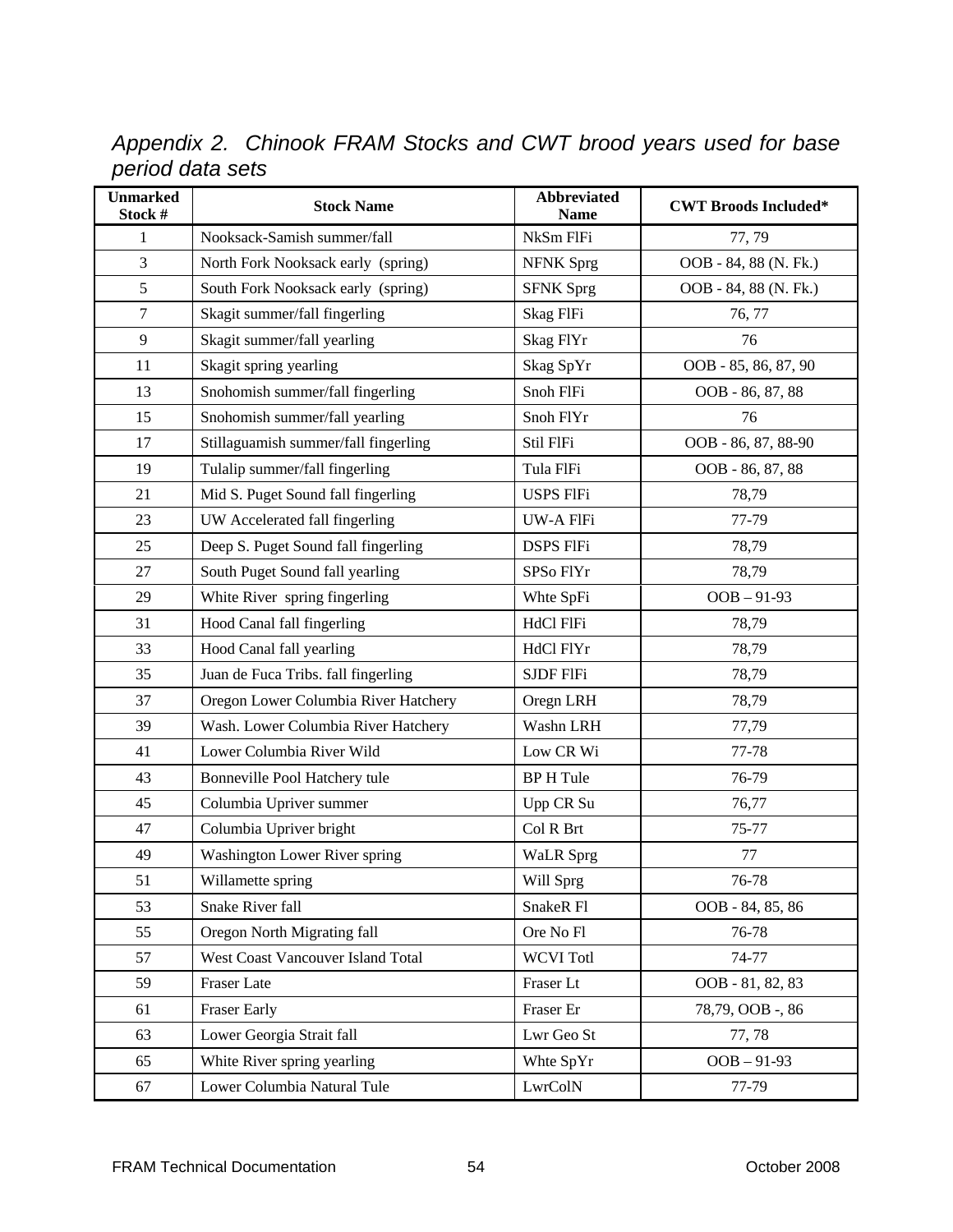*Appendix 2. Chinook FRAM Stocks and CWT brood years used for base period data sets*

| Unmarked Stock # | Stock Name | Abbreviated Name | CWT Broods Included* |
|---|---|---|---|
| 1 | Nooksack-Samish summer/fall | NkSm FlFi | 77, 79 |
| 3 | North Fork Nooksack early (spring) | NFNK Sprg | OOB - 84, 88 (N. Fk.) |
| 5 | South Fork Nooksack early (spring) | SFNK Sprg | OOB - 84, 88 (N. Fk.) |
| 7 | Skagit summer/fall fingerling | Skag FlFi | 76, 77 |
| 9 | Skagit summer/fall yearling | Skag FlYr | 76 |
| 11 | Skagit spring yearling | Skag SpYr | OOB - 85, 86, 87, 90 |
| 13 | Snohomish summer/fall fingerling | Snoh FlFi | OOB - 86, 87, 88 |
| 15 | Snohomish summer/fall yearling | Snoh FlYr | 76 |
| 17 | Stillaguamish summer/fall fingerling | Stil FlFi | OOB - 86, 87, 88-90 |
| 19 | Tulalip summer/fall fingerling | Tula FlFi | OOB - 86, 87, 88 |
| 21 | Mid S. Puget Sound fall fingerling | USPS FlFi | 78,79 |
| 23 | UW Accelerated fall fingerling | UW-A FlFi | 77-79 |
| 25 | Deep S. Puget Sound fall fingerling | DSPS FlFi | 78,79 |
| 27 | South Puget Sound fall yearling | SPSo FlYr | 78,79 |
| 29 | White River spring fingerling | Whte SpFi | OOB – 91-93 |
| 31 | Hood Canal fall fingerling | HdCl FlFi | 78,79 |
| 33 | Hood Canal fall yearling | HdCl FlYr | 78,79 |
| 35 | Juan de Fuca Tribs. fall fingerling | SJDF FlFi | 78,79 |
| 37 | Oregon Lower Columbia River Hatchery | Oregn LRH | 78,79 |
| 39 | Wash. Lower Columbia River Hatchery | Washn LRH | 77,79 |
| 41 | Lower Columbia River Wild | Low CR Wi | 77-78 |
| 43 | Bonneville Pool Hatchery tule | BP H Tule | 76-79 |
| 45 | Columbia Upriver summer | Upp CR Su | 76,77 |
| 47 | Columbia Upriver bright | Col R Brt | 75-77 |
| 49 | Washington Lower River spring | WaLR Sprg | 77 |
| 51 | Willamette spring | Will Sprg | 76-78 |
| 53 | Snake River fall | SnakeR Fl | OOB - 84, 85, 86 |
| 55 | Oregon North Migrating fall | Ore No Fl | 76-78 |
| 57 | West Coast Vancouver Island Total | WCVI Totl | 74-77 |
| 59 | Fraser Late | Fraser Lt | OOB - 81, 82, 83 |
| 61 | Fraser Early | Fraser Er | 78,79, OOB -, 86 |
| 63 | Lower Georgia Strait fall | Lwr Geo St | 77, 78 |
| 65 | White River spring yearling | Whte SpYr | OOB – 91-93 |
| 67 | Lower Columbia Natural Tule | LwrColN | 77-79 |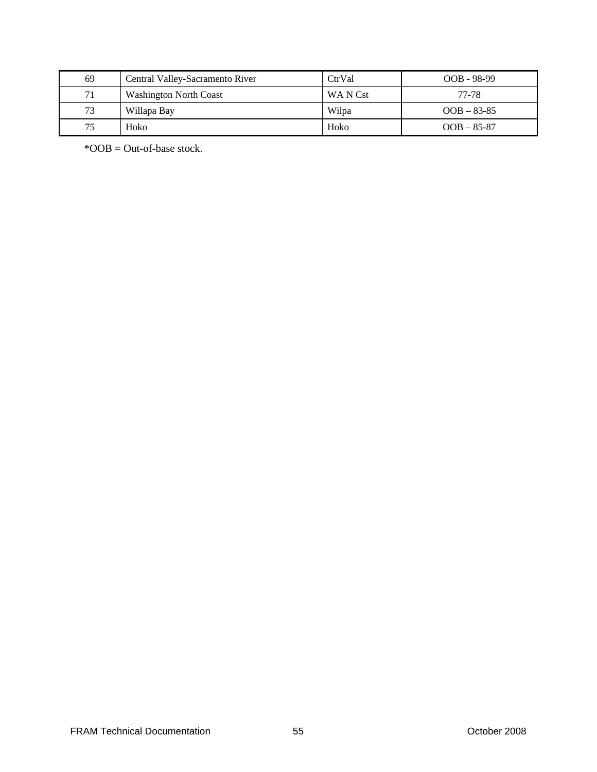| 69 | Central Valley-Sacramento River | CtrVal | OOB - 98-99 |
|---|---|---|---|
| 71 | Washington North Coast | WA N Cst | 77-78 |
| 73 | Willapa Bay | Wilpa | OOB – 83-85 |
| 75 | Hoko | Hoko | OOB – 85-87 |

*OOB = Out-of-base stock.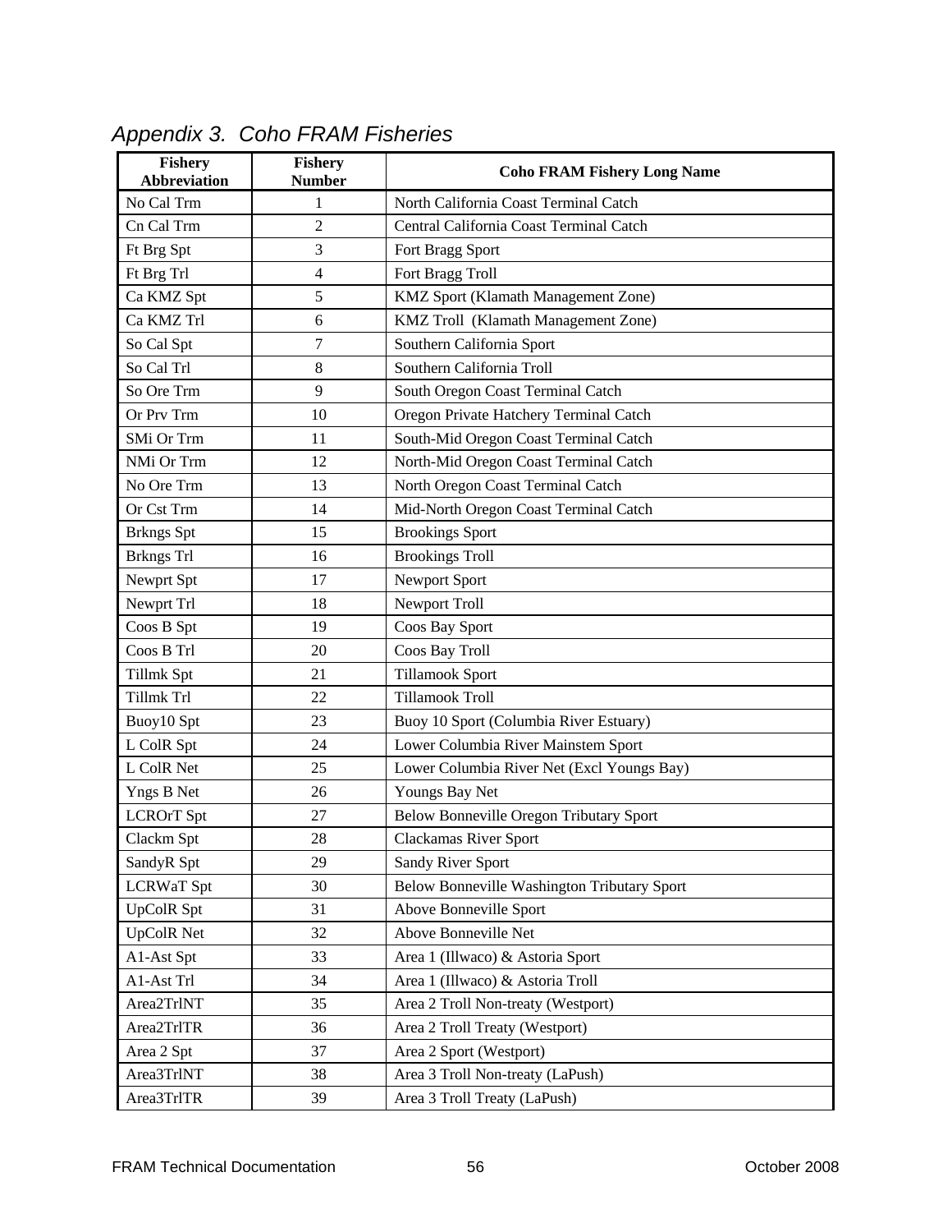## *Appendix 3. Coho FRAM Fisheries*

| Fishery Abbreviation | Fishery Number | Coho FRAM Fishery Long Name |
|---|---|---|
| No Cal Trm | 1 | North California Coast Terminal Catch |
| Cn Cal Trm | 2 | Central California Coast Terminal Catch |
| Ft Brg Spt | 3 | Fort Bragg Sport |
| Ft Brg Trl | 4 | Fort Bragg Troll |
| Ca KMZ Spt | 5 | KMZ Sport (Klamath Management Zone) |
| Ca KMZ Trl | 6 | KMZ Troll (Klamath Management Zone) |
| So Cal Spt | 7 | Southern California Sport |
| So Cal Trl | 8 | Southern California Troll |
| So Ore Trm | 9 | South Oregon Coast Terminal Catch |
| Or Prv Trm | 10 | Oregon Private Hatchery Terminal Catch |
| SMi Or Trm | 11 | South-Mid Oregon Coast Terminal Catch |
| NMi Or Trm | 12 | North-Mid Oregon Coast Terminal Catch |
| No Ore Trm | 13 | North Oregon Coast Terminal Catch |
| Or Cst Trm | 14 | Mid-North Oregon Coast Terminal Catch |
| Brkngs Spt | 15 | Brookings Sport |
| Brkngs Trl | 16 | Brookings Troll |
| Newprt Spt | 17 | Newport Sport |
| Newprt Trl | 18 | Newport Troll |
| Coos B Spt | 19 | Coos Bay Sport |
| Coos B Trl | 20 | Coos Bay Troll |
| Tillmk Spt | 21 | Tillamook Sport |
| Tillmk Trl | 22 | Tillamook Troll |
| Buoy10 Spt | 23 | Buoy 10 Sport (Columbia River Estuary) |
| L ColR Spt | 24 | Lower Columbia River Mainstem Sport |
| L ColR Net | 25 | Lower Columbia River Net (Excl Youngs Bay) |
| Yngs B Net | 26 | Youngs Bay Net |
| LCROrT Spt | 27 | Below Bonneville Oregon Tributary Sport |
| Clackm Spt | 28 | Clackamas River Sport |
| SandyR Spt | 29 | Sandy River Sport |
| LCRWaT Spt | 30 | Below Bonneville Washington Tributary Sport |
| UpColR Spt | 31 | Above Bonneville Sport |
| UpColR Net | 32 | Above Bonneville Net |
| A1-Ast Spt | 33 | Area 1 (Illwaco) & Astoria Sport |
| A1-Ast Trl | 34 | Area 1 (Illwaco) & Astoria Troll |
| Area2TrlNT | 35 | Area 2 Troll Non-treaty (Westport) |
| Area2TrlTR | 36 | Area 2 Troll Treaty (Westport) |
| Area 2 Spt | 37 | Area 2 Sport (Westport) |
| Area3TrlNT | 38 | Area 3 Troll Non-treaty (LaPush) |
| Area3TrlTR | 39 | Area 3 Troll Treaty (LaPush) |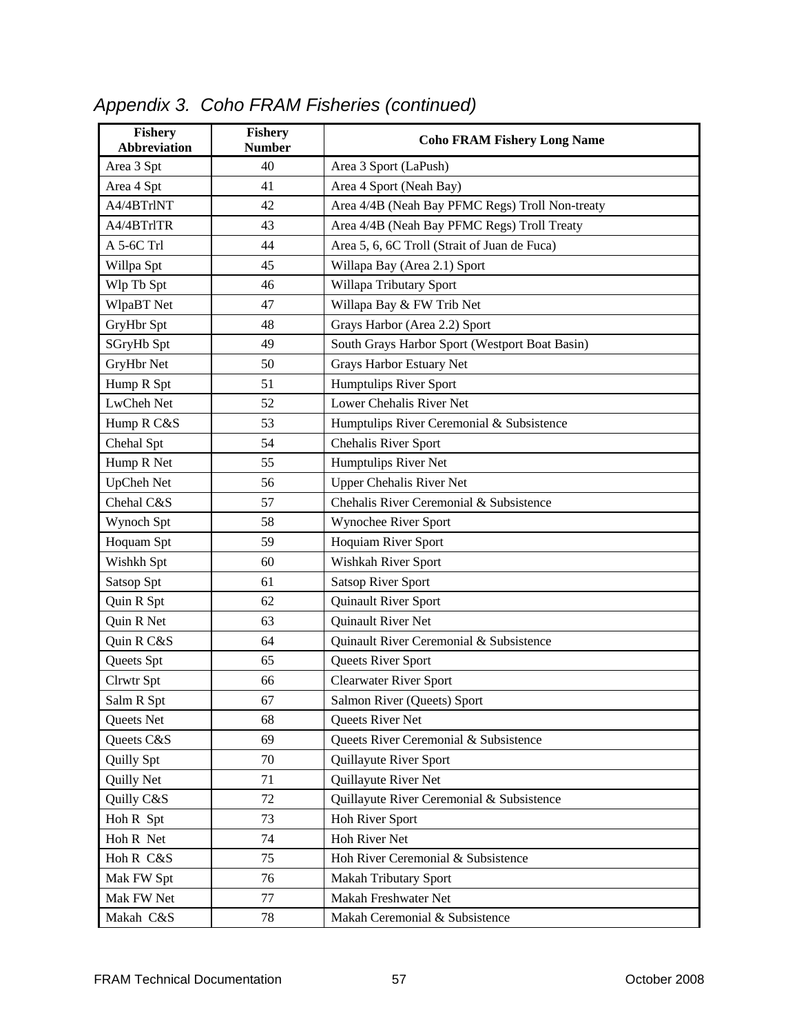*Appendix 3. Coho FRAM Fisheries (continued)*

| Fishery Abbreviation | Fishery Number | Coho FRAM Fishery Long Name |
|---|---|---|
| Area 3 Spt | 40 | Area 3 Sport (LaPush) |
| Area 4 Spt | 41 | Area 4 Sport (Neah Bay) |
| A4/4BTrlNT | 42 | Area 4/4B (Neah Bay PFMC Regs) Troll Non-treaty |
| A4/4BTrlTR | 43 | Area 4/4B (Neah Bay PFMC Regs) Troll Treaty |
| A 5-6C Trl | 44 | Area 5, 6, 6C Troll (Strait of Juan de Fuca) |
| Willpa Spt | 45 | Willapa Bay (Area 2.1) Sport |
| Wlp Tb Spt | 46 | Willapa Tributary Sport |
| WlpaBT Net | 47 | Willapa Bay & FW Trib Net |
| GryHbr Spt | 48 | Grays Harbor (Area 2.2) Sport |
| SGryHb Spt | 49 | South Grays Harbor Sport (Westport Boat Basin) |
| GryHbr Net | 50 | Grays Harbor Estuary Net |
| Hump R Spt | 51 | Humptulips River Sport |
| LwCheh Net | 52 | Lower Chehalis River Net |
| Hump R C&S | 53 | Humptulips River Ceremonial & Subsistence |
| Chehal Spt | 54 | Chehalis River Sport |
| Hump R Net | 55 | Humptulips River Net |
| UpCheh Net | 56 | Upper Chehalis River Net |
| Chehal C&S | 57 | Chehalis River Ceremonial & Subsistence |
| Wynoch Spt | 58 | Wynochee River Sport |
| Hoquam Spt | 59 | Hoquiam River Sport |
| Wishkh Spt | 60 | Wishkah River Sport |
| Satsop Spt | 61 | Satsop River Sport |
| Quin R Spt | 62 | Quinault River Sport |
| Quin R Net | 63 | Quinault River Net |
| Quin R C&S | 64 | Quinault River Ceremonial & Subsistence |
| Queets Spt | 65 | Queets River Sport |
| Clrwtr Spt | 66 | Clearwater River Sport |
| Salm R Spt | 67 | Salmon River (Queets) Sport |
| Queets Net | 68 | Queets River Net |
| Queets C&S | 69 | Queets River Ceremonial & Subsistence |
| Quilly Spt | 70 | Quillayute River Sport |
| Quilly Net | 71 | Quillayute River Net |
| Quilly C&S | 72 | Quillayute River Ceremonial & Subsistence |
| Hoh R Spt | 73 | Hoh River Sport |
| Hoh R Net | 74 | Hoh River Net |
| Hoh R C&S | 75 | Hoh River Ceremonial & Subsistence |
| Mak FW Spt | 76 | Makah Tributary Sport |
| Mak FW Net | 77 | Makah Freshwater Net |
| Makah C&S | 78 | Makah Ceremonial & Subsistence |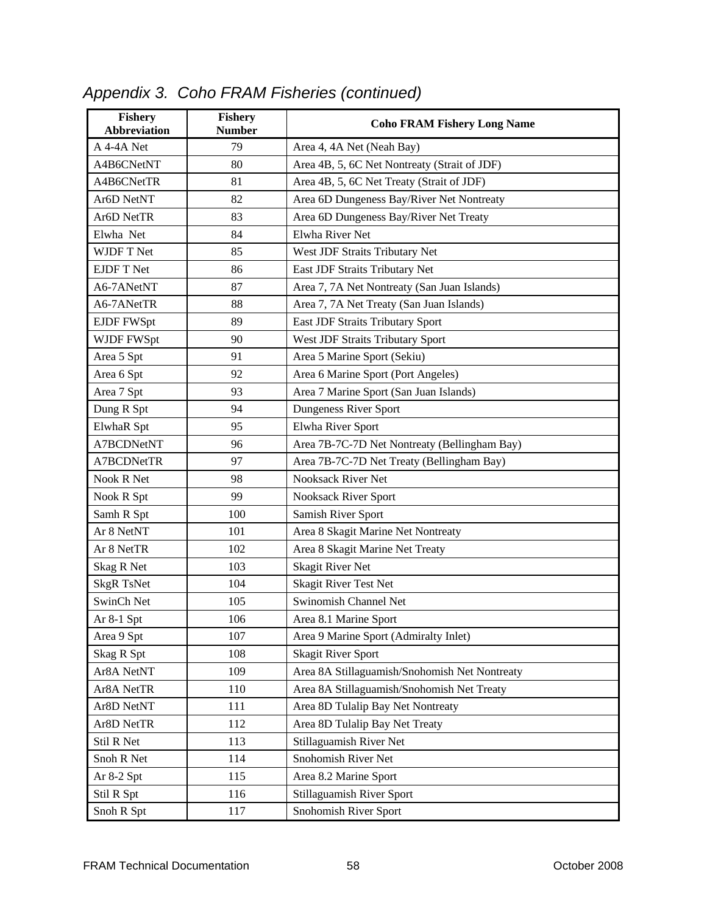## *Appendix 3. Coho FRAM Fisheries (continued)*

| Fishery Abbreviation | Fishery Number | Coho FRAM Fishery Long Name |
|---|---|---|
| A 4-4A Net | 79 | Area 4, 4A Net (Neah Bay) |
| A4B6CNetNT | 80 | Area 4B, 5, 6C Net Nontreaty (Strait of JDF) |
| A4B6CNetTR | 81 | Area 4B, 5, 6C Net Treaty (Strait of JDF) |
| Ar6D NetNT | 82 | Area 6D Dungeness Bay/River Net Nontreaty |
| Ar6D NetTR | 83 | Area 6D Dungeness Bay/River Net Treaty |
| Elwha Net | 84 | Elwha River Net |
| WJDF T Net | 85 | West JDF Straits Tributary Net |
| EJDF T Net | 86 | East JDF Straits Tributary Net |
| A6-7ANetNT | 87 | Area 7, 7A Net Nontreaty (San Juan Islands) |
| A6-7ANetTR | 88 | Area 7, 7A Net Treaty (San Juan Islands) |
| EJDF FWSpt | 89 | East JDF Straits Tributary Sport |
| WJDF FWSpt | 90 | West JDF Straits Tributary Sport |
| Area 5 Spt | 91 | Area 5 Marine Sport (Sekiu) |
| Area 6 Spt | 92 | Area 6 Marine Sport (Port Angeles) |
| Area 7 Spt | 93 | Area 7 Marine Sport (San Juan Islands) |
| Dung R Spt | 94 | Dungeness River Sport |
| ElwhaR Spt | 95 | Elwha River Sport |
| A7BCDNetNT | 96 | Area 7B-7C-7D Net Nontreaty (Bellingham Bay) |
| A7BCDNetTR | 97 | Area 7B-7C-7D Net Treaty (Bellingham Bay) |
| Nook R Net | 98 | Nooksack River Net |
| Nook R Spt | 99 | Nooksack River Sport |
| Samh R Spt | 100 | Samish River Sport |
| Ar 8 NetNT | 101 | Area 8 Skagit Marine Net Nontreaty |
| Ar 8 NetTR | 102 | Area 8 Skagit Marine Net Treaty |
| Skag R Net | 103 | Skagit River Net |
| SkgR TsNet | 104 | Skagit River Test Net |
| SwinCh Net | 105 | Swinomish Channel Net |
| Ar 8-1 Spt | 106 | Area 8.1 Marine Sport |
| Area 9 Spt | 107 | Area 9 Marine Sport (Admiralty Inlet) |
| Skag R Spt | 108 | Skagit River Sport |
| Ar8A NetNT | 109 | Area 8A Stillaguamish/Snohomish Net Nontreaty |
| Ar8A NetTR | 110 | Area 8A Stillaguamish/Snohomish Net Treaty |
| Ar8D NetNT | 111 | Area 8D Tulalip Bay Net Nontreaty |
| Ar8D NetTR | 112 | Area 8D Tulalip Bay Net Treaty |
| Stil R Net | 113 | Stillaguamish River Net |
| Snoh R Net | 114 | Snohomish River Net |
| Ar 8-2 Spt | 115 | Area 8.2 Marine Sport |
| Stil R Spt | 116 | Stillaguamish River Sport |
| Snoh R Spt | 117 | Snohomish River Sport |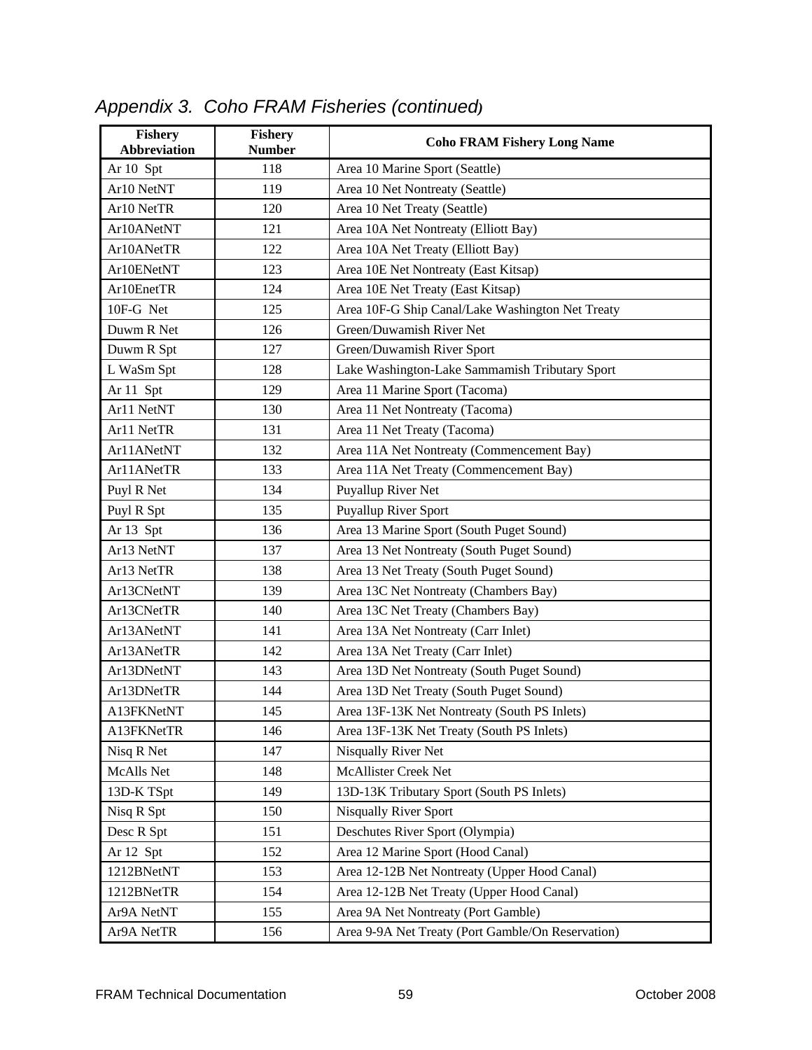*Appendix 3. Coho FRAM Fisheries (continued)*

| Fishery Abbreviation | Fishery Number | Coho FRAM Fishery Long Name |
|---|---|---|
| Ar 10 Spt | 118 | Area 10 Marine Sport (Seattle) |
| Ar10 NetNT | 119 | Area 10 Net Nontreaty (Seattle) |
| Ar10 NetTR | 120 | Area 10 Net Treaty (Seattle) |
| Ar10ANetNT | 121 | Area 10A Net Nontreaty (Elliott Bay) |
| Ar10ANetTR | 122 | Area 10A Net Treaty (Elliott Bay) |
| Ar10ENetNT | 123 | Area 10E Net Nontreaty (East Kitsap) |
| Ar10EnetTR | 124 | Area 10E Net Treaty (East Kitsap) |
| 10F-G Net | 125 | Area 10F-G Ship Canal/Lake Washington Net Treaty |
| Duwm R Net | 126 | Green/Duwamish River Net |
| Duwm R Spt | 127 | Green/Duwamish River Sport |
| L WaSm Spt | 128 | Lake Washington-Lake Sammamish Tributary Sport |
| Ar 11 Spt | 129 | Area 11 Marine Sport (Tacoma) |
| Ar11 NetNT | 130 | Area 11 Net Nontreaty (Tacoma) |
| Ar11 NetTR | 131 | Area 11 Net Treaty (Tacoma) |
| Ar11ANetNT | 132 | Area 11A Net Nontreaty (Commencement Bay) |
| Ar11ANetTR | 133 | Area 11A Net Treaty (Commencement Bay) |
| Puyl R Net | 134 | Puyallup River Net |
| Puyl R Spt | 135 | Puyallup River Sport |
| Ar 13 Spt | 136 | Area 13 Marine Sport (South Puget Sound) |
| Ar13 NetNT | 137 | Area 13 Net Nontreaty (South Puget Sound) |
| Ar13 NetTR | 138 | Area 13 Net Treaty (South Puget Sound) |
| Ar13CNetNT | 139 | Area 13C Net Nontreaty (Chambers Bay) |
| Ar13CNetTR | 140 | Area 13C Net Treaty (Chambers Bay) |
| Ar13ANetNT | 141 | Area 13A Net Nontreaty (Carr Inlet) |
| Ar13ANetTR | 142 | Area 13A Net Treaty (Carr Inlet) |
| Ar13DNetNT | 143 | Area 13D Net Nontreaty (South Puget Sound) |
| Ar13DNetTR | 144 | Area 13D Net Treaty (South Puget Sound) |
| A13FKNetNT | 145 | Area 13F-13K Net Nontreaty (South PS Inlets) |
| A13FKNetTR | 146 | Area 13F-13K Net Treaty (South PS Inlets) |
| Nisq R Net | 147 | Nisqually River Net |
| McAlls Net | 148 | McAllister Creek Net |
| 13D-K TSpt | 149 | 13D-13K Tributary Sport (South PS Inlets) |
| Nisq R Spt | 150 | Nisqually River Sport |
| Desc R Spt | 151 | Deschutes River Sport (Olympia) |
| Ar 12 Spt | 152 | Area 12 Marine Sport (Hood Canal) |
| 1212BNetNT | 153 | Area 12-12B Net Nontreaty (Upper Hood Canal) |
| 1212BNetTR | 154 | Area 12-12B Net Treaty (Upper Hood Canal) |
| Ar9A NetNT | 155 | Area 9A Net Nontreaty (Port Gamble) |
| Ar9A NetTR | 156 | Area 9-9A Net Treaty (Port Gamble/On Reservation) |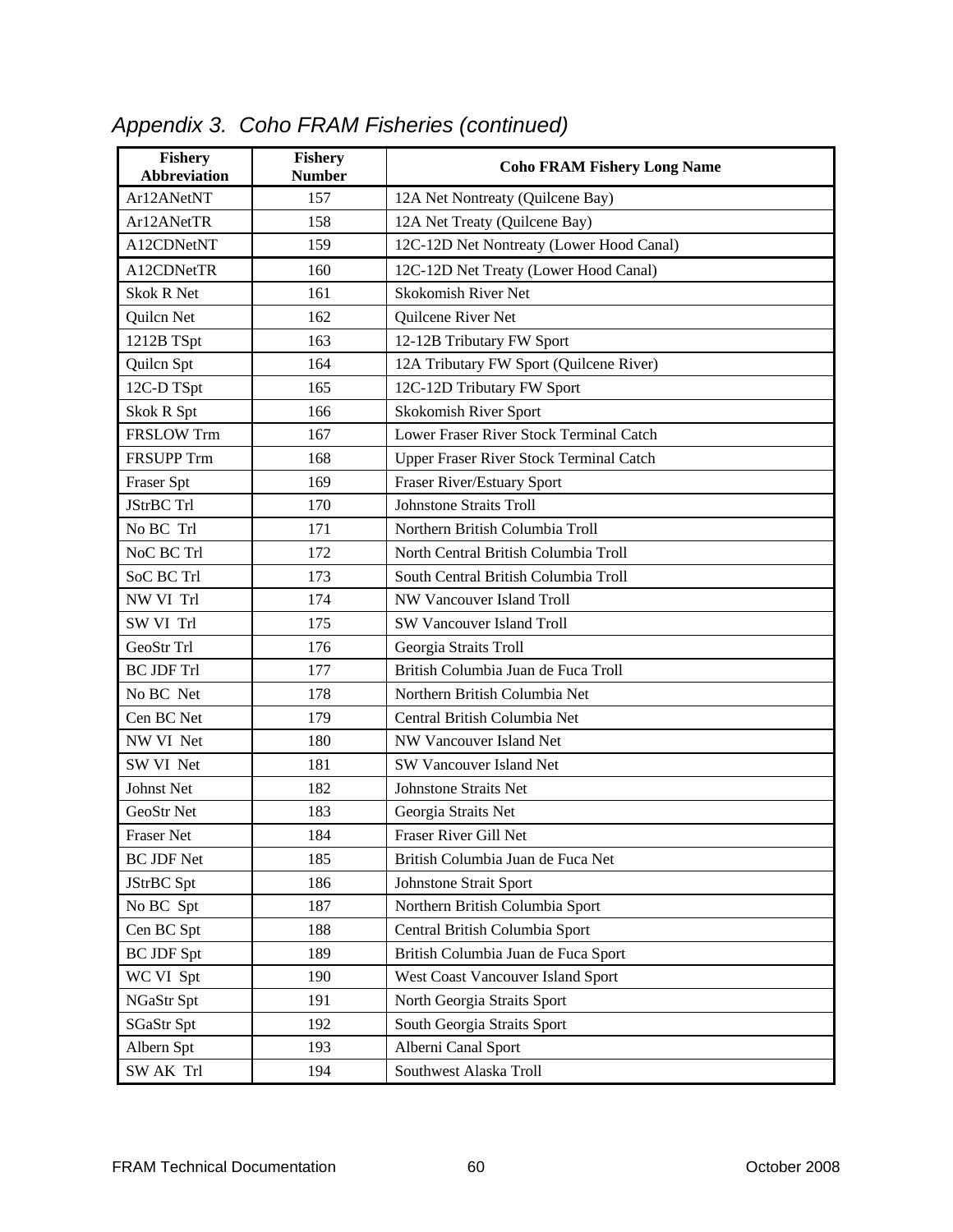*Appendix 3. Coho FRAM Fisheries (continued)*

| Fishery Abbreviation | Fishery Number | Coho FRAM Fishery Long Name |
|---|---|---|
| Ar12ANetNT | 157 | 12A Net Nontreaty (Quilcene Bay) |
| Ar12ANetTR | 158 | 12A Net Treaty (Quilcene Bay) |
| A12CDNetNT | 159 | 12C-12D Net Nontreaty (Lower Hood Canal) |
| A12CDNetTR | 160 | 12C-12D Net Treaty (Lower Hood Canal) |
| Skok R Net | 161 | Skokomish River Net |
| Quilcn Net | 162 | Quilcene River Net |
| 1212B TSpt | 163 | 12-12B Tributary FW Sport |
| Quilcn Spt | 164 | 12A Tributary FW Sport (Quilcene River) |
| 12C-D TSpt | 165 | 12C-12D Tributary FW Sport |
| Skok R Spt | 166 | Skokomish River Sport |
| FRSLOW Trm | 167 | Lower Fraser River Stock Terminal Catch |
| FRSUPP Trm | 168 | Upper Fraser River Stock Terminal Catch |
| Fraser Spt | 169 | Fraser River/Estuary Sport |
| JStrBC Trl | 170 | Johnstone Straits Troll |
| No BC Trl | 171 | Northern British Columbia Troll |
| NoC BC Trl | 172 | North Central British Columbia Troll |
| SoC BC Trl | 173 | South Central British Columbia Troll |
| NW VI Trl | 174 | NW Vancouver Island Troll |
| SW VI Trl | 175 | SW Vancouver Island Troll |
| GeoStr Trl | 176 | Georgia Straits Troll |
| BC JDF Trl | 177 | British Columbia Juan de Fuca Troll |
| No BC Net | 178 | Northern British Columbia Net |
| Cen BC Net | 179 | Central British Columbia Net |
| NW VI Net | 180 | NW Vancouver Island Net |
| SW VI Net | 181 | SW Vancouver Island Net |
| Johnst Net | 182 | Johnstone Straits Net |
| GeoStr Net | 183 | Georgia Straits Net |
| Fraser Net | 184 | Fraser River Gill Net |
| BC JDF Net | 185 | British Columbia Juan de Fuca Net |
| JStrBC Spt | 186 | Johnstone Strait Sport |
| No BC Spt | 187 | Northern British Columbia Sport |
| Cen BC Spt | 188 | Central British Columbia Sport |
| BC JDF Spt | 189 | British Columbia Juan de Fuca Sport |
| WC VI Spt | 190 | West Coast Vancouver Island Sport |
| NGaStr Spt | 191 | North Georgia Straits Sport |
| SGaStr Spt | 192 | South Georgia Straits Sport |
| Albern Spt | 193 | Alberni Canal Sport |
| SW AK Trl | 194 | Southwest Alaska Troll |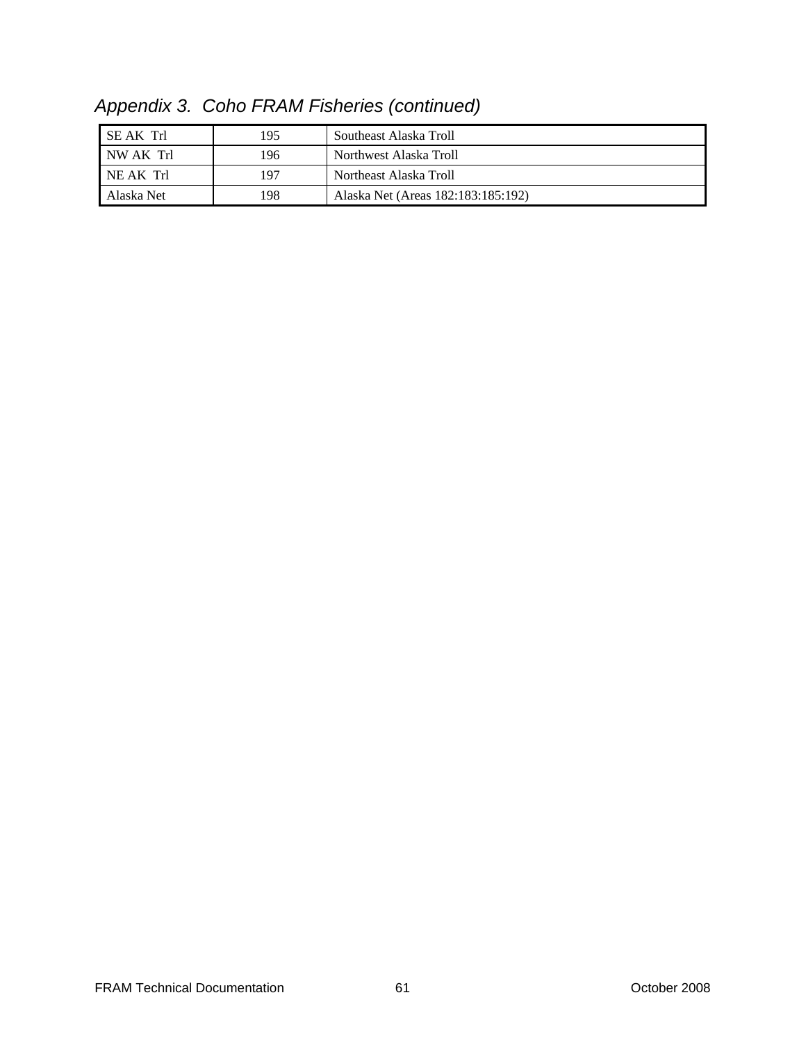## *Appendix 3. Coho FRAM Fisheries (continued)*

| | | |
|---|---|---|
| SE AK Trl | 195 | Southeast Alaska Troll |
| NW AK Trl | 196 | Northwest Alaska Troll |
| NE AK Trl | 197 | Northeast Alaska Troll |
| Alaska Net | 198 | Alaska Net (Areas 182:183:185:192) |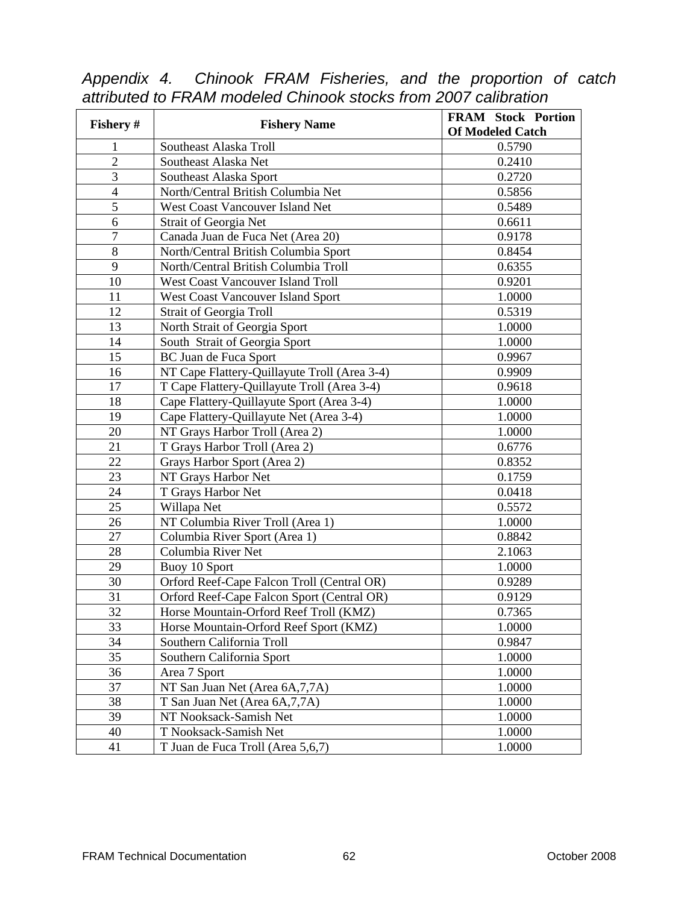*Appendix 4. Chinook FRAM Fisheries, and the proportion of catch attributed to FRAM modeled Chinook stocks from 2007 calibration*

| Fishery # | Fishery Name | FRAM Stock Portion Of Modeled Catch |
|---|---|---|
| 1 | Southeast Alaska Troll | 0.5790 |
| 2 | Southeast Alaska Net | 0.2410 |
| 3 | Southeast Alaska Sport | 0.2720 |
| 4 | North/Central British Columbia Net | 0.5856 |
| 5 | West Coast Vancouver Island Net | 0.5489 |
| 6 | Strait of Georgia Net | 0.6611 |
| 7 | Canada Juan de Fuca Net (Area 20) | 0.9178 |
| 8 | North/Central British Columbia Sport | 0.8454 |
| 9 | North/Central British Columbia Troll | 0.6355 |
| 10 | West Coast Vancouver Island Troll | 0.9201 |
| 11 | West Coast Vancouver Island Sport | 1.0000 |
| 12 | Strait of Georgia Troll | 0.5319 |
| 13 | North Strait of Georgia Sport | 1.0000 |
| 14 | South Strait of Georgia Sport | 1.0000 |
| 15 | BC Juan de Fuca Sport | 0.9967 |
| 16 | NT Cape Flattery-Quillayute Troll (Area 3-4) | 0.9909 |
| 17 | T Cape Flattery-Quillayute Troll (Area 3-4) | 0.9618 |
| 18 | Cape Flattery-Quillayute Sport (Area 3-4) | 1.0000 |
| 19 | Cape Flattery-Quillayute Net (Area 3-4) | 1.0000 |
| 20 | NT Grays Harbor Troll (Area 2) | 1.0000 |
| 21 | T Grays Harbor Troll (Area 2) | 0.6776 |
| 22 | Grays Harbor Sport (Area 2) | 0.8352 |
| 23 | NT Grays Harbor Net | 0.1759 |
| 24 | T Grays Harbor Net | 0.0418 |
| 25 | Willapa Net | 0.5572 |
| 26 | NT Columbia River Troll (Area 1) | 1.0000 |
| 27 | Columbia River Sport (Area 1) | 0.8842 |
| 28 | Columbia River Net | 2.1063 |
| 29 | Buoy 10 Sport | 1.0000 |
| 30 | Orford Reef-Cape Falcon Troll (Central OR) | 0.9289 |
| 31 | Orford Reef-Cape Falcon Sport (Central OR) | 0.9129 |
| 32 | Horse Mountain-Orford Reef Troll (KMZ) | 0.7365 |
| 33 | Horse Mountain-Orford Reef Sport (KMZ) | 1.0000 |
| 34 | Southern California Troll | 0.9847 |
| 35 | Southern California Sport | 1.0000 |
| 36 | Area 7 Sport | 1.0000 |
| 37 | NT San Juan Net (Area 6A,7,7A) | 1.0000 |
| 38 | T San Juan Net (Area 6A,7,7A) | 1.0000 |
| 39 | NT Nooksack-Samish Net | 1.0000 |
| 40 | T Nooksack-Samish Net | 1.0000 |
| 41 | T Juan de Fuca Troll (Area 5,6,7) | 1.0000 |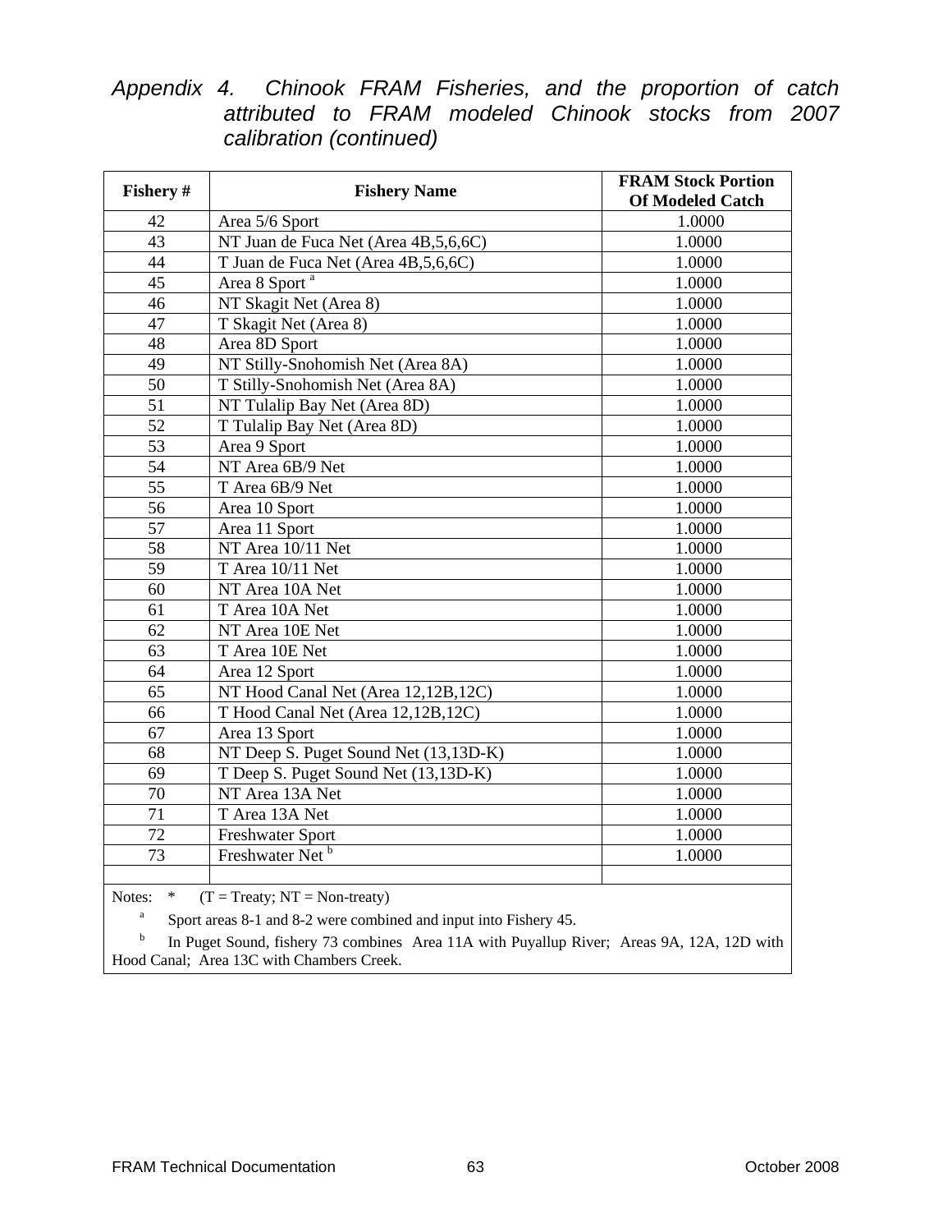*Appendix 4. Chinook FRAM Fisheries, and the proportion of catch attributed to FRAM modeled Chinook stocks from 2007 calibration (continued)*

| Fishery # | Fishery Name | FRAM Stock Portion Of Modeled Catch |
|---|---|---|
| 42 | Area 5/6 Sport | 1.0000 |
| 43 | NT Juan de Fuca Net (Area 4B,5,6,6C) | 1.0000 |
| 44 | T Juan de Fuca Net (Area 4B,5,6,6C) | 1.0000 |
| 45 | Area 8 Sport [a] | 1.0000 |
| 46 | NT Skagit Net (Area 8) | 1.0000 |
| 47 | T Skagit Net (Area 8) | 1.0000 |
| 48 | Area 8D Sport | 1.0000 |
| 49 | NT Stilly-Snohomish Net (Area 8A) | 1.0000 |
| 50 | T Stilly-Snohomish Net (Area 8A) | 1.0000 |
| 51 | NT Tulalip Bay Net (Area 8D) | 1.0000 |
| 52 | T Tulalip Bay Net (Area 8D) | 1.0000 |
| 53 | Area 9 Sport | 1.0000 |
| 54 | NT Area 6B/9 Net | 1.0000 |
| 55 | T Area 6B/9 Net | 1.0000 |
| 56 | Area 10 Sport | 1.0000 |
| 57 | Area 11 Sport | 1.0000 |
| 58 | NT Area 10/11 Net | 1.0000 |
| 59 | T Area 10/11 Net | 1.0000 |
| 60 | NT Area 10A Net | 1.0000 |
| 61 | T Area 10A Net | 1.0000 |
| 62 | NT Area 10E Net | 1.0000 |
| 63 | T Area 10E Net | 1.0000 |
| 64 | Area 12 Sport | 1.0000 |
| 65 | NT Hood Canal Net (Area 12,12B,12C) | 1.0000 |
| 66 | T Hood Canal Net (Area 12,12B,12C) | 1.0000 |
| 67 | Area 13 Sport | 1.0000 |
| 68 | NT Deep S. Puget Sound Net (13,13D-K) | 1.0000 |
| 69 | T Deep S. Puget Sound Net (13,13D-K) | 1.0000 |
| 70 | NT Area 13A Net | 1.0000 |
| 71 | T Area 13A Net | 1.0000 |
| 72 | Freshwater Sport | 1.0000 |
| 73 | Freshwater Net [b] | 1.0000 |
| | | |

Notes: * (T = Treaty; NT = Non-treaty)

[a] Sport areas 8-1 and 8-2 were combined and input into Fishery 45.

[b] In Puget Sound, fishery 73 combines Area 11A with Puyallup River; Areas 9A, 12A, 12D with Hood Canal; Area 13C with Chambers Creek.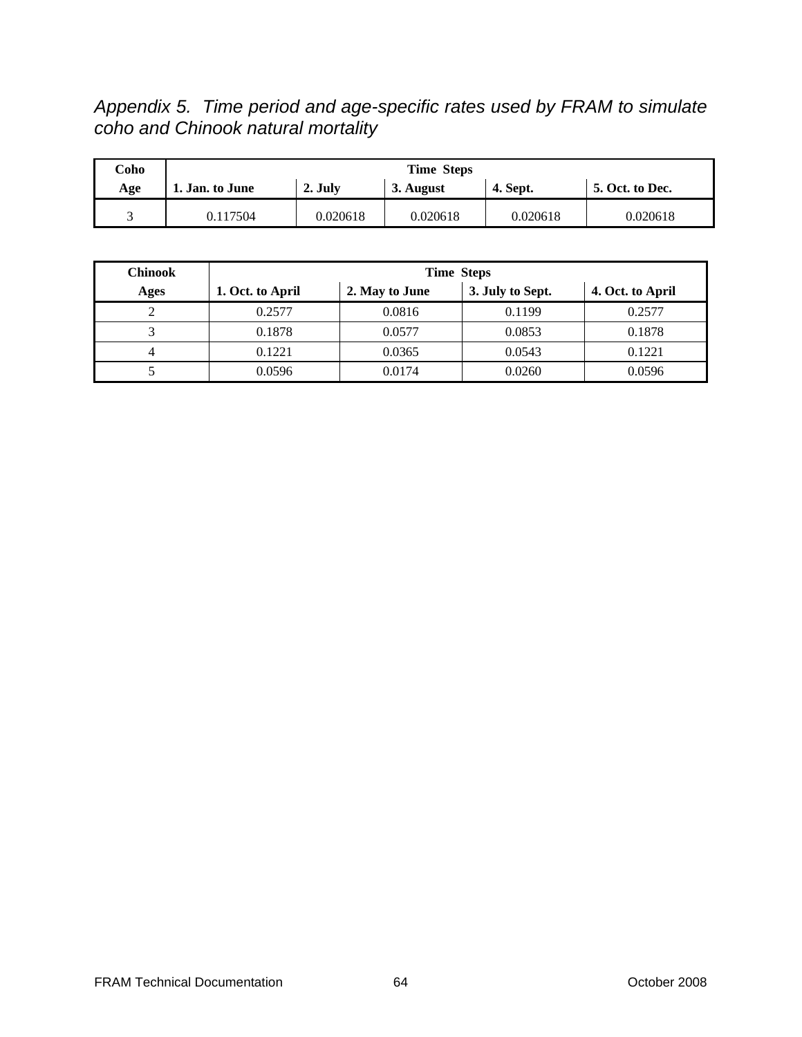## *Appendix 5. Time period and age-specific rates used by FRAM to simulate coho and Chinook natural mortality*

| Coho | Time Steps | | | | |
|---|---|---|---|---|---|
| Age | 1. Jan. to June | 2. July | 3. August | 4. Sept. | 5. Oct. to Dec. |
| 3 | 0.117504 | 0.020618 | 0.020618 | 0.020618 | 0.020618 |

| Chinook | Time Steps | | | |
|---|---|---|---|---|
| Ages | 1. Oct. to April | 2. May to June | 3. July to Sept. | 4. Oct. to April |
| 2 | 0.2577 | 0.0816 | 0.1199 | 0.2577 |
| 3 | 0.1878 | 0.0577 | 0.0853 | 0.1878 |
| 4 | 0.1221 | 0.0365 | 0.0543 | 0.1221 |
| 5 | 0.0596 | 0.0174 | 0.0260 | 0.0596 |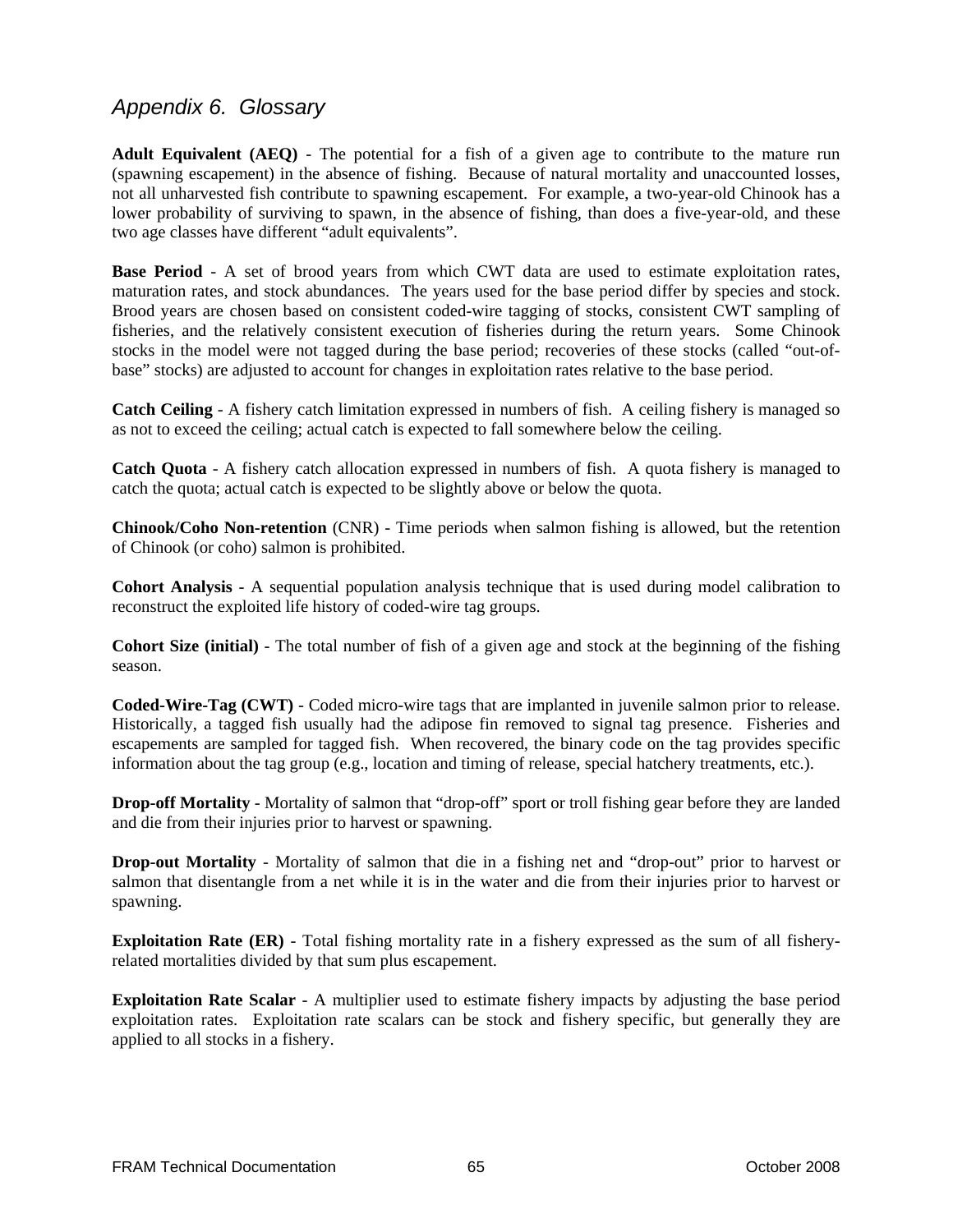## *Appendix 6. Glossary*

**Adult Equivalent (AEQ)** - The potential for a fish of a given age to contribute to the mature run (spawning escapement) in the absence of fishing. Because of natural mortality and unaccounted losses, not all unharvested fish contribute to spawning escapement. For example, a two-year-old Chinook has a lower probability of surviving to spawn, in the absence of fishing, than does a five-year-old, and these two age classes have different "adult equivalents".

**Base Period** - A set of brood years from which CWT data are used to estimate exploitation rates, maturation rates, and stock abundances. The years used for the base period differ by species and stock. Brood years are chosen based on consistent coded-wire tagging of stocks, consistent CWT sampling of fisheries, and the relatively consistent execution of fisheries during the return years. Some Chinook stocks in the model were not tagged during the base period; recoveries of these stocks (called "out-of-base" stocks) are adjusted to account for changes in exploitation rates relative to the base period.

**Catch Ceiling** - A fishery catch limitation expressed in numbers of fish. A ceiling fishery is managed so as not to exceed the ceiling; actual catch is expected to fall somewhere below the ceiling.

**Catch Quota** - A fishery catch allocation expressed in numbers of fish. A quota fishery is managed to catch the quota; actual catch is expected to be slightly above or below the quota.

**Chinook/Coho Non-retention** (CNR) - Time periods when salmon fishing is allowed, but the retention of Chinook (or coho) salmon is prohibited.

**Cohort Analysis** - A sequential population analysis technique that is used during model calibration to reconstruct the exploited life history of coded-wire tag groups.

**Cohort Size (initial)** - The total number of fish of a given age and stock at the beginning of the fishing season.

**Coded-Wire-Tag (CWT)** - Coded micro-wire tags that are implanted in juvenile salmon prior to release. Historically, a tagged fish usually had the adipose fin removed to signal tag presence. Fisheries and escapements are sampled for tagged fish. When recovered, the binary code on the tag provides specific information about the tag group (e.g., location and timing of release, special hatchery treatments, etc.).

**Drop-off Mortality** - Mortality of salmon that "drop-off" sport or troll fishing gear before they are landed and die from their injuries prior to harvest or spawning.

**Drop-out Mortality** - Mortality of salmon that die in a fishing net and "drop-out" prior to harvest or salmon that disentangle from a net while it is in the water and die from their injuries prior to harvest or spawning.

**Exploitation Rate (ER)** - Total fishing mortality rate in a fishery expressed as the sum of all fishery-related mortalities divided by that sum plus escapement.

**Exploitation Rate Scalar** - A multiplier used to estimate fishery impacts by adjusting the base period exploitation rates. Exploitation rate scalars can be stock and fishery specific, but generally they are applied to all stocks in a fishery.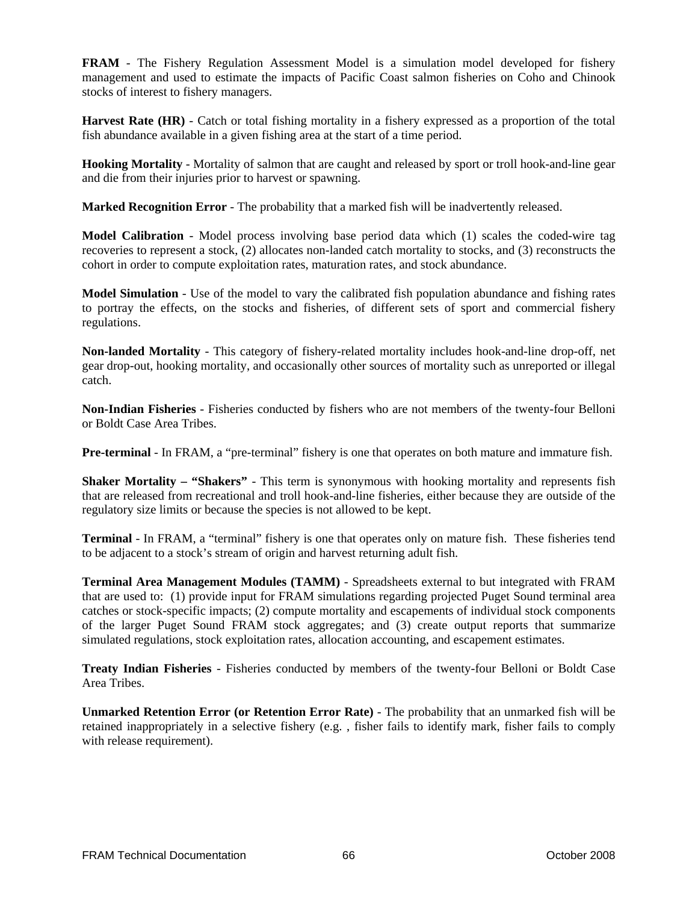**FRAM** - The Fishery Regulation Assessment Model is a simulation model developed for fishery management and used to estimate the impacts of Pacific Coast salmon fisheries on Coho and Chinook stocks of interest to fishery managers.

**Harvest Rate (HR)** - Catch or total fishing mortality in a fishery expressed as a proportion of the total fish abundance available in a given fishing area at the start of a time period.

**Hooking Mortality** - Mortality of salmon that are caught and released by sport or troll hook-and-line gear and die from their injuries prior to harvest or spawning.

**Marked Recognition Error** - The probability that a marked fish will be inadvertently released.

**Model Calibration** - Model process involving base period data which (1) scales the coded-wire tag recoveries to represent a stock, (2) allocates non-landed catch mortality to stocks, and (3) reconstructs the cohort in order to compute exploitation rates, maturation rates, and stock abundance.

**Model Simulation** - Use of the model to vary the calibrated fish population abundance and fishing rates to portray the effects, on the stocks and fisheries, of different sets of sport and commercial fishery regulations.

**Non-landed Mortality** - This category of fishery-related mortality includes hook-and-line drop-off, net gear drop-out, hooking mortality, and occasionally other sources of mortality such as unreported or illegal catch.

**Non-Indian Fisheries** - Fisheries conducted by fishers who are not members of the twenty-four Belloni or Boldt Case Area Tribes.

**Pre-terminal** - In FRAM, a "pre-terminal" fishery is one that operates on both mature and immature fish.

**Shaker Mortality – "Shakers"** - This term is synonymous with hooking mortality and represents fish that are released from recreational and troll hook-and-line fisheries, either because they are outside of the regulatory size limits or because the species is not allowed to be kept.

**Terminal** - In FRAM, a "terminal" fishery is one that operates only on mature fish. These fisheries tend to be adjacent to a stock's stream of origin and harvest returning adult fish.

**Terminal Area Management Modules (TAMM)** - Spreadsheets external to but integrated with FRAM that are used to: (1) provide input for FRAM simulations regarding projected Puget Sound terminal area catches or stock-specific impacts; (2) compute mortality and escapements of individual stock components of the larger Puget Sound FRAM stock aggregates; and (3) create output reports that summarize simulated regulations, stock exploitation rates, allocation accounting, and escapement estimates.

**Treaty Indian Fisheries** - Fisheries conducted by members of the twenty-four Belloni or Boldt Case Area Tribes.

**Unmarked Retention Error (or Retention Error Rate)** - The probability that an unmarked fish will be retained inappropriately in a selective fishery (e.g. , fisher fails to identify mark, fisher fails to comply with release requirement).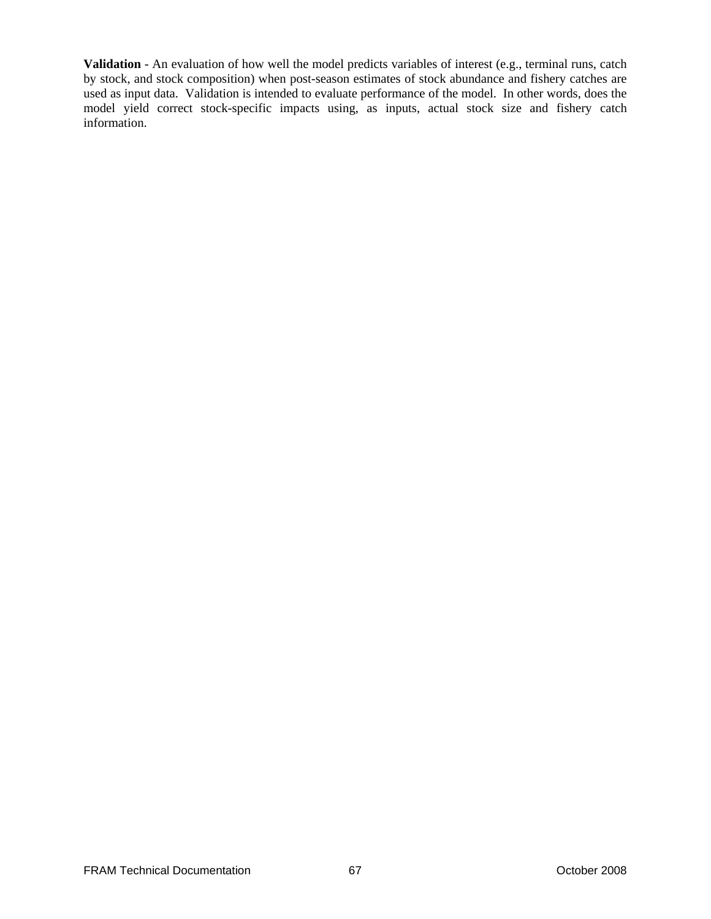**Validation** - An evaluation of how well the model predicts variables of interest (e.g., terminal runs, catch by stock, and stock composition) when post-season estimates of stock abundance and fishery catches are used as input data. Validation is intended to evaluate performance of the model. In other words, does the model yield correct stock-specific impacts using, as inputs, actual stock size and fishery catch information.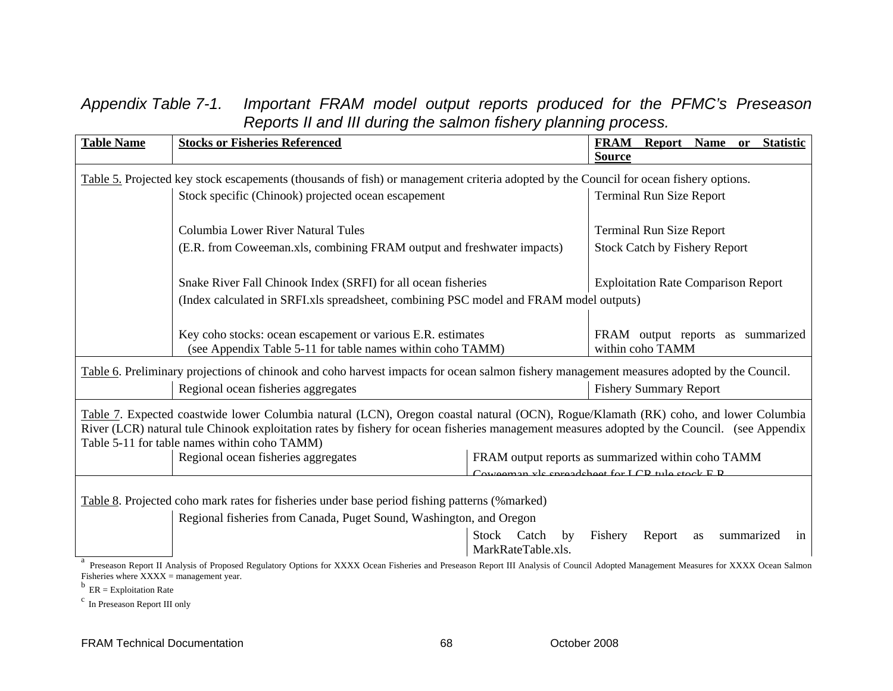*Appendix Table 7-1. Important FRAM model output reports produced for the PFMC's Preseason Reports II and III during the salmon fishery planning process.*

| Table Name | Stocks or Fisheries Referenced | FRAM Report Name or Statistic Source |
|---|---|---|
| Table 5. Projected key stock escapements (thousands of fish) or management criteria adopted by the Council for ocean fishery options. | | |
| | Stock specific (Chinook) projected ocean escapement | Terminal Run Size Report |
| | Columbia Lower River Natural Tules | Terminal Run Size Report |
| | (E.R. from Coweeman.xls, combining FRAM output and freshwater impacts) | Stock Catch by Fishery Report |
| | Snake River Fall Chinook Index (SRFI) for all ocean fisheries | Exploitation Rate Comparison Report |
| | (Index calculated in SRFI.xls spreadsheet, combining PSC model and FRAM model outputs) | |
| | Key coho stocks: ocean escapement or various E.R. estimates (see Appendix Table 5-11 for table names within coho TAMM) | FRAM output reports as summarized within coho TAMM |
| Table 6. Preliminary projections of chinook and coho harvest impacts for ocean salmon fishery management measures adopted by the Council. | | |
| | Regional ocean fisheries aggregates | Fishery Summary Report |
| Table 7. Expected coastwide lower Columbia natural (LCN), Oregon coastal natural (OCN), Rogue/Klamath (RK) coho, and lower Columbia River (LCR) natural tule Chinook exploitation rates by fishery for ocean fisheries management measures adopted by the Council. (see Appendix Table 5-11 for table names within coho TAMM) | | |
| | Regional ocean fisheries aggregates | FRAM output reports as summarized within coho TAMM; Coweeman.xls spreadsheet for LCR tule stock E.R. |
| Table 8. Projected coho mark rates for fisheries under base period fishing patterns (%marked) | | |
| | Regional fisheries from Canada, Puget Sound, Washington, and Oregon | Stock Catch by Fishery Report as summarized in MarkRateTable.xls. |

[a] Preseason Report II Analysis of Proposed Regulatory Options for XXXX Ocean Fisheries and Preseason Report III Analysis of Council Adopted Management Measures for XXXX Ocean Salmon Fisheries where XXXX = management year.

[b] ER = Exploitation Rate

[c] In Preseason Report III only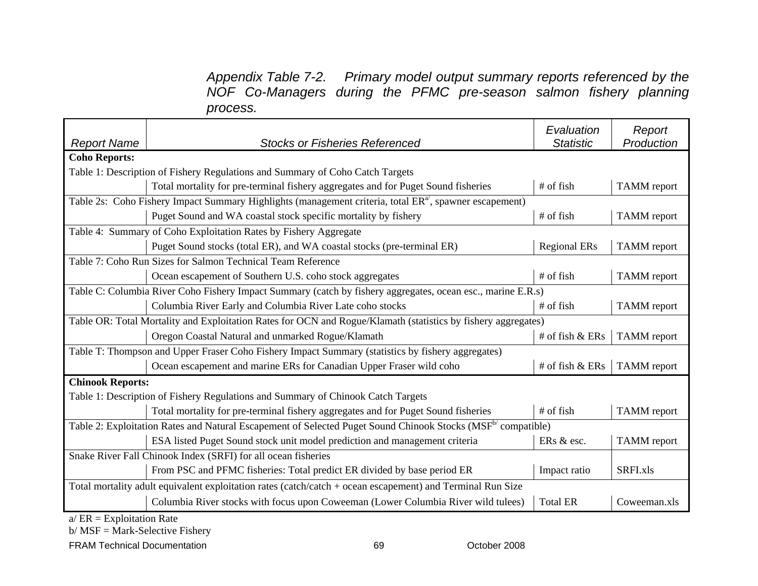*Appendix Table 7-2. Primary model output summary reports referenced by the NOF Co-Managers during the PFMC pre-season salmon fishery planning process.*

| *Report Name* | *Stocks or Fisheries Referenced* | *Evaluation Statistic* | *Report Production* |
|---|---|---|---|
| **Coho Reports:** | | | |
| Table 1: Description of Fishery Regulations and Summary of Coho Catch Targets | | | |
| | Total mortality for pre-terminal fishery aggregates and for Puget Sound fisheries | # of fish | TAMM report |
| Table 2s: Coho Fishery Impact Summary Highlights (management criteria, total ER[a/], spawner escapement) | | | |
| | Puget Sound and WA coastal stock specific mortality by fishery | # of fish | TAMM report |
| Table 4: Summary of Coho Exploitation Rates by Fishery Aggregate | | | |
| | Puget Sound stocks (total ER), and WA coastal stocks (pre-terminal ER) | Regional ERs | TAMM report |
| Table 7: Coho Run Sizes for Salmon Technical Team Reference | | | |
| | Ocean escapement of Southern U.S. coho stock aggregates | # of fish | TAMM report |
| Table C: Columbia River Coho Fishery Impact Summary (catch by fishery aggregates, ocean esc., marine E.R.s) | | | |
| | Columbia River Early and Columbia River Late coho stocks | # of fish | TAMM report |
| Table OR: Total Mortality and Exploitation Rates for OCN and Rogue/Klamath (statistics by fishery aggregates) | | | |
| | Oregon Coastal Natural and unmarked Rogue/Klamath | # of fish & ERs | TAMM report |
| Table T: Thompson and Upper Fraser Coho Fishery Impact Summary (statistics by fishery aggregates) | | | |
| | Ocean escapement and marine ERs for Canadian Upper Fraser wild coho | # of fish & ERs | TAMM report |
| **Chinook Reports:** | | | |
| Table 1: Description of Fishery Regulations and Summary of Chinook Catch Targets | | | |
| | Total mortality for pre-terminal fishery aggregates and for Puget Sound fisheries | # of fish | TAMM report |
| Table 2: Exploitation Rates and Natural Escapement of Selected Puget Sound Chinook Stocks (MSF[b/] compatible) | | | |
| | ESA listed Puget Sound stock unit model prediction and management criteria | ERs & esc. | TAMM report |
| Snake River Fall Chinook Index (SRFI) for all ocean fisheries | | | |
| | From PSC and PFMC fisheries: Total predict ER divided by base period ER | Impact ratio | SRFI.xls |
| Total mortality adult equivalent exploitation rates (catch/catch + ocean escapement) and Terminal Run Size | | | |
| | Columbia River stocks with focus upon Coweeman (Lower Columbia River wild tulees) | Total ER | Coweeman.xls |

a/ ER = Exploitation Rate

b/ MSF = Mark-Selective Fishery